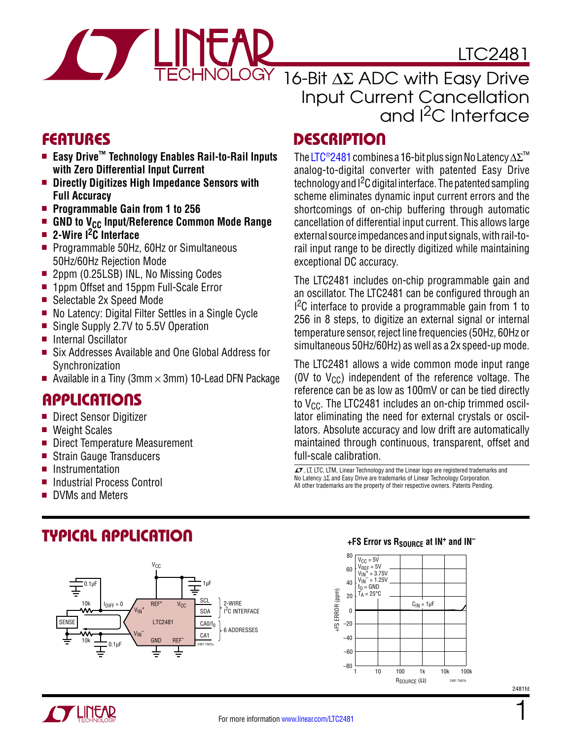# LTC2481

## 16-Bit ΔΣ ADC with Easy Drive Input Current Cancellation and I²C Interface

## FEATURES

- **Easy Drive™ Technology Enables Rail-to-Rail Inputs with Zero Differential Input Current**
- **Directly Digitizes High Impedance Sensors with Full Accuracy**
- **Programmable Gain from 1 to 256**
- **GND to $V_{CC}$ Input/Reference Common Mode Range**
- **2-Wire I²C Interface**
- Programmable 50Hz, 60Hz or Simultaneous 50Hz/60Hz Rejection Mode
- 2ppm (0.25LSB) INL, No Missing Codes
- 1ppm Offset and 15ppm Full-Scale Error
- Selectable 2x Speed Mode
- No Latency: Digital Filter Settles in a Single Cycle
- Single Supply 2.7V to 5.5V Operation
- Internal Oscillator
- Six Addresses Available and One Global Address for Synchronization
- Available in a Tiny (3mm × 3mm) 10-Lead DFN Package

## APPLICATIONS

- Direct Sensor Digitizer
- Weight Scales
- Direct Temperature Measurement
- Strain Gauge Transducers
- Instrumentation
- Industrial Process Control
- DVMs and Meters

## DESCRIPTION

The LTC®2481 combines a 16-bit plus sign No Latency ΔΣ™ analog-to-digital converter with patented Easy Drive technology and I²C digital interface. The patented sampling scheme eliminates dynamic input current errors and the shortcomings of on-chip buffering through automatic cancellation of differential input current. This allows large external source impedances and input signals, with rail-to-rail input range to be directly digitized while maintaining exceptional DC accuracy.

The LTC2481 includes on-chip programmable gain and an oscillator. The LTC2481 can be configured through an I²C interface to provide a programmable gain from 1 to 256 in 8 steps, to digitize an external signal or internal temperature sensor, reject line frequencies (50Hz, 60Hz or simultaneous 50Hz/60Hz) as well as a 2x speed-up mode.

The LTC2481 allows a wide common mode input range (0V to $V_{CC}$) independent of the reference voltage. The reference can be as low as 100mV or can be tied directly to $V_{CC}$. The LTC2481 includes an on-chip trimmed oscillator eliminating the need for external crystals or oscillators. Absolute accuracy and low drift are automatically maintained through continuous, transparent, offset and full-scale calibration.

LT, LTC, LTM, Linear Technology and the Linear logo are registered trademarks and No Latency ΔΣ and Easy Drive are trademarks of Linear Technology Corporation. All other trademarks are the property of their respective owners. Patents Pending.

## TYPICAL APPLICATION

**+FS Error vs $R_{SOURCE}$ at $IN^+$ and $IN^-$**

For more information www.linear.com/LTC2481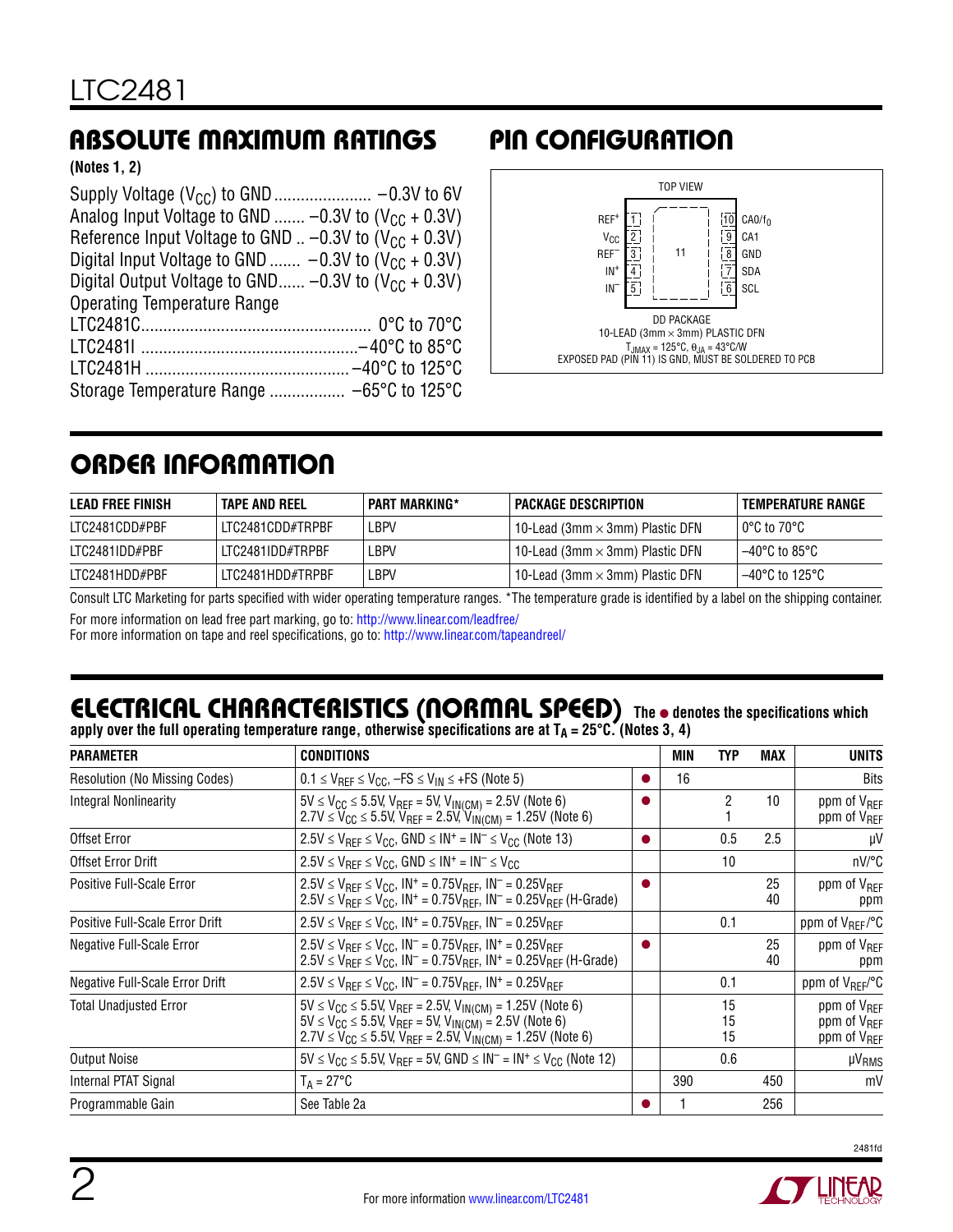## ABSOLUTE MAXIMUM RATINGS

**(Notes 1, 2)**

Supply Voltage ($V_{CC}$) to GND ..................... −0.3V to 6V
Analog Input Voltage to GND ....... −0.3V to ($V_{CC}$ + 0.3V)
Reference Input Voltage to GND .. −0.3V to ($V_{CC}$ + 0.3V)
Digital Input Voltage to GND ....... −0.3V to ($V_{CC}$ + 0.3V)
Digital Output Voltage to GND...... −0.3V to ($V_{CC}$ + 0.3V)
Operating Temperature Range
LTC2481C.................................................... 0°C to 70°C
LTC2481I .................................................−40°C to 85°C
LTC2481H ..............................................−40°C to 125°C
Storage Temperature Range ................. −65°C to 125°C

## PIN CONFIGURATION

TOP VIEW

| Pin | Name | Pin | Name |
|---|---|---|---|
| 1 | $REF^+$ | 10 | $CA0/f_0$ |
| 2 | $V_{CC}$ | 9 | CA1 |
| 3 | $REF^-$ | 8 | GND |
| 4 | $IN^+$ | 7 | SDA |
| 5 | $IN^-$ | 6 | SCL |

11 (exposed pad)

DD PACKAGE
10-LEAD (3mm × 3mm) PLASTIC DFN
$T_{JMAX}$ = 125°C, $\theta_{JA}$ = 43°C/W
EXPOSED PAD (PIN 11) IS GND, MUST BE SOLDERED TO PCB

## ORDER INFORMATION

| LEAD FREE FINISH | TAPE AND REEL | PART MARKING* | PACKAGE DESCRIPTION | TEMPERATURE RANGE |
|---|---|---|---|---|
| LTC2481CDD#PBF | LTC2481CDD#TRPBF | LBPV | 10-Lead (3mm × 3mm) Plastic DFN | 0°C to 70°C |
| LTC2481IDD#PBF | LTC2481IDD#TRPBF | LBPV | 10-Lead (3mm × 3mm) Plastic DFN | –40°C to 85°C |
| LTC2481HDD#PBF | LTC2481HDD#TRPBF | LBPV | 10-Lead (3mm × 3mm) Plastic DFN | –40°C to 125°C |

Consult LTC Marketing for parts specified with wider operating temperature ranges. *The temperature grade is identified by a label on the shipping container.

For more information on lead free part marking, go to: http://www.linear.com/leadfree/
For more information on tape and reel specifications, go to: http://www.linear.com/tapeandreel/

## ELECTRICAL CHARACTERISTICS (NORMAL SPEED)

**The ● denotes the specifications which apply over the full operating temperature range, otherwise specifications are at $T_A$ = 25°C. (Notes 3, 4)**

| PARAMETER | CONDITIONS | | MIN | TYP | MAX | UNITS |
|---|---|---|---|---|---|---|
| Resolution (No Missing Codes) | $0.1 \le V_{REF} \le V_{CC}$, $-FS \le V_{IN} \le +FS$ (Note 5) | ● | 16 | | | Bits |
| Integral Nonlinearity | $5V \le V_{CC} \le 5.5V$, $V_{REF} = 5V$, $V_{IN(CM)} = 2.5V$ (Note 6)<br>$2.7V \le V_{CC} \le 5.5V$, $V_{REF} = 2.5V$, $V_{IN(CM)} = 1.25V$ (Note 6) | ● | | 2<br>1 | 10 | ppm of $V_{REF}$<br>ppm of $V_{REF}$ |
| Offset Error | $2.5V \le V_{REF} \le V_{CC}$, $GND \le IN^+ = IN^- \le V_{CC}$ (Note 13) | ● | | 0.5 | 2.5 | µV |
| Offset Error Drift | $2.5V \le V_{REF} \le V_{CC}$, $GND \le IN^+ = IN^- \le V_{CC}$ | | | 10 | | nV/°C |
| Positive Full-Scale Error | $2.5V \le V_{REF} \le V_{CC}$, $IN^+ = 0.75V_{REF}$, $IN^- = 0.25V_{REF}$<br>$2.5V \le V_{REF} \le V_{CC}$, $IN^+ = 0.75V_{REF}$, $IN^- = 0.25V_{REF}$ (H-Grade) | ● | | | 25<br>40 | ppm of $V_{REF}$<br>ppm |
| Positive Full-Scale Error Drift | $2.5V \le V_{REF} \le V_{CC}$, $IN^+ = 0.75V_{REF}$, $IN^- = 0.25V_{REF}$ | | | 0.1 | | ppm of $V_{REF}$/°C |
| Negative Full-Scale Error | $2.5V \le V_{REF} \le V_{CC}$, $IN^- = 0.75V_{REF}$, $IN^+ = 0.25V_{REF}$<br>$2.5V \le V_{REF} \le V_{CC}$, $IN^- = 0.75V_{REF}$, $IN^+ = 0.25V_{REF}$ (H-Grade) | ● | | | 25<br>40 | ppm of $V_{REF}$<br>ppm |
| Negative Full-Scale Error Drift | $2.5V \le V_{REF} \le V_{CC}$, $IN^- = 0.75V_{REF}$, $IN^+ = 0.25V_{REF}$ | | | 0.1 | | ppm of $V_{REF}$/°C |
| Total Unadjusted Error | $5V \le V_{CC} \le 5.5V$, $V_{REF} = 2.5V$, $V_{IN(CM)} = 1.25V$ (Note 6)<br>$5V \le V_{CC} \le 5.5V$, $V_{REF} = 5V$, $V_{IN(CM)} = 2.5V$ (Note 6)<br>$2.7V \le V_{CC} \le 5.5V$, $V_{REF} = 2.5V$, $V_{IN(CM)} = 1.25V$ (Note 6) | | | 15<br>15<br>15 | | ppm of $V_{REF}$<br>ppm of $V_{REF}$<br>ppm of $V_{REF}$ |
| Output Noise | $5V \le V_{CC} \le 5.5V$, $V_{REF} = 5V$, $GND \le IN^- = IN^+ \le V_{CC}$ (Note 12) | | | 0.6 | | $µV_{RMS}$ |
| Internal PTAT Signal | $T_A = 27°C$ | | 390 | | 450 | mV |
| Programmable Gain | See Table 2a | ● | 1 | | 256 | |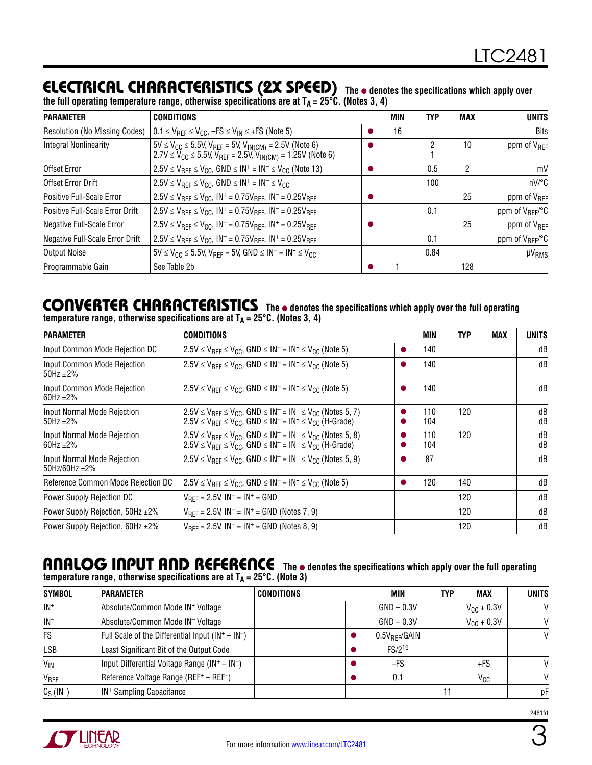## ELECTRICAL CHARACTERISTICS (2X SPEED)

The ● denotes the specifications which apply over the full operating temperature range, otherwise specifications are at $T_A = 25°C$. (Notes 3, 4)

| PARAMETER | CONDITIONS | | MIN | TYP | MAX | UNITS |
|---|---|---|---|---|---|---|
| Resolution (No Missing Codes) | $0.1 \le V_{REF} \le V_{CC}$, $-FS \le V_{IN} \le +FS$ (Note 5) | ● | 16 | | | Bits |
| Integral Nonlinearity | $5V \le V_{CC} \le 5.5V$, $V_{REF} = 5V$, $V_{IN(CM)} = 2.5V$ (Note 6)<br>$2.7V \le V_{CC} \le 5.5V$, $V_{REF} = 2.5V$, $V_{IN(CM)} = 1.25V$ (Note 6) | ● | | 2<br>1 | 10 | ppm of $V_{REF}$ |
| Offset Error | $2.5V \le V_{REF} \le V_{CC}$, $GND \le IN^+ = IN^- \le V_{CC}$ (Note 13) | ● | | 0.5 | 2 | mV |
| Offset Error Drift | $2.5V \le V_{REF} \le V_{CC}$, $GND \le IN^+ = IN^- \le V_{CC}$ | | | 100 | | nV/°C |
| Positive Full-Scale Error | $2.5V \le V_{REF} \le V_{CC}$, $IN^+ = 0.75V_{REF}$, $IN^- = 0.25V_{REF}$ | ● | | | 25 | ppm of $V_{REF}$ |
| Positive Full-Scale Error Drift | $2.5V \le V_{REF} \le V_{CC}$, $IN^+ = 0.75V_{REF}$, $IN^- = 0.25V_{REF}$ | | | 0.1 | | ppm of $V_{REF}$/°C |
| Negative Full-Scale Error | $2.5V \le V_{REF} \le V_{CC}$, $IN^- = 0.75V_{REF}$, $IN^+ = 0.25V_{REF}$ | ● | | | 25 | ppm of $V_{REF}$ |
| Negative Full-Scale Error Drift | $2.5V \le V_{REF} \le V_{CC}$, $IN^- = 0.75V_{REF}$, $IN^+ = 0.25V_{REF}$ | | | 0.1 | | ppm of $V_{REF}$/°C |
| Output Noise | $5V \le V_{CC} \le 5.5V$, $V_{REF} = 5V$, $GND \le IN^- = IN^+ \le V_{CC}$ | | | 0.84 | | $\mu V_{RMS}$ |
| Programmable Gain | See Table 2b | ● | 1 | | 128 | |

## CONVERTER CHARACTERISTICS

The ● denotes the specifications which apply over the full operating temperature range, otherwise specifications are at $T_A = 25°C$. (Notes 3, 4)

| PARAMETER | CONDITIONS | | MIN | TYP | MAX | UNITS |
|---|---|---|---|---|---|---|
| Input Common Mode Rejection DC | $2.5V \le V_{REF} \le V_{CC}$, $GND \le IN^- = IN^+ \le V_{CC}$ (Note 5) | ● | 140 | | | dB |
| Input Common Mode Rejection 50Hz ±2% | $2.5V \le V_{REF} \le V_{CC}$, $GND \le IN^- = IN^+ \le V_{CC}$ (Note 5) | ● | 140 | | | dB |
| Input Common Mode Rejection 60Hz ±2% | $2.5V \le V_{REF} \le V_{CC}$, $GND \le IN^- = IN^+ \le V_{CC}$ (Note 5) | ● | 140 | | | dB |
| Input Normal Mode Rejection 50Hz ±2% | $2.5V \le V_{REF} \le V_{CC}$, $GND \le IN^- = IN^+ \le V_{CC}$ (Notes 5, 7)<br>$2.5V \le V_{REF} \le V_{CC}$, $GND \le IN^- = IN^+ \le V_{CC}$ (H-Grade) | ●<br>● | 110<br>104 | 120 | | dB<br>dB |
| Input Normal Mode Rejection 60Hz ±2% | $2.5V \le V_{REF} \le V_{CC}$, $GND \le IN^- = IN^+ \le V_{CC}$ (Notes 5, 8)<br>$2.5V \le V_{REF} \le V_{CC}$, $GND \le IN^- = IN^+ \le V_{CC}$ (H-Grade) | ●<br>● | 110<br>104 | 120 | | dB<br>dB |
| Input Normal Mode Rejection 50Hz/60Hz ±2% | $2.5V \le V_{REF} \le V_{CC}$, $GND \le IN^- = IN^+ \le V_{CC}$ (Notes 5, 9) | ● | 87 | | | dB |
| Reference Common Mode Rejection DC | $2.5V \le V_{REF} \le V_{CC}$, $GND \le IN^- = IN^+ \le V_{CC}$ (Note 5) | ● | 120 | 140 | | dB |
| Power Supply Rejection DC | $V_{REF} = 2.5V$, $IN^- = IN^+ = GND$ | | | 120 | | dB |
| Power Supply Rejection, 50Hz ±2% | $V_{REF} = 2.5V$, $IN^- = IN^+ = GND$ (Notes 7, 9) | | | 120 | | dB |
| Power Supply Rejection, 60Hz ±2% | $V_{REF} = 2.5V$, $IN^- = IN^+ = GND$ (Notes 8, 9) | | | 120 | | dB |

## ANALOG INPUT AND REFERENCE

The ● denotes the specifications which apply over the full operating temperature range, otherwise specifications are at $T_A = 25°C$. (Note 3)

| SYMBOL | PARAMETER | CONDITIONS | | MIN | TYP | MAX | UNITS |
|---|---|---|---|---|---|---|---|
| $IN^+$ | Absolute/Common Mode $IN^+$ Voltage | | | GND – 0.3V | | $V_{CC}$ + 0.3V | V |
| $IN^-$ | Absolute/Common Mode $IN^-$ Voltage | | | GND – 0.3V | | $V_{CC}$ + 0.3V | V |
| FS | Full Scale of the Differential Input ($IN^+ - IN^-$) | | ● | $0.5V_{REF}$/GAIN | | | V |
| LSB | Least Significant Bit of the Output Code | | ● | $FS/2^{16}$ | | | |
| $V_{IN}$ | Input Differential Voltage Range ($IN^+ - IN^-$) | | ● | –FS | | +FS | V |
| $V_{REF}$ | Reference Voltage Range ($REF^+ - REF^-$) | | ● | 0.1 | | $V_{CC}$ | V |
| $C_S$ ($IN^+$) | $IN^+$ Sampling Capacitance | | | | 11 | | pF |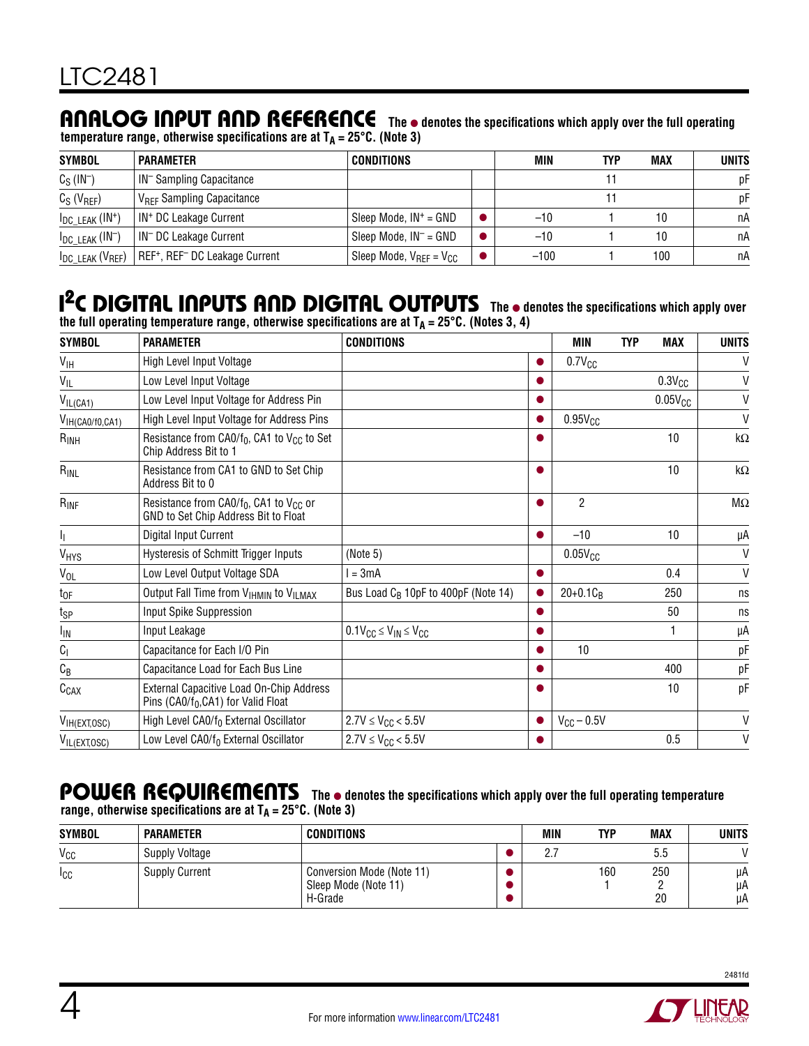## ANALOG INPUT AND REFERENCE

**The ● denotes the specifications which apply over the full operating temperature range, otherwise specifications are at $T_A = 25°C$. (Note 3)**

| SYMBOL | PARAMETER | CONDITIONS | | MIN | TYP | MAX | UNITS |
|---|---|---|---|---|---|---|---|
| $C_S$ ($IN^-$) | $IN^-$ Sampling Capacitance | | | | 11 | | pF |
| $C_S$ ($V_{REF}$) | $V_{REF}$ Sampling Capacitance | | | | 11 | | pF |
| $I_{DC\_LEAK}$ ($IN^+$) | $IN^+$ DC Leakage Current | Sleep Mode, $IN^+$ = GND | ● | −10 | 1 | 10 | nA |
| $I_{DC\_LEAK}$ ($IN^-$) | $IN^-$ DC Leakage Current | Sleep Mode, $IN^-$ = GND | ● | −10 | 1 | 10 | nA |
| $I_{DC\_LEAK}$ ($V_{REF}$) | $REF^+$, $REF^-$ DC Leakage Current | Sleep Mode, $V_{REF} = V_{CC}$ | ● | −100 | 1 | 100 | nA |

## I²C DIGITAL INPUTS AND DIGITAL OUTPUTS

**The ● denotes the specifications which apply over the full operating temperature range, otherwise specifications are at $T_A = 25°C$. (Notes 3, 4)**

| SYMBOL | PARAMETER | CONDITIONS | | MIN | TYP | MAX | UNITS |
|---|---|---|---|---|---|---|---|
| $V_{IH}$ | High Level Input Voltage | | ● | $0.7V_{CC}$ | | | V |
| $V_{IL}$ | Low Level Input Voltage | | ● | | | $0.3V_{CC}$ | V |
| $V_{IL(CA1)}$ | Low Level Input Voltage for Address Pin | | ● | | | $0.05V_{CC}$ | V |
| $V_{IH(CA0/f0,CA1)}$ | High Level Input Voltage for Address Pins | | ● | $0.95V_{CC}$ | | | V |
| $R_{INH}$ | Resistance from CA0/$f_0$, CA1 to $V_{CC}$ to Set Chip Address Bit to 1 | | ● | | | 10 | kΩ |
| $R_{INL}$ | Resistance from CA1 to GND to Set Chip Address Bit to 0 | | ● | | | 10 | kΩ |
| $R_{INF}$ | Resistance from CA0/$f_0$, CA1 to $V_{CC}$ or GND to Set Chip Address Bit to Float | | ● | 2 | | | MΩ |
| $I_I$ | Digital Input Current | | ● | −10 | | 10 | µA |
| $V_{HYS}$ | Hysteresis of Schmitt Trigger Inputs | (Note 5) | | $0.05V_{CC}$ | | | V |
| $V_{OL}$ | Low Level Output Voltage SDA | I = 3mA | ● | | | 0.4 | V |
| $t_{OF}$ | Output Fall Time from $V_{IHMIN}$ to $V_{ILMAX}$ | Bus Load $C_B$ 10pF to 400pF (Note 14) | ● | $20+0.1C_B$ | | 250 | ns |
| $t_{SP}$ | Input Spike Suppression | | ● | | | 50 | ns |
| $I_{IN}$ | Input Leakage | $0.1V_{CC} \le V_{IN} \le V_{CC}$ | ● | | | 1 | µA |
| $C_I$ | Capacitance for Each I/O Pin | | ● | 10 | | | pF |
| $C_B$ | Capacitance Load for Each Bus Line | | ● | | | 400 | pF |
| $C_{CAX}$ | External Capacitive Load On-Chip Address Pins (CA0/$f_0$,CA1) for Valid Float | | ● | | | 10 | pF |
| $V_{IH(EXT,OSC)}$ | High Level CA0/$f_0$ External Oscillator | $2.7V \le V_{CC} < 5.5V$ | ● | $V_{CC} - 0.5V$ | | | V |
| $V_{IL(EXT,OSC)}$ | Low Level CA0/$f_0$ External Oscillator | $2.7V \le V_{CC} < 5.5V$ | ● | | | 0.5 | V |

## POWER REQUIREMENTS

**The ● denotes the specifications which apply over the full operating temperature range, otherwise specifications are at $T_A = 25°C$. (Note 3)**

| SYMBOL | PARAMETER | CONDITIONS | | MIN | TYP | MAX | UNITS |
|---|---|---|---|---|---|---|---|
| $V_{CC}$ | Supply Voltage | | ● | 2.7 | | 5.5 | V |
| $I_{CC}$ | Supply Current | Conversion Mode (Note 11) | ● | | 160 | 250 | µA |
| | | Sleep Mode (Note 11) | ● | | 1 | 2 | µA |
| | | H-Grade | ● | | | 20 | µA |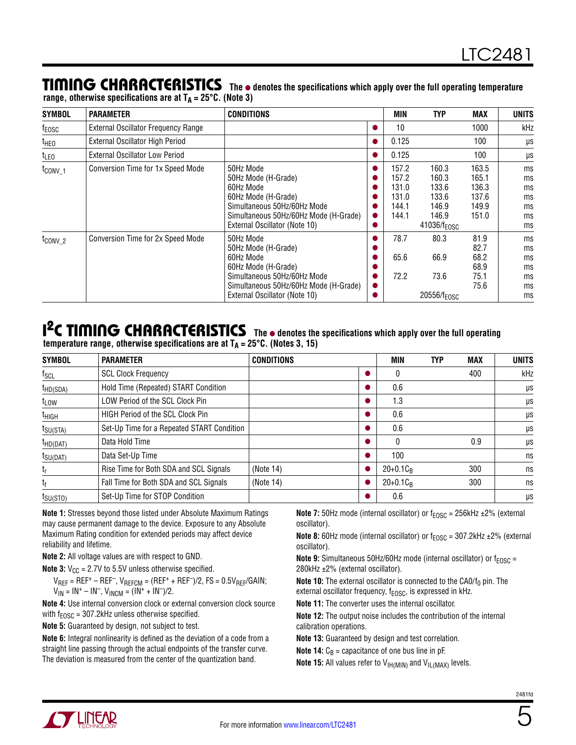## TIMING CHARACTERISTICS

The ● denotes the specifications which apply over the full operating temperature range, otherwise specifications are at $T_A = 25°C$. (Note 3)

| SYMBOL | PARAMETER | CONDITIONS | | MIN | TYP | MAX | UNITS |
|---|---|---|---|---|---|---|---|
| $f_{EOSC}$ | External Oscillator Frequency Range | | ● | 10 | | 1000 | kHz |
| $t_{HEO}$ | External Oscillator High Period | | ● | 0.125 | | 100 | µs |
| $t_{LEO}$ | External Oscillator Low Period | | ● | 0.125 | | 100 | µs |
| $t_{CONV\_1}$ | Conversion Time for 1x Speed Mode | 50Hz Mode | ● | 157.2 | 160.3 | 163.5 | ms |
| | | 50Hz Mode (H-Grade) | ● | 157.2 | 160.3 | 165.1 | ms |
| | | 60Hz Mode | ● | 131.0 | 133.6 | 136.3 | ms |
| | | 60Hz Mode (H-Grade) | ● | 131.0 | 133.6 | 137.6 | ms |
| | | Simultaneous 50Hz/60Hz Mode | ● | 144.1 | 146.9 | 149.9 | ms |
| | | Simultaneous 50Hz/60Hz Mode (H-Grade) | ● | 144.1 | 146.9 | 151.0 | ms |
| | | External Oscillator (Note 10) | ● | | $41036/f_{EOSC}$ | | ms |
| $t_{CONV\_2}$ | Conversion Time for 2x Speed Mode | 50Hz Mode | ● | 78.7 | 80.3 | 81.9 | ms |
| | | 50Hz Mode (H-Grade) | ● | | | 82.7 | ms |
| | | 60Hz Mode | ● | 65.6 | 66.9 | 68.2 | ms |
| | | 60Hz Mode (H-Grade) | ● | | | 68.9 | ms |
| | | Simultaneous 50Hz/60Hz Mode | ● | 72.2 | 73.6 | 75.1 | ms |
| | | Simultaneous 50Hz/60Hz Mode (H-Grade) | ● | | | 75.6 | ms |
| | | External Oscillator (Note 10) | ● | | $20556/f_{EOSC}$ | | ms |

## I²C TIMING CHARACTERISTICS

The ● denotes the specifications which apply over the full operating temperature range, otherwise specifications are at $T_A = 25°C$. (Notes 3, 15)

| SYMBOL | PARAMETER | CONDITIONS | | MIN | TYP | MAX | UNITS |
|---|---|---|---|---|---|---|---|
| $f_{SCL}$ | SCL Clock Frequency | | ● | 0 | | 400 | kHz |
| $t_{HD(SDA)}$ | Hold Time (Repeated) START Condition | | ● | 0.6 | | | µs |
| $t_{LOW}$ | LOW Period of the SCL Clock Pin | | ● | 1.3 | | | µs |
| $t_{HIGH}$ | HIGH Period of the SCL Clock Pin | | ● | 0.6 | | | µs |
| $t_{SU(STA)}$ | Set-Up Time for a Repeated START Condition | | ● | 0.6 | | | µs |
| $t_{HD(DAT)}$ | Data Hold Time | | ● | 0 | | 0.9 | µs |
| $t_{SU(DAT)}$ | Data Set-Up Time | | ● | 100 | | | ns |
| $t_r$ | Rise Time for Both SDA and SCL Signals | (Note 14) | ● | $20+0.1C_B$ | | 300 | ns |
| $t_f$ | Fall Time for Both SDA and SCL Signals | (Note 14) | ● | $20+0.1C_B$ | | 300 | ns |
| $t_{SU(STO)}$ | Set-Up Time for STOP Condition | | ● | 0.6 | | | µs |

**Note 1:** Stresses beyond those listed under Absolute Maximum Ratings may cause permanent damage to the device. Exposure to any Absolute Maximum Rating condition for extended periods may affect device reliability and lifetime.

**Note 2:** All voltage values are with respect to GND.

**Note 3:** $V_{CC}$ = 2.7V to 5.5V unless otherwise specified.

$V_{REF} = REF^+ – REF^–$, $V_{REFCM} = (REF^+ + REF^–)/2$, $FS = 0.5V_{REF}/GAIN$;
$V_{IN} = IN^+ – IN^–$, $V_{INCM} = (IN^+ + IN^–)/2$.

**Note 4:** Use internal conversion clock or external conversion clock source with $f_{EOSC}$ = 307.2kHz unless otherwise specified.

**Note 5:** Guaranteed by design, not subject to test.

**Note 6:** Integral nonlinearity is defined as the deviation of a code from a straight line passing through the actual endpoints of the transfer curve. The deviation is measured from the center of the quantization band.

**Note 7:** 50Hz mode (internal oscillator) or $f_{EOSC}$ = 256kHz ±2% (external oscillator).

**Note 8:** 60Hz mode (internal oscillator) or $f_{EOSC}$ = 307.2kHz ±2% (external oscillator).

**Note 9:** Simultaneous 50Hz/60Hz mode (internal oscillator) or $f_{EOSC}$ = 280kHz ±2% (external oscillator).

**Note 10:** The external oscillator is connected to the CA0/$f_0$ pin. The external oscillator frequency, $f_{EOSC}$, is expressed in kHz.

**Note 11:** The converter uses the internal oscillator.

**Note 12:** The output noise includes the contribution of the internal calibration operations.

**Note 13:** Guaranteed by design and test correlation.

**Note 14:** $C_B$ = capacitance of one bus line in pF.

**Note 15:** All values refer to $V_{IH(MIN)}$ and $V_{IL(MAX)}$ levels.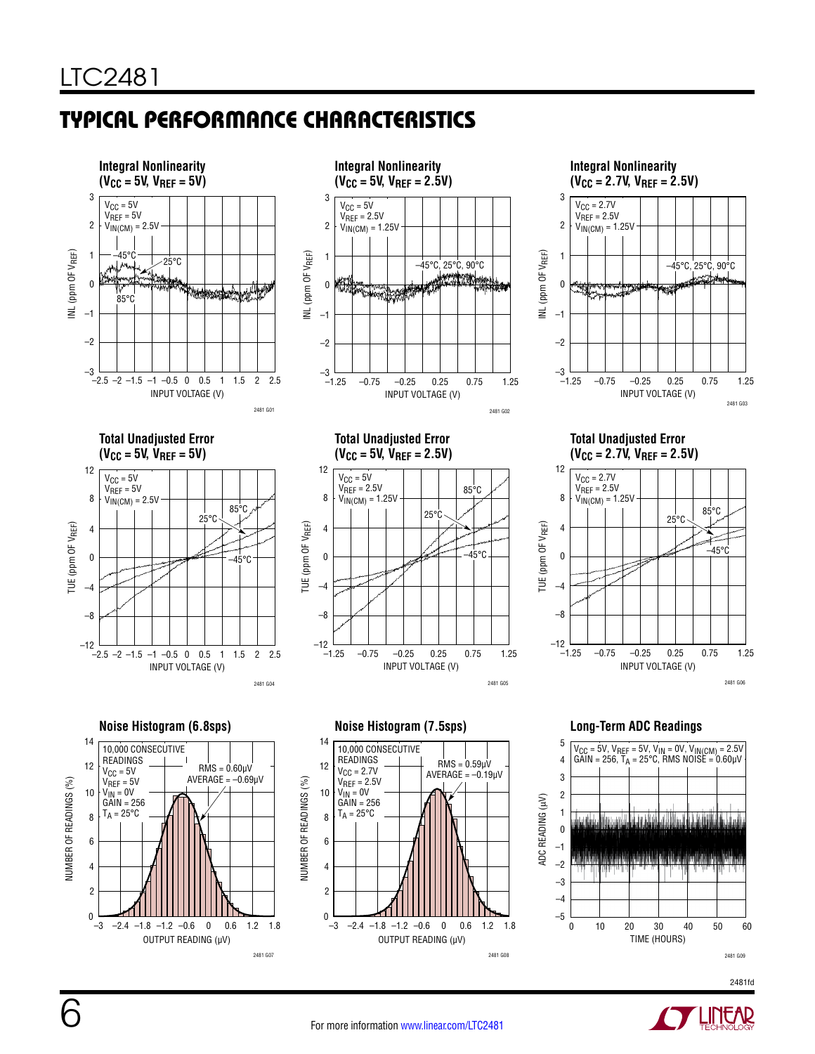## TYPICAL PERFORMANCE CHARACTERISTICS

**Integral Nonlinearity ($V_{CC}$ = 5V, $V_{REF}$ = 5V)**

$V_{CC}$ = 5V
$V_{REF}$ = 5V
$V_{IN(CM)}$ = 2.5V

–45°C, 25°C, 85°C

INL (ppm OF $V_{REF}$) vs INPUT VOLTAGE (V)

2481 G01

**Integral Nonlinearity ($V_{CC}$ = 5V, $V_{REF}$ = 2.5V)**

$V_{CC}$ = 5V
$V_{REF}$ = 2.5V
$V_{IN(CM)}$ = 1.25V

–45°C, 25°C, 90°C

INL (ppm OF $V_{REF}$) vs INPUT VOLTAGE (V)

2481 G02

**Integral Nonlinearity ($V_{CC}$ = 2.7V, $V_{REF}$ = 2.5V)**

$V_{CC}$ = 2.7V
$V_{REF}$ = 2.5V
$V_{IN(CM)}$ = 1.25V

–45°C, 25°C, 90°C

INL (ppm OF $V_{REF}$) vs INPUT VOLTAGE (V)

2481 G03

**Total Unadjusted Error ($V_{CC}$ = 5V, $V_{REF}$ = 5V)**

$V_{CC}$ = 5V
$V_{REF}$ = 5V
$V_{IN(CM)}$ = 2.5V

25°C, 85°C, –45°C

TUE (ppm OF $V_{REF}$) vs INPUT VOLTAGE (V)

2481 G04

**Total Unadjusted Error ($V_{CC}$ = 5V, $V_{REF}$ = 2.5V)**

$V_{CC}$ = 5V
$V_{REF}$ = 2.5V
$V_{IN(CM)}$ = 1.25V

85°C, 25°C, –45°C

TUE (ppm OF $V_{REF}$) vs INPUT VOLTAGE (V)

2481 G05

**Total Unadjusted Error ($V_{CC}$ = 2.7V, $V_{REF}$ = 2.5V)**

$V_{CC}$ = 2.7V
$V_{REF}$ = 2.5V
$V_{IN(CM)}$ = 1.25V

25°C, 85°C, –45°C

TUE (ppm OF $V_{REF}$) vs INPUT VOLTAGE (V)

2481 G06

**Noise Histogram (6.8sps)**

10,000 CONSECUTIVE READINGS
$V_{CC}$ = 5V
$V_{REF}$ = 5V
$V_{IN}$ = 0V
GAIN = 256
$T_A$ = 25°C

RMS = 0.60μV
AVERAGE = –0.69μV

NUMBER OF READINGS (%) vs OUTPUT READING (μV)

2481 G07

**Noise Histogram (7.5sps)**

10,000 CONSECUTIVE READINGS
$V_{CC}$ = 2.7V
$V_{REF}$ = 2.5V
$V_{IN}$ = 0V
GAIN = 256
$T_A$ = 25°C

RMS = 0.59μV
AVERAGE = –0.19μV

NUMBER OF READINGS (%) vs OUTPUT READING (μV)

2481 G08

**Long-Term ADC Readings**

$V_{CC}$ = 5V, $V_{REF}$ = 5V, $V_{IN}$ = 0V, $V_{IN(CM)}$ = 2.5V
GAIN = 256, $T_A$ = 25°C, RMS NOISE = 0.60μV

ADC READING (μV) vs TIME (HOURS)

2481 G09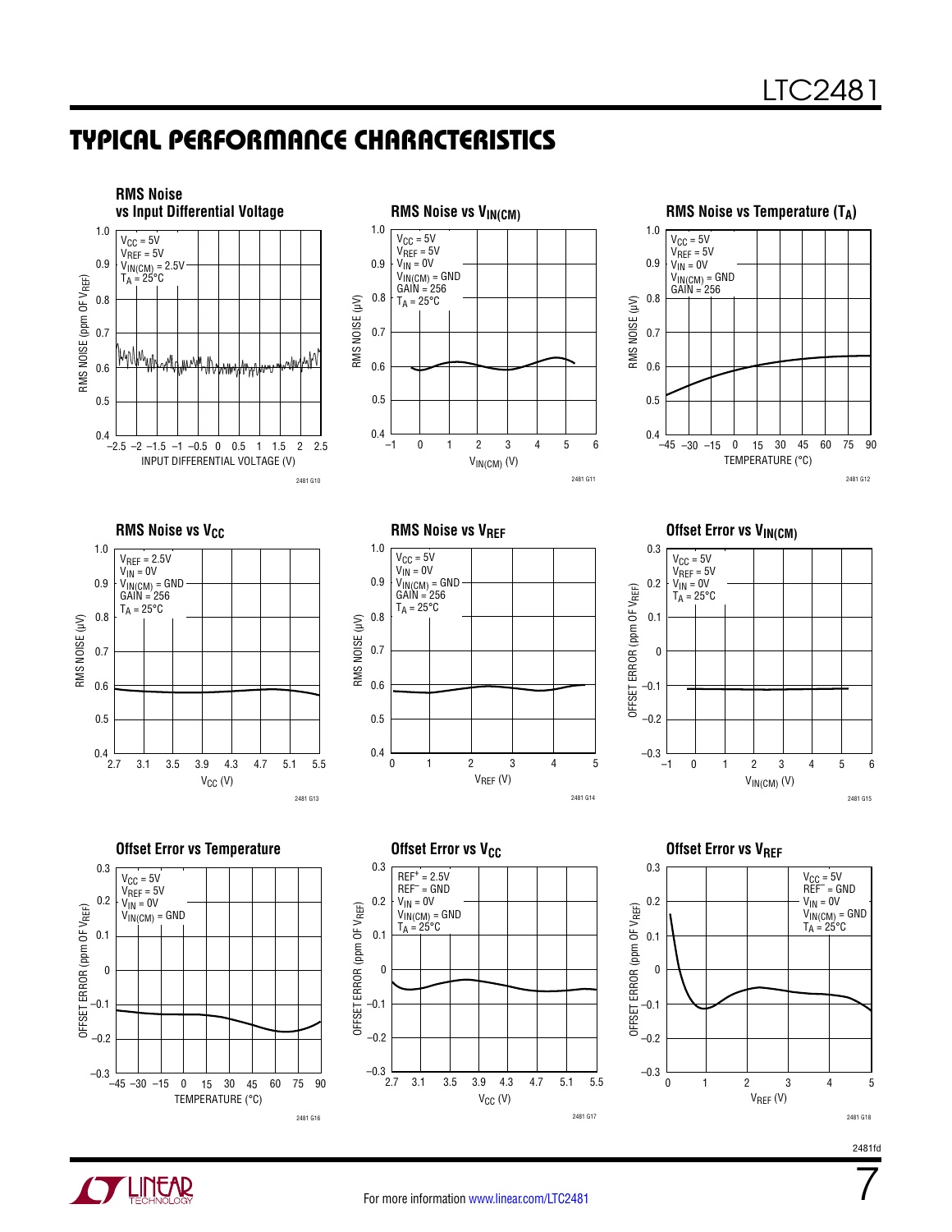## TYPICAL PERFORMANCE CHARACTERISTICS

**RMS Noise vs Input Differential Voltage**

$V_{CC}$ = 5V
$V_{REF}$ = 5V
$V_{IN(CM)}$ = 2.5V
$T_A$ = 25°C

RMS NOISE (ppm OF $V_{REF}$) vs INPUT DIFFERENTIAL VOLTAGE (V)

2481 G10

**RMS Noise vs $V_{IN(CM)}$**

$V_{CC}$ = 5V
$V_{REF}$ = 5V
$V_{IN}$ = 0V
$V_{IN(CM)}$ = GND
GAIN = 256
$T_A$ = 25°C

RMS NOISE (µV) vs $V_{IN(CM)}$ (V)

2481 G11

**RMS Noise vs Temperature ($T_A$)**

$V_{CC}$ = 5V
$V_{REF}$ = 5V
$V_{IN}$ = 0V
$V_{IN(CM)}$ = GND
GAIN = 256

RMS NOISE (µV) vs TEMPERATURE (°C)

2481 G12

**RMS Noise vs $V_{CC}$**

$V_{REF}$ = 2.5V
$V_{IN}$ = 0V
$V_{IN(CM)}$ = GND
GAIN = 256
$T_A$ = 25°C

RMS NOISE (µV) vs $V_{CC}$ (V)

2481 G13

**RMS Noise vs $V_{REF}$**

$V_{CC}$ = 5V
$V_{IN}$ = 0V
$V_{IN(CM)}$ = GND
GAIN = 256
$T_A$ = 25°C

RMS NOISE (µV) vs $V_{REF}$ (V)

2481 G14

**Offset Error vs $V_{IN(CM)}$**

$V_{CC}$ = 5V
$V_{REF}$ = 5V
$V_{IN}$ = 0V
$T_A$ = 25°C

OFFSET ERROR (ppm OF $V_{REF}$) vs $V_{IN(CM)}$ (V)

2481 G15

**Offset Error vs Temperature**

$V_{CC}$ = 5V
$V_{REF}$ = 5V
$V_{IN}$ = 0V
$V_{IN(CM)}$ = GND

OFFSET ERROR (ppm OF $V_{REF}$) vs TEMPERATURE (°C)

2481 G16

**Offset Error vs $V_{CC}$**

$REF^+$ = 2.5V
$REF^-$ = GND
$V_{IN}$ = 0V
$V_{IN(CM)}$ = GND
$T_A$ = 25°C

OFFSET ERROR (ppm OF $V_{REF}$) vs $V_{CC}$ (V)

2481 G17

**Offset Error vs $V_{REF}$**

$V_{CC}$ = 5V
$REF^-$ = GND
$V_{IN}$ = 0V
$V_{IN(CM)}$ = GND
$T_A$ = 25°C

OFFSET ERROR (ppm OF $V_{REF}$) vs $V_{REF}$ (V)

2481 G18

2481fd

For more information www.linear.com/LTC2481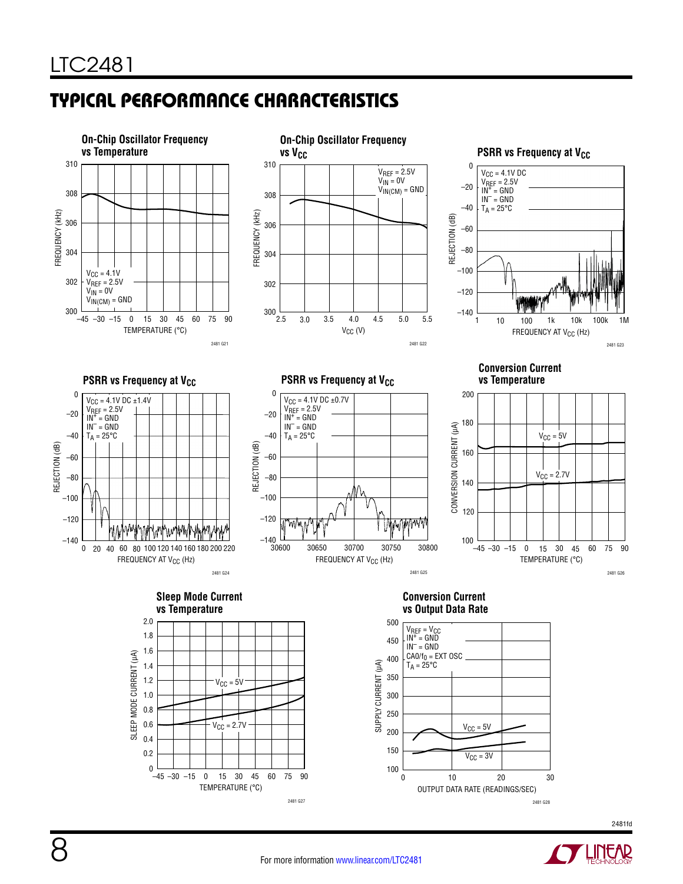## TYPICAL PERFORMANCE CHARACTERISTICS

**On-Chip Oscillator Frequency vs Temperature**

$V_{CC}$ = 4.1V
$V_{REF}$ = 2.5V
$V_{IN}$ = 0V
$V_{IN(CM)}$ = GND

FREQUENCY (kHz) vs TEMPERATURE (°C)

2481 G21

**On-Chip Oscillator Frequency vs $V_{CC}$**

$V_{REF}$ = 2.5V
$V_{IN}$ = 0V
$V_{IN(CM)}$ = GND

FREQUENCY (kHz) vs $V_{CC}$ (V)

2481 G22

**PSRR vs Frequency at $V_{CC}$**

$V_{CC}$ = 4.1V DC
$V_{REF}$ = 2.5V
$IN^+$ = GND
$IN^-$ = GND
$T_A$ = 25°C

REJECTION (dB) vs FREQUENCY AT $V_{CC}$ (Hz)

2481 G23

**PSRR vs Frequency at $V_{CC}$**

$V_{CC}$ = 4.1V DC ±1.4V
$V_{REF}$ = 2.5V
$IN^+$ = GND
$IN^-$ = GND
$T_A$ = 25°C

REJECTION (dB) vs FREQUENCY AT $V_{CC}$ (Hz)

2481 G24

**PSRR vs Frequency at $V_{CC}$**

$V_{CC}$ = 4.1V DC ±0.7V
$V_{REF}$ = 2.5V
$IN^+$ = GND
$IN^-$ = GND
$T_A$ = 25°C

REJECTION (dB) vs FREQUENCY AT $V_{CC}$ (Hz)

2481 G25

**Conversion Current vs Temperature**

$V_{CC}$ = 5V
$V_{CC}$ = 2.7V

CONVERSION CURRENT (µA) vs TEMPERATURE (°C)

2481 G26

**Sleep Mode Current vs Temperature**

$V_{CC}$ = 5V
$V_{CC}$ = 2.7V

SLEEP MODE CURRENT (µA) vs TEMPERATURE (°C)

2481 G27

**Conversion Current vs Output Data Rate**

$V_{REF}$ = $V_{CC}$
$IN^+$ = GND
$IN^-$ = GND
$CA0/f_0$ = EXT OSC
$T_A$ = 25°C

$V_{CC}$ = 5V
$V_{CC}$ = 3V

SUPPLY CURRENT (µA) vs OUTPUT DATA RATE (READINGS/SEC)

2481 G28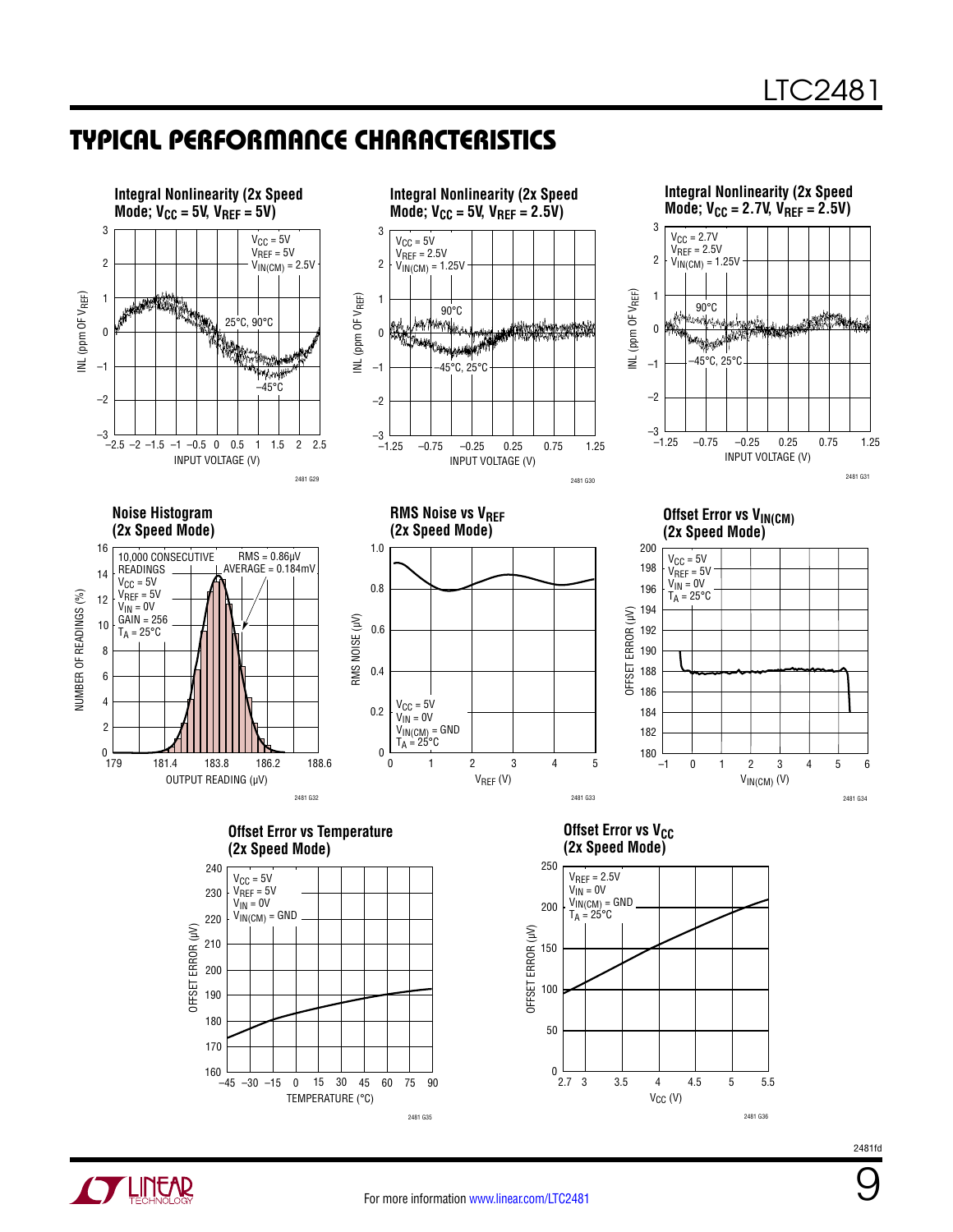## TYPICAL PERFORMANCE CHARACTERISTICS

**Integral Nonlinearity (2x Speed Mode; $V_{CC}$ = 5V, $V_{REF}$ = 5V)**

$V_{CC}$ = 5V
$V_{REF}$ = 5V
$V_{IN(CM)}$ = 2.5V

25°C, 90°C

–45°C

INL (ppm OF $V_{REF}$)

INPUT VOLTAGE (V)

2481 G29

**Integral Nonlinearity (2x Speed Mode; $V_{CC}$ = 5V, $V_{REF}$ = 2.5V)**

$V_{CC}$ = 5V
$V_{REF}$ = 2.5V
$V_{IN(CM)}$ = 1.25V

90°C

–45°C, 25°C

INL (ppm OF $V_{REF}$)

INPUT VOLTAGE (V)

2481 G30

**Integral Nonlinearity (2x Speed Mode; $V_{CC}$ = 2.7V, $V_{REF}$ = 2.5V)**

$V_{CC}$ = 2.7V
$V_{REF}$ = 2.5V
$V_{IN(CM)}$ = 1.25V

90°C

–45°C, 25°C

INL (ppm OF $V_{REF}$)

INPUT VOLTAGE (V)

2481 G31

**Noise Histogram (2x Speed Mode)**

10,000 CONSECUTIVE READINGS
$V_{CC}$ = 5V
$V_{REF}$ = 5V
$V_{IN}$ = 0V
GAIN = 256
$T_A$ = 25°C

RMS = 0.86µV
AVERAGE = 0.184mV

NUMBER OF READINGS (%)

OUTPUT READING (µV)

2481 G32

**RMS Noise vs $V_{REF}$ (2x Speed Mode)**

$V_{CC}$ = 5V
$V_{IN}$ = 0V
$V_{IN(CM)}$ = GND
$T_A$ = 25°C

RMS NOISE (µV)

$V_{REF}$ (V)

2481 G33

**Offset Error vs $V_{IN(CM)}$ (2x Speed Mode)**

$V_{CC}$ = 5V
$V_{REF}$ = 5V
$V_{IN}$ = 0V
$T_A$ = 25°C

OFFSET ERROR (µV)

$V_{IN(CM)}$ (V)

2481 G34

**Offset Error vs Temperature (2x Speed Mode)**

$V_{CC}$ = 5V
$V_{REF}$ = 5V
$V_{IN}$ = 0V
$V_{IN(CM)}$ = GND

OFFSET ERROR (µV)

TEMPERATURE (°C)

2481 G35

**Offset Error vs $V_{CC}$ (2x Speed Mode)**

$V_{REF}$ = 2.5V
$V_{IN}$ = 0V
$V_{IN(CM)}$ = GND
$T_A$ = 25°C

OFFSET ERROR (µV)

$V_{CC}$ (V)

2481 G36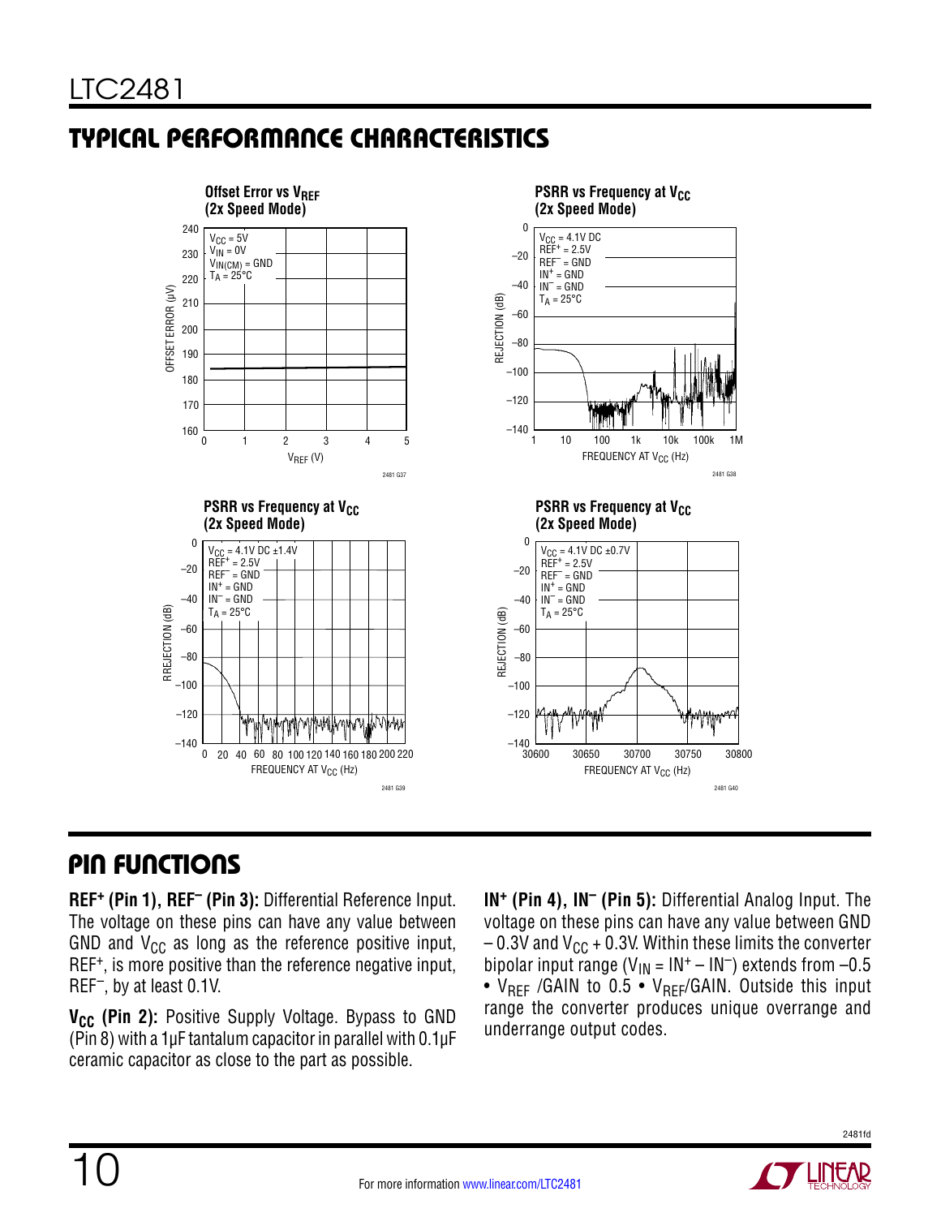## TYPICAL PERFORMANCE CHARACTERISTICS

**Offset Error vs $V_{REF}$ (2x Speed Mode)**

$V_{CC}$ = 5V
$V_{IN}$ = 0V
$V_{IN(CM)}$ = GND
$T_A$ = 25°C

OFFSET ERROR (µV) vs $V_{REF}$ (V)

2481 G37

**PSRR vs Frequency at $V_{CC}$ (2x Speed Mode)**

$V_{CC}$ = 4.1V DC
$REF^+$ = 2.5V
$REF^-$ = GND
$IN^+$ = GND
$IN^-$ = GND
$T_A$ = 25°C

REJECTION (dB) vs FREQUENCY AT $V_{CC}$ (Hz)

2481 G38

**PSRR vs Frequency at $V_{CC}$ (2x Speed Mode)**

$V_{CC}$ = 4.1V DC ±1.4V
$REF^+$ = 2.5V
$REF^-$ = GND
$IN^+$ = GND
$IN^-$ = GND
$T_A$ = 25°C

RREJECTION (dB) vs FREQUENCY AT $V_{CC}$ (Hz)

2481 G39

**PSRR vs Frequency at $V_{CC}$ (2x Speed Mode)**

$V_{CC}$ = 4.1V DC ±0.7V
$REF^+$ = 2.5V
$REF^-$ = GND
$IN^+$ = GND
$IN^-$ = GND
$T_A$ = 25°C

REJECTION (dB) vs FREQUENCY AT $V_{CC}$ (Hz)

2481 G40

## PIN FUNCTIONS

**$REF^+$ (Pin 1), $REF^-$ (Pin 3):** Differential Reference Input. The voltage on these pins can have any value between GND and $V_{CC}$ as long as the reference positive input, $REF^+$, is more positive than the reference negative input, $REF^-$, by at least 0.1V.

**$V_{CC}$ (Pin 2):** Positive Supply Voltage. Bypass to GND (Pin 8) with a 1µF tantalum capacitor in parallel with 0.1µF ceramic capacitor as close to the part as possible.

**$IN^+$ (Pin 4), $IN^-$ (Pin 5):** Differential Analog Input. The voltage on these pins can have any value between GND – 0.3V and $V_{CC}$ + 0.3V. Within these limits the converter bipolar input range ($V_{IN} = IN^+ – IN^-$) extends from –0.5 • $V_{REF}$ /GAIN to 0.5 • $V_{REF}$/GAIN. Outside this input range the converter produces unique overrange and underrange output codes.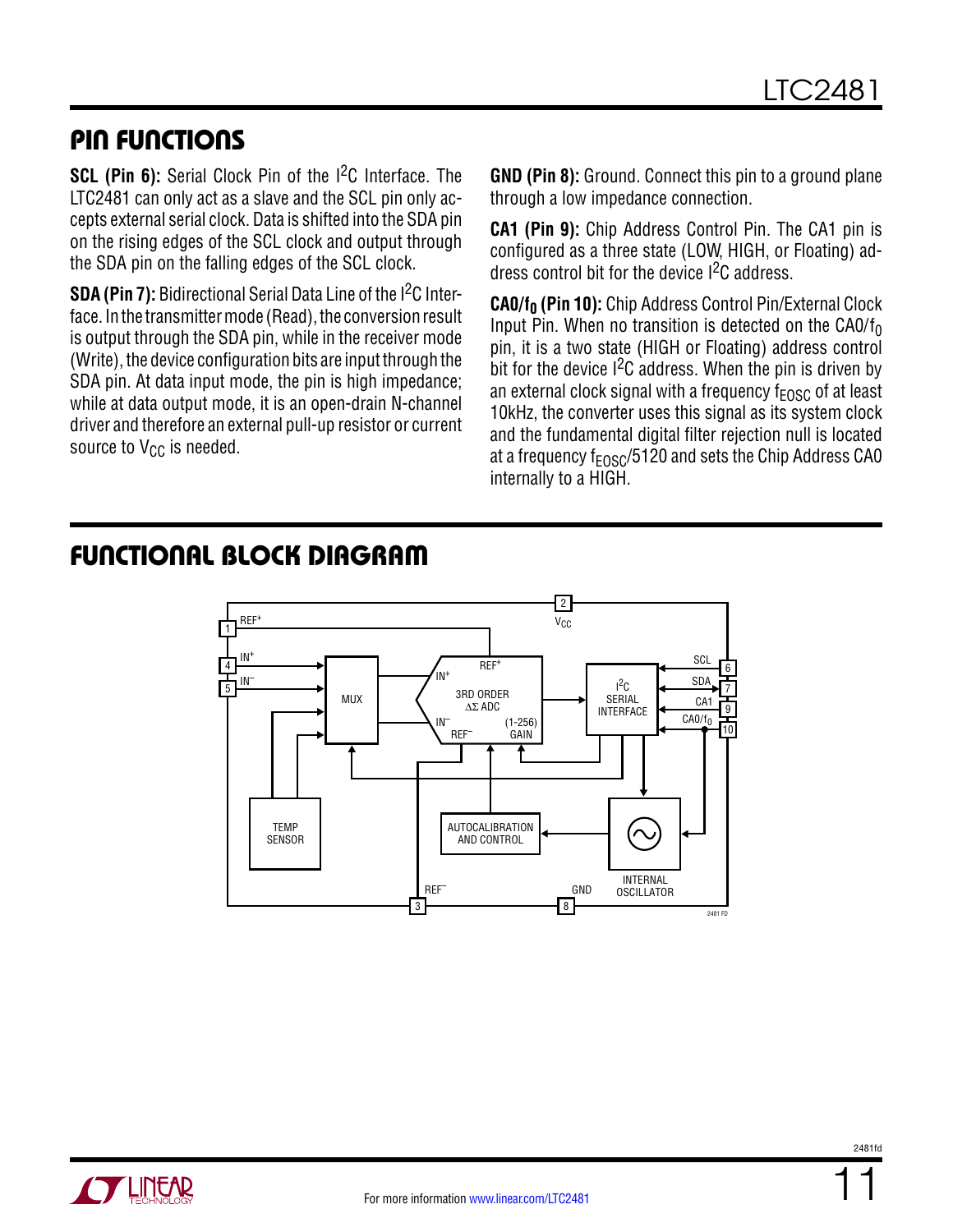## PIN FUNCTIONS

**SCL (Pin 6):** Serial Clock Pin of the $I^2C$ Interface. The LTC2481 can only act as a slave and the SCL pin only accepts external serial clock. Data is shifted into the SDA pin on the rising edges of the SCL clock and output through the SDA pin on the falling edges of the SCL clock.

**SDA (Pin 7):** Bidirectional Serial Data Line of the $I^2C$ Interface. In the transmitter mode (Read), the conversion result is output through the SDA pin, while in the receiver mode (Write), the device configuration bits are input through the SDA pin. At data input mode, the pin is high impedance; while at data output mode, it is an open-drain N-channel driver and therefore an external pull-up resistor or current source to $V_{CC}$ is needed.

**GND (Pin 8):** Ground. Connect this pin to a ground plane through a low impedance connection.

**CA1 (Pin 9):** Chip Address Control Pin. The CA1 pin is configured as a three state (LOW, HIGH, or Floating) address control bit for the device $I^2C$ address.

**CA0/$f_0$ (Pin 10):** Chip Address Control Pin/External Clock Input Pin. When no transition is detected on the CA0/$f_0$ pin, it is a two state (HIGH or Floating) address control bit for the device $I^2C$ address. When the pin is driven by an external clock signal with a frequency $f_{EOSC}$ of at least 10kHz, the converter uses this signal as its system clock and the fundamental digital filter rejection null is located at a frequency $f_{EOSC}/5120$ and sets the Chip Address CA0 internally to a HIGH.

## FUNCTIONAL BLOCK DIAGRAM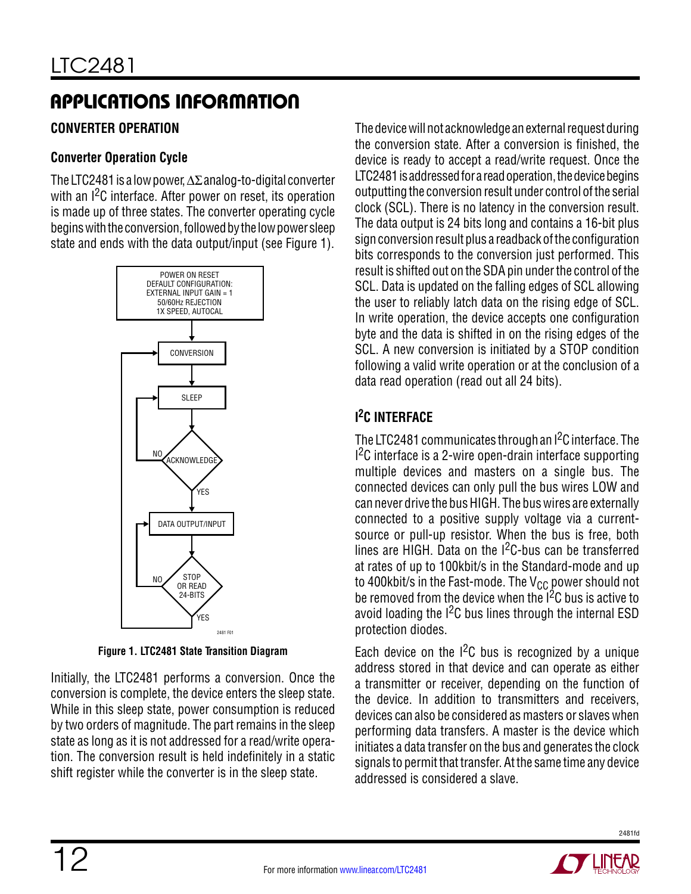## APPLICATIONS INFORMATION

### CONVERTER OPERATION

#### Converter Operation Cycle

The LTC2481 is a low power, ΔΣ analog-to-digital converter with an $I^2C$ interface. After power on reset, its operation is made up of three states. The converter operating cycle begins with the conversion, followed by the low power sleep state and ends with the data output/input (see Figure 1).

**Figure 1. LTC2481 State Transition Diagram**

Initially, the LTC2481 performs a conversion. Once the conversion is complete, the device enters the sleep state. While in this sleep state, power consumption is reduced by two orders of magnitude. The part remains in the sleep state as long as it is not addressed for a read/write operation. The conversion result is held indefinitely in a static shift register while the converter is in the sleep state.

The device will not acknowledge an external request during the conversion state. After a conversion is finished, the device is ready to accept a read/write request. Once the LTC2481 is addressed for a read operation, the device begins outputting the conversion result under control of the serial clock (SCL). There is no latency in the conversion result. The data output is 24 bits long and contains a 16-bit plus sign conversion result plus a readback of the configuration bits corresponds to the conversion just performed. This result is shifted out on the SDA pin under the control of the SCL. Data is updated on the falling edges of SCL allowing the user to reliably latch data on the rising edge of SCL. In write operation, the device accepts one configuration byte and the data is shifted in on the rising edges of the SCL. A new conversion is initiated by a STOP condition following a valid write operation or at the conclusion of a data read operation (read out all 24 bits).

### $I^2C$ INTERFACE

The LTC2481 communicates through an $I^2C$ interface. The $I^2C$ interface is a 2-wire open-drain interface supporting multiple devices and masters on a single bus. The connected devices can only pull the bus wires LOW and can never drive the bus HIGH. The bus wires are externally connected to a positive supply voltage via a current-source or pull-up resistor. When the bus is free, both lines are HIGH. Data on the $I^2C$-bus can be transferred at rates of up to 100kbit/s in the Standard-mode and up to 400kbit/s in the Fast-mode. The $V_{CC}$ power should not be removed from the device when the $I^2C$ bus is active to avoid loading the $I^2C$ bus lines through the internal ESD protection diodes.

Each device on the $I^2C$ bus is recognized by a unique address stored in that device and can operate as either a transmitter or receiver, depending on the function of the device. In addition to transmitters and receivers, devices can also be considered as masters or slaves when performing data transfers. A master is the device which initiates a data transfer on the bus and generates the clock signals to permit that transfer. At the same time any device addressed is considered a slave.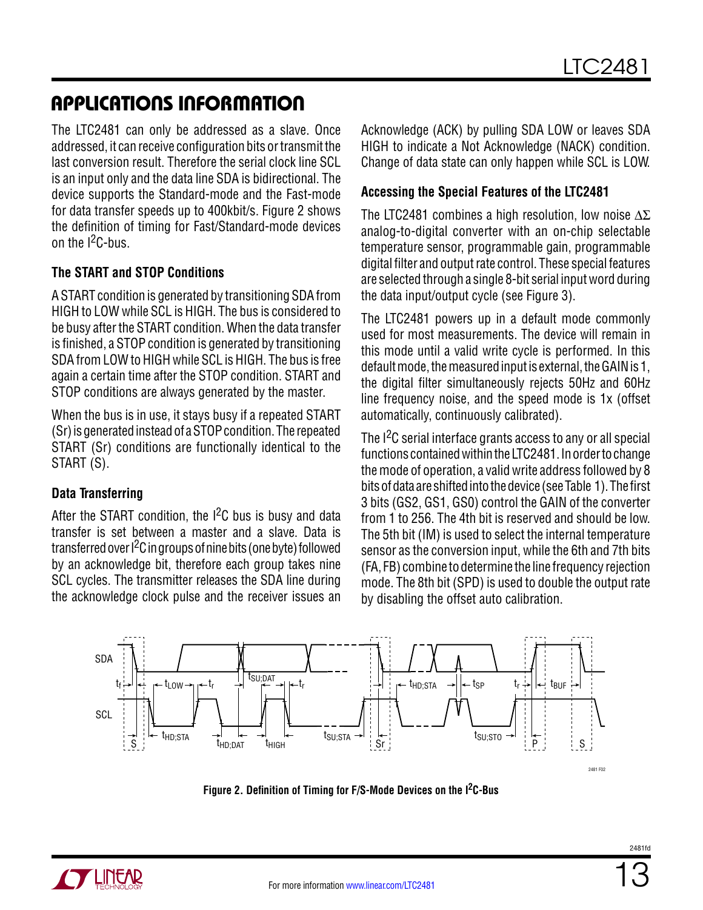## APPLICATIONS INFORMATION

The LTC2481 can only be addressed as a slave. Once addressed, it can receive configuration bits or transmit the last conversion result. Therefore the serial clock line SCL is an input only and the data line SDA is bidirectional. The device supports the Standard-mode and the Fast-mode for data transfer speeds up to 400kbit/s. Figure 2 shows the definition of timing for Fast/Standard-mode devices on the $I^2C$-bus.

### The START and STOP Conditions

A START condition is generated by transitioning SDA from HIGH to LOW while SCL is HIGH. The bus is considered to be busy after the START condition. When the data transfer is finished, a STOP condition is generated by transitioning SDA from LOW to HIGH while SCL is HIGH. The bus is free again a certain time after the STOP condition. START and STOP conditions are always generated by the master.

When the bus is in use, it stays busy if a repeated START (Sr) is generated instead of a STOP condition. The repeated START (Sr) conditions are functionally identical to the START (S).

### Data Transferring

After the START condition, the $I^2C$ bus is busy and data transfer is set between a master and a slave. Data is transferred over $I^2C$ in groups of nine bits (one byte) followed by an acknowledge bit, therefore each group takes nine SCL cycles. The transmitter releases the SDA line during the acknowledge clock pulse and the receiver issues an Acknowledge (ACK) by pulling SDA LOW or leaves SDA HIGH to indicate a Not Acknowledge (NACK) condition. Change of data state can only happen while SCL is LOW.

### Accessing the Special Features of the LTC2481

The LTC2481 combines a high resolution, low noise ΔΣ analog-to-digital converter with an on-chip selectable temperature sensor, programmable gain, programmable digital filter and output rate control. These special features are selected through a single 8-bit serial input word during the data input/output cycle (see Figure 3).

The LTC2481 powers up in a default mode commonly used for most measurements. The device will remain in this mode until a valid write cycle is performed. In this default mode, the measured input is external, the GAIN is 1, the digital filter simultaneously rejects 50Hz and 60Hz line frequency noise, and the speed mode is 1x (offset automatically, continuously calibrated).

The $I^2C$ serial interface grants access to any or all special functions contained within the LTC2481. In order to change the mode of operation, a valid write address followed by 8 bits of data are shifted into the device (see Table 1). The first 3 bits (GS2, GS1, GS0) control the GAIN of the converter from 1 to 256. The 4th bit is reserved and should be low. The 5th bit (IM) is used to select the internal temperature sensor as the conversion input, while the 6th and 7th bits (FA, FB) combine to determine the line frequency rejection mode. The 8th bit (SPD) is used to double the output rate by disabling the offset auto calibration.

**Figure 2. Definition of Timing for F/S-Mode Devices on the $I^2C$-Bus**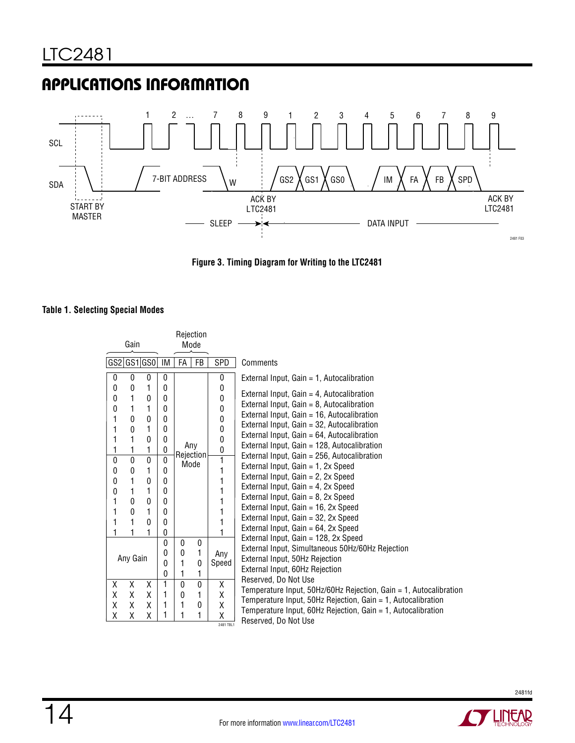## APPLICATIONS INFORMATION

**Figure 3. Timing Diagram for Writing to the LTC2481**

**Table 1. Selecting Special Modes**

| Gain | | | | Rejection Mode | | | |
|---|---|---|---|---|---|---|---|
| GS2 | GS1 | GS0 | IM | FA | FB | SPD | Comments |
| 0 | 0 | 0 | 0 | Any Rejection Mode | | 0 | External Input, Gain = 1, Autocalibration |
| 0 | 0 | 1 | 0 | | | 0 | External Input, Gain = 4, Autocalibration |
| 0 | 1 | 0 | 0 | | | 0 | External Input, Gain = 8, Autocalibration |
| 0 | 1 | 1 | 0 | | | 0 | External Input, Gain = 16, Autocalibration |
| 1 | 0 | 0 | 0 | | | 0 | External Input, Gain = 32, Autocalibration |
| 1 | 0 | 1 | 0 | | | 0 | External Input, Gain = 64, Autocalibration |
| 1 | 1 | 0 | 0 | | | 0 | External Input, Gain = 128, Autocalibration |
| 1 | 1 | 1 | 0 | | | 0 | External Input, Gain = 256, Autocalibration |
| 0 | 0 | 0 | 0 | | | 1 | External Input, Gain = 1, 2x Speed |
| 0 | 0 | 1 | 0 | | | 1 | External Input, Gain = 2, 2x Speed |
| 0 | 1 | 0 | 0 | | | 1 | External Input, Gain = 4, 2x Speed |
| 0 | 1 | 1 | 0 | | | 1 | External Input, Gain = 8, 2x Speed |
| 1 | 0 | 0 | 0 | | | 1 | External Input, Gain = 16, 2x Speed |
| 1 | 0 | 1 | 0 | | | 1 | External Input, Gain = 32, 2x Speed |
| 1 | 1 | 0 | 0 | | | 1 | External Input, Gain = 64, 2x Speed |
| 1 | 1 | 1 | 0 | | | 1 | External Input, Gain = 128, 2x Speed |
| Any Gain | | | 0 | 0 | 0 | Any Speed | External Input, Simultaneous 50Hz/60Hz Rejection |
| | | | 0 | 0 | 1 | | External Input, 50Hz Rejection |
| | | | 0 | 1 | 0 | | External Input, 60Hz Rejection |
| | | | 0 | 1 | 1 | | Reserved, Do Not Use |
| X | X | X | 1 | 0 | 0 | X | Temperature Input, 50Hz/60Hz Rejection, Gain = 1, Autocalibration |
| X | X | X | 1 | 0 | 1 | X | Temperature Input, 50Hz Rejection, Gain = 1, Autocalibration |
| X | X | X | 1 | 1 | 0 | X | Temperature Input, 60Hz Rejection, Gain = 1, Autocalibration |
| X | X | X | 1 | 1 | 1 | X | Reserved, Do Not Use |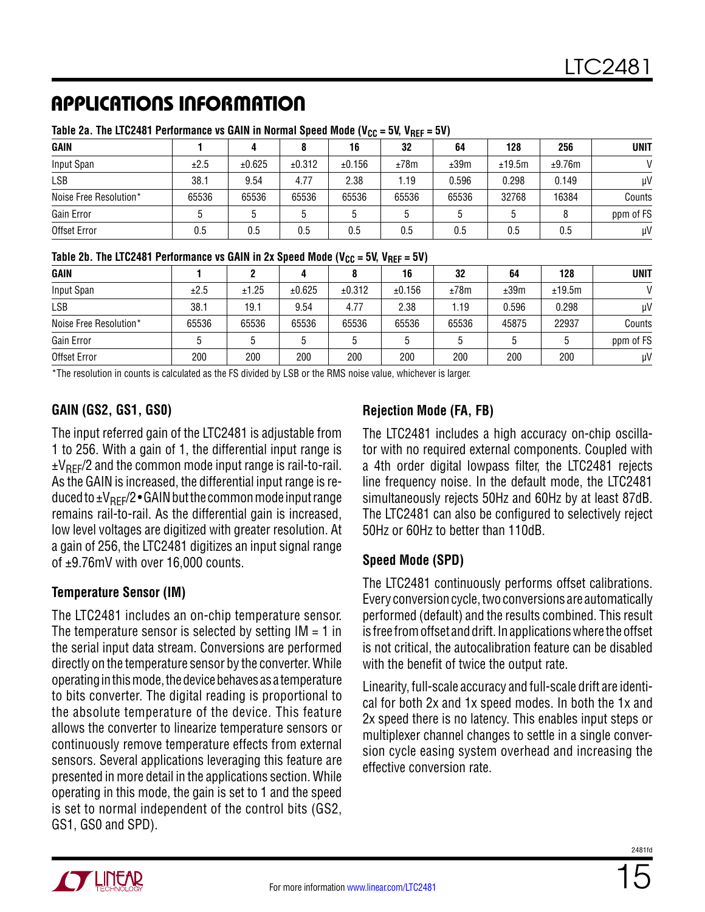## APPLICATIONS INFORMATION

**Table 2a. The LTC2481 Performance vs GAIN in Normal Speed Mode ($V_{CC}$ = 5V, $V_{REF}$ = 5V)**

| GAIN | 1 | 4 | 8 | 16 | 32 | 64 | 128 | 256 | UNIT |
|---|---|---|---|---|---|---|---|---|---|
| Input Span | ±2.5 | ±0.625 | ±0.312 | ±0.156 | ±78m | ±39m | ±19.5m | ±9.76m | V |
| LSB | 38.1 | 9.54 | 4.77 | 2.38 | 1.19 | 0.596 | 0.298 | 0.149 | μV |
| Noise Free Resolution* | 65536 | 65536 | 65536 | 65536 | 65536 | 65536 | 32768 | 16384 | Counts |
| Gain Error | 5 | 5 | 5 | 5 | 5 | 5 | 5 | 8 | ppm of FS |
| Offset Error | 0.5 | 0.5 | 0.5 | 0.5 | 0.5 | 0.5 | 0.5 | 0.5 | μV |

**Table 2b. The LTC2481 Performance vs GAIN in 2x Speed Mode ($V_{CC}$ = 5V, $V_{REF}$ = 5V)**

| GAIN | 1 | 2 | 4 | 8 | 16 | 32 | 64 | 128 | UNIT |
|---|---|---|---|---|---|---|---|---|---|
| Input Span | ±2.5 | ±1.25 | ±0.625 | ±0.312 | ±0.156 | ±78m | ±39m | ±19.5m | V |
| LSB | 38.1 | 19.1 | 9.54 | 4.77 | 2.38 | 1.19 | 0.596 | 0.298 | μV |
| Noise Free Resolution* | 65536 | 65536 | 65536 | 65536 | 65536 | 65536 | 45875 | 22937 | Counts |
| Gain Error | 5 | 5 | 5 | 5 | 5 | 5 | 5 | 5 | ppm of FS |
| Offset Error | 200 | 200 | 200 | 200 | 200 | 200 | 200 | 200 | μV |

*The resolution in counts is calculated as the FS divided by LSB or the RMS noise value, whichever is larger.

### GAIN (GS2, GS1, GS0)

The input referred gain of the LTC2481 is adjustable from 1 to 256. With a gain of 1, the differential input range is $\pm V_{REF}/2$ and the common mode input range is rail-to-rail. As the GAIN is increased, the differential input range is reduced to $\pm V_{REF}/2 \bullet$ GAIN but the common mode input range remains rail-to-rail. As the differential gain is increased, low level voltages are digitized with greater resolution. At a gain of 256, the LTC2481 digitizes an input signal range of ±9.76mV with over 16,000 counts.

### Temperature Sensor (IM)

The LTC2481 includes an on-chip temperature sensor. The temperature sensor is selected by setting IM = 1 in the serial input data stream. Conversions are performed directly on the temperature sensor by the converter. While operating in this mode, the device behaves as a temperature to bits converter. The digital reading is proportional to the absolute temperature of the device. This feature allows the converter to linearize temperature sensors or continuously remove temperature effects from external sensors. Several applications leveraging this feature are presented in more detail in the applications section. While operating in this mode, the gain is set to 1 and the speed is set to normal independent of the control bits (GS2, GS1, GS0 and SPD).

### Rejection Mode (FA, FB)

The LTC2481 includes a high accuracy on-chip oscillator with no required external components. Coupled with a 4th order digital lowpass filter, the LTC2481 rejects line frequency noise. In the default mode, the LTC2481 simultaneously rejects 50Hz and 60Hz by at least 87dB. The LTC2481 can also be configured to selectively reject 50Hz or 60Hz to better than 110dB.

### Speed Mode (SPD)

The LTC2481 continuously performs offset calibrations. Every conversion cycle, two conversions are automatically performed (default) and the results combined. This result is free from offset and drift. In applications where the offset is not critical, the autocalibration feature can be disabled with the benefit of twice the output rate.

Linearity, full-scale accuracy and full-scale drift are identical for both 2x and 1x speed modes. In both the 1x and 2x speed there is no latency. This enables input steps or multiplexer channel changes to settle in a single conversion cycle easing system overhead and increasing the effective conversion rate.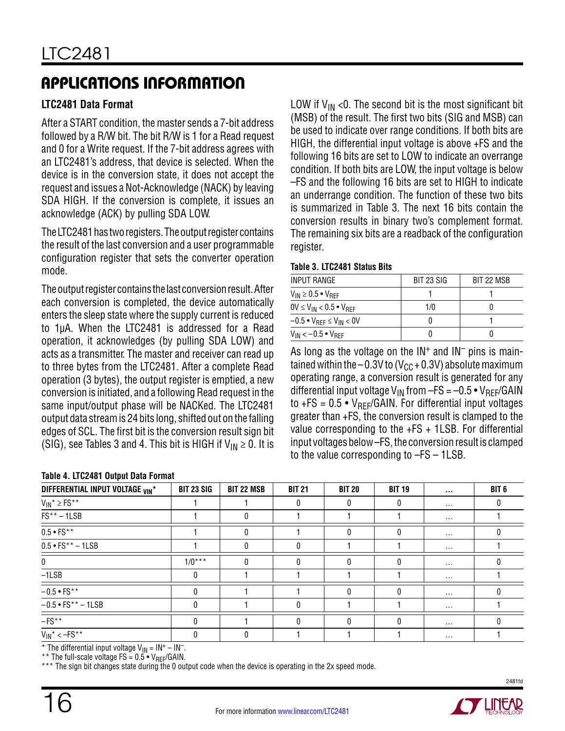## APPLICATIONS INFORMATION

### LTC2481 Data Format

After a START condition, the master sends a 7-bit address followed by a R/W bit. The bit R/W is 1 for a Read request and 0 for a Write request. If the 7-bit address agrees with an LTC2481's address, that device is selected. When the device is in the conversion state, it does not accept the request and issues a Not-Acknowledge (NACK) by leaving SDA HIGH. If the conversion is complete, it issues an acknowledge (ACK) by pulling SDA LOW.

The LTC2481 has two registers. The output register contains the result of the last conversion and a user programmable configuration register that sets the converter operation mode.

The output register contains the last conversion result. After each conversion is completed, the device automatically enters the sleep state where the supply current is reduced to 1µA. When the LTC2481 is addressed for a Read operation, it acknowledges (by pulling SDA LOW) and acts as a transmitter. The master and receiver can read up to three bytes from the LTC2481. After a complete Read operation (3 bytes), the output register is emptied, a new conversion is initiated, and a following Read request in the same input/output phase will be NACKed. The LTC2481 output data stream is 24 bits long, shifted out on the falling edges of SCL. The first bit is the conversion result sign bit (SIG), see Tables 3 and 4. This bit is HIGH if $V_{IN} \geq 0$. It is LOW if $V_{IN} < 0$. The second bit is the most significant bit (MSB) of the result. The first two bits (SIG and MSB) can be used to indicate over range conditions. If both bits are HIGH, the differential input voltage is above +FS and the following 16 bits are set to LOW to indicate an overrange condition. If both bits are LOW, the input voltage is below –FS and the following 16 bits are set to HIGH to indicate an underrange condition. The function of these two bits is summarized in Table 3. The next 16 bits contain the conversion results in binary two's complement format. The remaining six bits are a readback of the configuration register.

**Table 3. LTC2481 Status Bits**

| INPUT RANGE | BIT 23 SIG | BIT 22 MSB |
|---|---|---|
| $V_{IN} \geq 0.5 \cdot V_{REF}$ | 1 | 1 |
| $0V \leq V_{IN} < 0.5 \cdot V_{REF}$ | 1/0 | 0 |
| $-0.5 \cdot V_{REF} \leq V_{IN} < 0V$ | 0 | 1 |
| $V_{IN} < -0.5 \cdot V_{REF}$ | 0 | 0 |

As long as the voltage on the $IN^+$ and $IN^-$ pins is maintained within the –0.3V to ($V_{CC}$ + 0.3V) absolute maximum operating range, a conversion result is generated for any differential input voltage $V_{IN}$ from $-FS = -0.5 \cdot V_{REF}/GAIN$ to $+FS = 0.5 \cdot V_{REF}/GAIN$. For differential input voltages greater than +FS, the conversion result is clamped to the value corresponding to the +FS + 1LSB. For differential input voltages below –FS, the conversion result is clamped to the value corresponding to –FS – 1LSB.

**Table 4. LTC2481 Output Data Format**

| DIFFERENTIAL INPUT VOLTAGE $V_{IN}$* | BIT 23 SIG | BIT 22 MSB | BIT 21 | BIT 20 | BIT 19 | … | BIT 6 |
|---|---|---|---|---|---|---|---|
| $V_{IN}$* ≥ FS** | 1 | 1 | 0 | 0 | 0 | … | 0 |
| FS** – 1LSB | 1 | 0 | 1 | 1 | 1 | … | 1 |
| 0.5 • FS** | 1 | 0 | 1 | 0 | 0 | … | 0 |
| 0.5 • FS** – 1LSB | 1 | 0 | 0 | 1 | 1 | … | 1 |
| 0 | 1/0*** | 0 | 0 | 0 | 0 | … | 0 |
| –1LSB | 0 | 1 | 1 | 1 | 1 | … | 1 |
| –0.5 • FS** | 0 | 1 | 1 | 0 | 0 | … | 0 |
| –0.5 • FS** – 1LSB | 0 | 1 | 0 | 1 | 1 | … | 1 |
| –FS** | 0 | 1 | 0 | 0 | 0 | … | 0 |
| $V_{IN}$* < –FS** | 0 | 0 | 1 | 1 | 1 | … | 1 |

\* The differential input voltage $V_{IN} = IN^+ - IN^-$.
** The full-scale voltage $FS = 0.5 \cdot V_{REF}/GAIN$.
*** The sign bit changes state during the 0 output code when the device is operating in the 2x speed mode.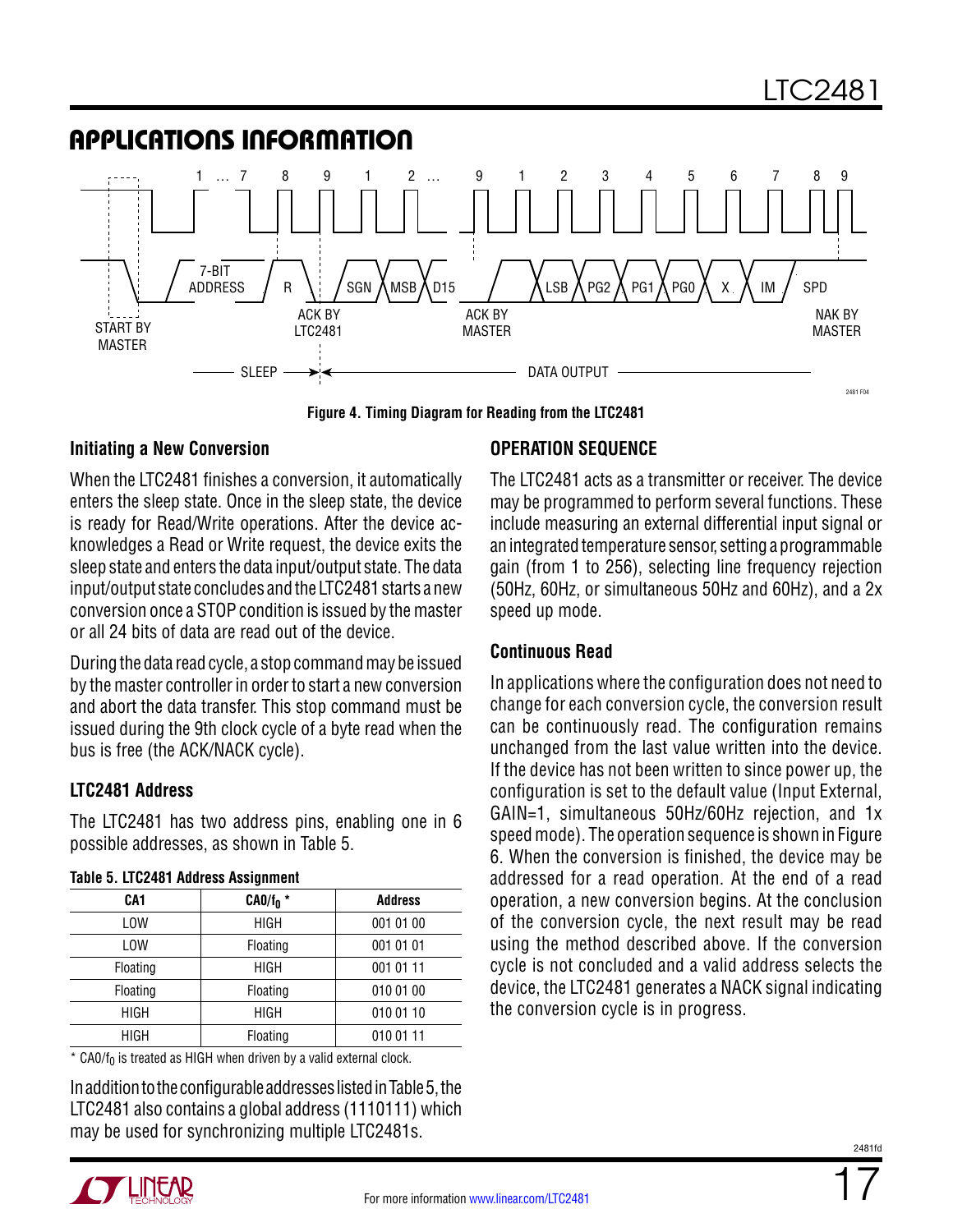## APPLICATIONS INFORMATION

Figure 4. Timing Diagram for Reading from the LTC2481

### Initiating a New Conversion

When the LTC2481 finishes a conversion, it automatically enters the sleep state. Once in the sleep state, the device is ready for Read/Write operations. After the device acknowledges a Read or Write request, the device exits the sleep state and enters the data input/output state. The data input/output state concludes and the LTC2481 starts a new conversion once a STOP condition is issued by the master or all 24 bits of data are read out of the device.

During the data read cycle, a stop command may be issued by the master controller in order to start a new conversion and abort the data transfer. This stop command must be issued during the 9th clock cycle of a byte read when the bus is free (the ACK/NACK cycle).

### LTC2481 Address

The LTC2481 has two address pins, enabling one in 6 possible addresses, as shown in Table 5.

**Table 5. LTC2481 Address Assignment**

| CA1 | CA0/$f_0$ * | Address |
|---|---|---|
| LOW | HIGH | 001 01 00 |
| LOW | Floating | 001 01 01 |
| Floating | HIGH | 001 01 11 |
| Floating | Floating | 010 01 00 |
| HIGH | HIGH | 010 01 10 |
| HIGH | Floating | 010 01 11 |

\* CA0/$f_0$ is treated as HIGH when driven by a valid external clock.

In addition to the configurable addresses listed in Table 5, the LTC2481 also contains a global address (1110111) which may be used for synchronizing multiple LTC2481s.

### OPERATION SEQUENCE

The LTC2481 acts as a transmitter or receiver. The device may be programmed to perform several functions. These include measuring an external differential input signal or an integrated temperature sensor, setting a programmable gain (from 1 to 256), selecting line frequency rejection (50Hz, 60Hz, or simultaneous 50Hz and 60Hz), and a 2x speed up mode.

### Continuous Read

In applications where the configuration does not need to change for each conversion cycle, the conversion result can be continuously read. The configuration remains unchanged from the last value written into the device. If the device has not been written to since power up, the configuration is set to the default value (Input External, GAIN=1, simultaneous 50Hz/60Hz rejection, and 1x speed mode). The operation sequence is shown in Figure 6. When the conversion is finished, the device may be addressed for a read operation. At the end of a read operation, a new conversion begins. At the conclusion of the conversion cycle, the next result may be read using the method described above. If the conversion cycle is not concluded and a valid address selects the device, the LTC2481 generates a NACK signal indicating the conversion cycle is in progress.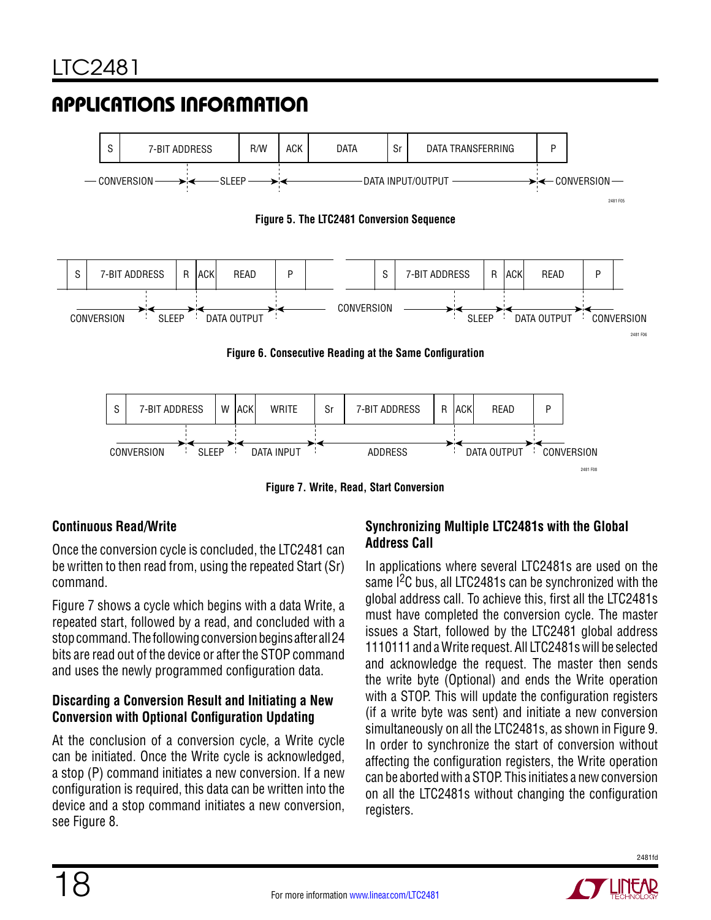## APPLICATIONS INFORMATION

| S | 7-BIT ADDRESS | R/W | ACK | DATA | Sr | DATA TRANSFERRING | P |
|---|---|---|---|---|---|---|---|

CONVERSION → SLEEP → DATA INPUT/OUTPUT → CONVERSION

Figure 5. The LTC2481 Conversion Sequence

| S | 7-BIT ADDRESS | R | ACK | READ | P | | S | 7-BIT ADDRESS | R | ACK | READ | P |
|---|---|---|---|---|---|---|---|---|---|---|---|---|

CONVERSION → SLEEP → DATA OUTPUT → CONVERSION → SLEEP → DATA OUTPUT → CONVERSION

Figure 6. Consecutive Reading at the Same Configuration

| S | 7-BIT ADDRESS | W | ACK | WRITE | Sr | 7-BIT ADDRESS | R | ACK | READ | P |
|---|---|---|---|---|---|---|---|---|---|---|

CONVERSION → SLEEP → DATA INPUT → ADDRESS → DATA OUTPUT → CONVERSION

Figure 7. Write, Read, Start Conversion

### Continuous Read/Write

Once the conversion cycle is concluded, the LTC2481 can be written to then read from, using the repeated Start (Sr) command.

Figure 7 shows a cycle which begins with a data Write, a repeated start, followed by a read, and concluded with a stop command. The following conversion begins after all 24 bits are read out of the device or after the STOP command and uses the newly programmed configuration data.

### Discarding a Conversion Result and Initiating a New Conversion with Optional Configuration Updating

At the conclusion of a conversion cycle, a Write cycle can be initiated. Once the Write cycle is acknowledged, a stop (P) command initiates a new conversion. If a new configuration is required, this data can be written into the device and a stop command initiates a new conversion, see Figure 8.

### Synchronizing Multiple LTC2481s with the Global Address Call

In applications where several LTC2481s are used on the same $I^2C$ bus, all LTC2481s can be synchronized with the global address call. To achieve this, first all the LTC2481s must have completed the conversion cycle. The master issues a Start, followed by the LTC2481 global address 1110111 and a Write request. All LTC2481s will be selected and acknowledge the request. The master then sends the write byte (Optional) and ends the Write operation with a STOP. This will update the configuration registers (if a write byte was sent) and initiate a new conversion simultaneously on all the LTC2481s, as shown in Figure 9. In order to synchronize the start of conversion without affecting the configuration registers, the Write operation can be aborted with a STOP. This initiates a new conversion on all the LTC2481s without changing the configuration registers.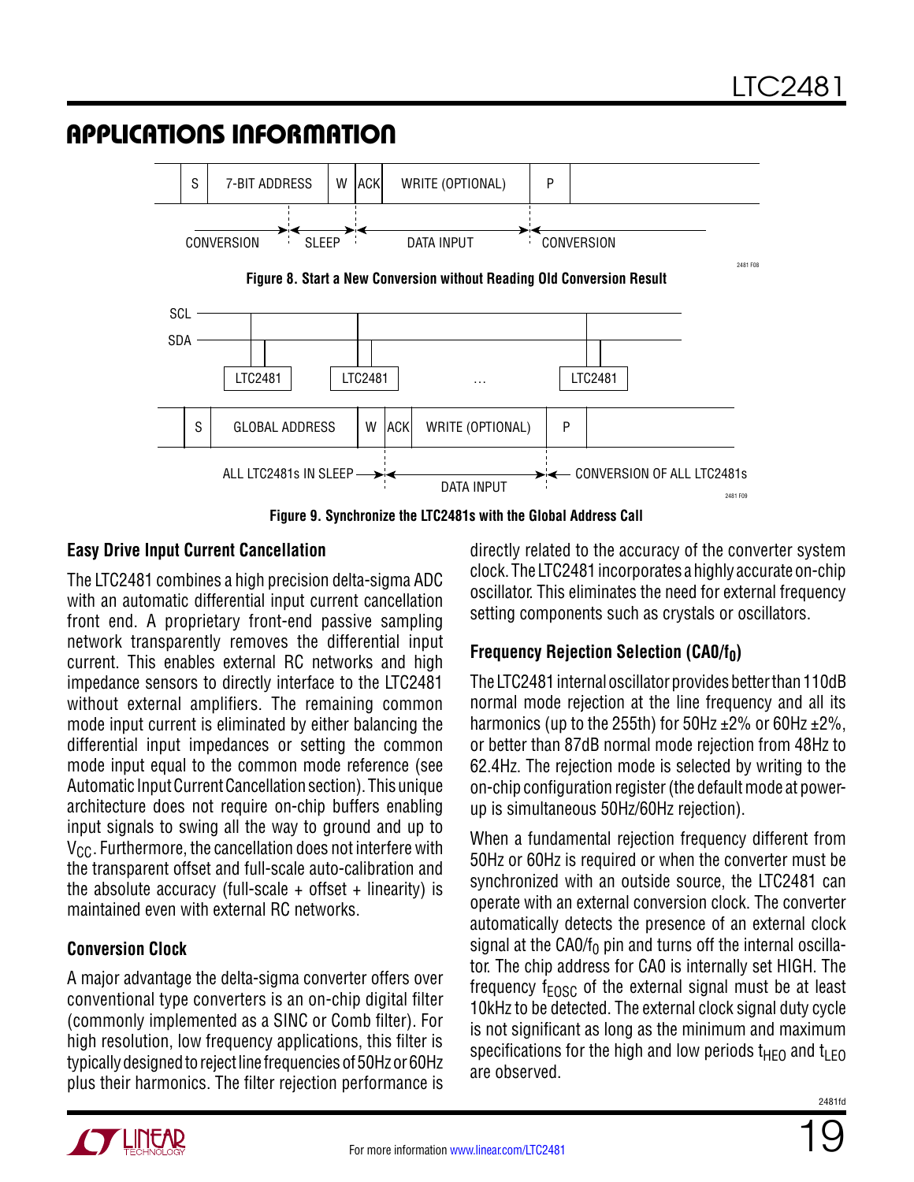## APPLICATIONS INFORMATION

| S | 7-BIT ADDRESS | W | ACK | WRITE (OPTIONAL) | P |
|---|---|---|---|---|---|

CONVERSION → SLEEP → DATA INPUT → CONVERSION

**Figure 8. Start a New Conversion without Reading Old Conversion Result**

SCL, SDA — LTC2481, LTC2481 … LTC2481

| S | GLOBAL ADDRESS | W | ACK | WRITE (OPTIONAL) | P |
|---|---|---|---|---|---|

ALL LTC2481s IN SLEEP → DATA INPUT → CONVERSION OF ALL LTC2481s

**Figure 9. Synchronize the LTC2481s with the Global Address Call**

### Easy Drive Input Current Cancellation

The LTC2481 combines a high precision delta-sigma ADC with an automatic differential input current cancellation front end. A proprietary front-end passive sampling network transparently removes the differential input current. This enables external RC networks and high impedance sensors to directly interface to the LTC2481 without external amplifiers. The remaining common mode input current is eliminated by either balancing the differential input impedances or setting the common mode input equal to the common mode reference (see Automatic Input Current Cancellation section). This unique architecture does not require on-chip buffers enabling input signals to swing all the way to ground and up to $V_{CC}$. Furthermore, the cancellation does not interfere with the transparent offset and full-scale auto-calibration and the absolute accuracy (full-scale + offset + linearity) is maintained even with external RC networks.

### Conversion Clock

A major advantage the delta-sigma converter offers over conventional type converters is an on-chip digital filter (commonly implemented as a SINC or Comb filter). For high resolution, low frequency applications, this filter is typically designed to reject line frequencies of 50Hz or 60Hz plus their harmonics. The filter rejection performance is directly related to the accuracy of the converter system clock. The LTC2481 incorporates a highly accurate on-chip oscillator. This eliminates the need for external frequency setting components such as crystals or oscillators.

### Frequency Rejection Selection (CA0/$f_0$)

The LTC2481 internal oscillator provides better than 110dB normal mode rejection at the line frequency and all its harmonics (up to the 255th) for 50Hz ±2% or 60Hz ±2%, or better than 87dB normal mode rejection from 48Hz to 62.4Hz. The rejection mode is selected by writing to the on-chip configuration register (the default mode at power-up is simultaneous 50Hz/60Hz rejection).

When a fundamental rejection frequency different from 50Hz or 60Hz is required or when the converter must be synchronized with an outside source, the LTC2481 can operate with an external conversion clock. The converter automatically detects the presence of an external clock signal at the CA0/$f_0$ pin and turns off the internal oscillator. The chip address for CA0 is internally set HIGH. The frequency $f_{EOSC}$ of the external signal must be at least 10kHz to be detected. The external clock signal duty cycle is not significant as long as the minimum and maximum specifications for the high and low periods $t_{HEO}$ and $t_{LEO}$ are observed.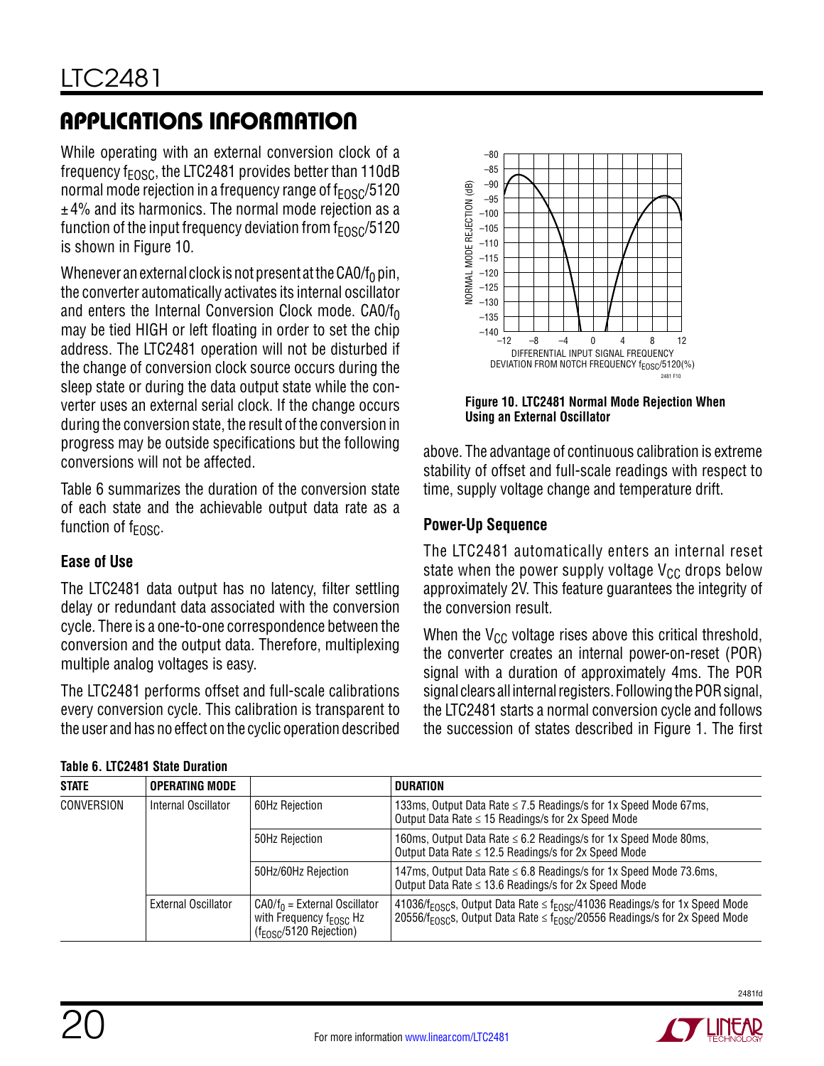## APPLICATIONS INFORMATION

While operating with an external conversion clock of a frequency $f_{EOSC}$, the LTC2481 provides better than 110dB normal mode rejection in a frequency range of $f_{EOSC}/5120$ ±4% and its harmonics. The normal mode rejection as a function of the input frequency deviation from $f_{EOSC}/5120$ is shown in Figure 10.

Whenever an external clock is not present at the CA0/$f_0$ pin, the converter automatically activates its internal oscillator and enters the Internal Conversion Clock mode. CA0/$f_0$ may be tied HIGH or left floating in order to set the chip address. The LTC2481 operation will not be disturbed if the change of conversion clock source occurs during the sleep state or during the data output state while the converter uses an external serial clock. If the change occurs during the conversion state, the result of the conversion in progress may be outside specifications but the following conversions will not be affected.

Table 6 summarizes the duration of the conversion state of each state and the achievable output data rate as a function of $f_{EOSC}$.

### Ease of Use

The LTC2481 data output has no latency, filter settling delay or redundant data associated with the conversion cycle. There is a one-to-one correspondence between the conversion and the output data. Therefore, multiplexing multiple analog voltages is easy.

The LTC2481 performs offset and full-scale calibrations every conversion cycle. This calibration is transparent to the user and has no effect on the cyclic operation described above. The advantage of continuous calibration is extreme stability of offset and full-scale readings with respect to time, supply voltage change and temperature drift.

**Figure 10. LTC2481 Normal Mode Rejection When Using an External Oscillator**

### Power-Up Sequence

The LTC2481 automatically enters an internal reset state when the power supply voltage $V_{CC}$ drops below approximately 2V. This feature guarantees the integrity of the conversion result.

When the $V_{CC}$ voltage rises above this critical threshold, the converter creates an internal power-on-reset (POR) signal with a duration of approximately 4ms. The POR signal clears all internal registers. Following the POR signal, the LTC2481 starts a normal conversion cycle and follows the succession of states described in Figure 1. The first

**Table 6. LTC2481 State Duration**

| STATE | OPERATING MODE | | DURATION |
|---|---|---|---|
| CONVERSION | Internal Oscillator | 60Hz Rejection | 133ms, Output Data Rate ≤ 7.5 Readings/s for 1x Speed Mode 67ms, Output Data Rate ≤ 15 Readings/s for 2x Speed Mode |
| | | 50Hz Rejection | 160ms, Output Data Rate ≤ 6.2 Readings/s for 1x Speed Mode 80ms, Output Data Rate ≤ 12.5 Readings/s for 2x Speed Mode |
| | | 50Hz/60Hz Rejection | 147ms, Output Data Rate ≤ 6.8 Readings/s for 1x Speed Mode 73.6ms, Output Data Rate ≤ 13.6 Readings/s for 2x Speed Mode |
| | External Oscillator | CA0/$f_0$ = External Oscillator with Frequency $f_{EOSC}$ Hz ($f_{EOSC}/5120$ Rejection) | 41036/$f_{EOSC}$s, Output Data Rate ≤ $f_{EOSC}/41036$ Readings/s for 1x Speed Mode 20556/$f_{EOSC}$s, Output Data Rate ≤ $f_{EOSC}/20556$ Readings/s for 2x Speed Mode |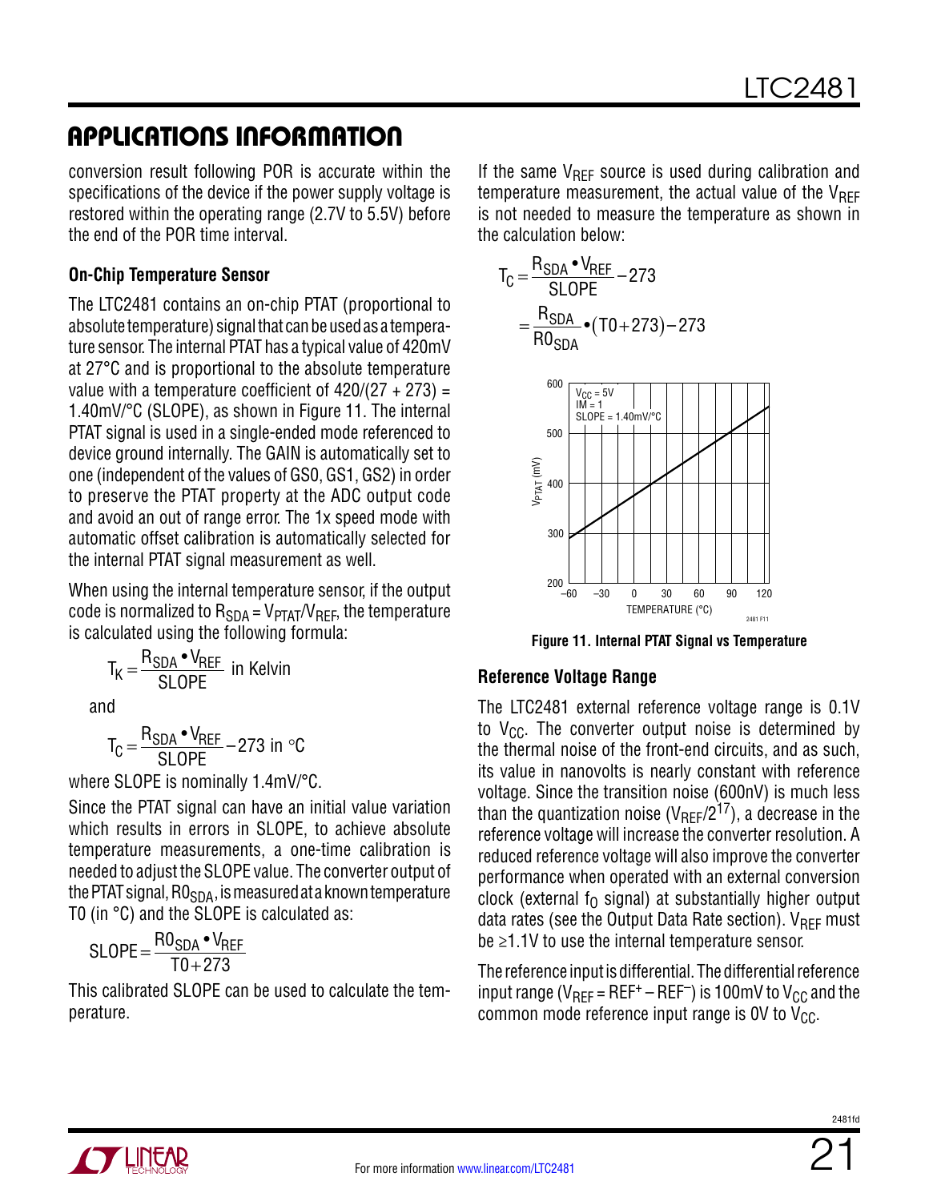conversion result following POR is accurate within the specifications of the device if the power supply voltage is restored within the operating range (2.7V to 5.5V) before the end of the POR time interval.

### On-Chip Temperature Sensor

The LTC2481 contains an on-chip PTAT (proportional to absolute temperature) signal that can be used as a temperature sensor. The internal PTAT has a typical value of 420mV at 27°C and is proportional to the absolute temperature value with a temperature coefficient of 420/(27 + 273) = 1.40mV/°C (SLOPE), as shown in Figure 11. The internal PTAT signal is used in a single-ended mode referenced to device ground internally. The GAIN is automatically set to one (independent of the values of GS0, GS1, GS2) in order to preserve the PTAT property at the ADC output code and avoid an out of range error. The 1x speed mode with automatic offset calibration is automatically selected for the internal PTAT signal measurement as well.

When using the internal temperature sensor, if the output code is normalized to $R_{SDA} = V_{PTAT}/V_{REF}$, the temperature is calculated using the following formula:

$$T_K = \frac{R_{SDA} \bullet V_{REF}}{SLOPE} \text{ in Kelvin}$$

and

$$T_C = \frac{R_{SDA} \bullet V_{REF}}{SLOPE} - 273 \text{ in °C}$$

where SLOPE is nominally 1.4mV/°C.

Since the PTAT signal can have an initial value variation which results in errors in SLOPE, to achieve absolute temperature measurements, a one-time calibration is needed to adjust the SLOPE value. The converter output of the PTAT signal, $R0_{SDA}$, is measured at a known temperature T0 (in °C) and the SLOPE is calculated as:

$$SLOPE = \frac{R0_{SDA} \bullet V_{REF}}{T0 + 273}$$

This calibrated SLOPE can be used to calculate the temperature.

If the same $V_{REF}$ source is used during calibration and temperature measurement, the actual value of the $V_{REF}$ is not needed to measure the temperature as shown in the calculation below:

$$T_C = \frac{R_{SDA} \bullet V_{REF}}{SLOPE} - 273$$
$$= \frac{R_{SDA}}{R0_{SDA}} \bullet (T0 + 273) - 273$$

**Figure 11. Internal PTAT Signal vs Temperature**

### Reference Voltage Range

The LTC2481 external reference voltage range is 0.1V to $V_{CC}$. The converter output noise is determined by the thermal noise of the front-end circuits, and as such, its value in nanovolts is nearly constant with reference voltage. Since the transition noise (600nV) is much less than the quantization noise ($V_{REF}/2^{17}$), a decrease in the reference voltage will increase the converter resolution. A reduced reference voltage will also improve the converter performance when operated with an external conversion clock (external $f_O$ signal) at substantially higher output data rates (see the Output Data Rate section). $V_{REF}$ must be ≥1.1V to use the internal temperature sensor.

The reference input is differential. The differential reference input range ($V_{REF} = REF^+ - REF^-$) is 100mV to $V_{CC}$ and the common mode reference input range is 0V to $V_{CC}$.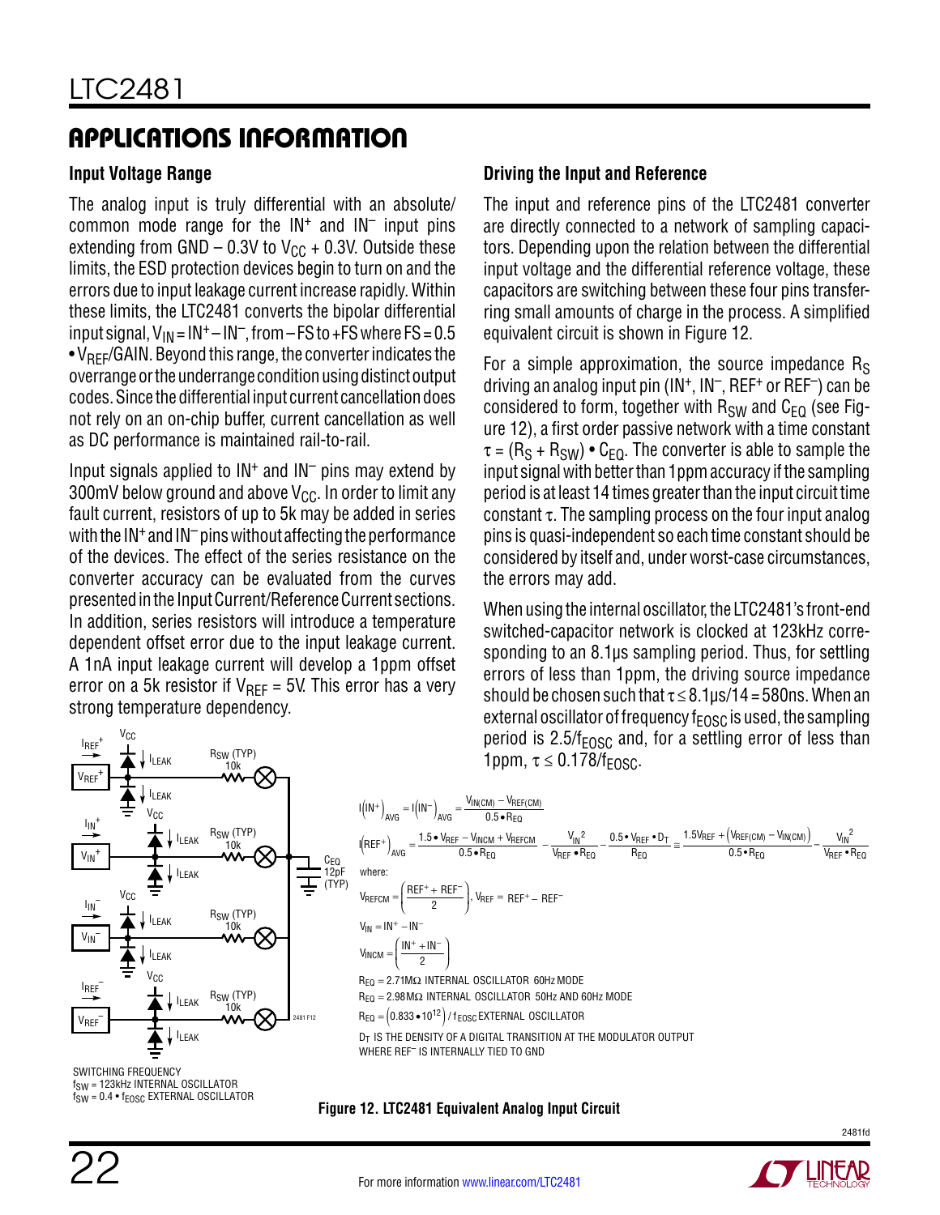## APPLICATIONS INFORMATION

### Input Voltage Range

The analog input is truly differential with an absolute/common mode range for the $IN^+$ and $IN^-$ input pins extending from GND – 0.3V to $V_{CC}$ + 0.3V. Outside these limits, the ESD protection devices begin to turn on and the errors due to input leakage current increase rapidly. Within these limits, the LTC2481 converts the bipolar differential input signal, $V_{IN} = IN^+ – IN^-$, from –FS to +FS where FS = 0.5 • $V_{REF}$/GAIN. Beyond this range, the converter indicates the overrange or the underrange condition using distinct output codes. Since the differential input current cancellation does not rely on an on-chip buffer, current cancellation as well as DC performance is maintained rail-to-rail.

Input signals applied to $IN^+$ and $IN^-$ pins may extend by 300mV below ground and above $V_{CC}$. In order to limit any fault current, resistors of up to 5k may be added in series with the $IN^+$ and $IN^-$ pins without affecting the performance of the devices. The effect of the series resistance on the converter accuracy can be evaluated from the curves presented in the Input Current/Reference Current sections. In addition, series resistors will introduce a temperature dependent offset error due to the input leakage current. A 1nA input leakage current will develop a 1ppm offset error on a 5k resistor if $V_{REF}$ = 5V. This error has a very strong temperature dependency.

### Driving the Input and Reference

The input and reference pins of the LTC2481 converter are directly connected to a network of sampling capacitors. Depending upon the relation between the differential input voltage and the differential reference voltage, these capacitors are switching between these four pins transferring small amounts of charge in the process. A simplified equivalent circuit is shown in Figure 12.

For a simple approximation, the source impedance $R_S$ driving an analog input pin ($IN^+$, $IN^-$, $REF^+$ or $REF^-$) can be considered to form, together with $R_{SW}$ and $C_{EQ}$ (see Figure 12), a first order passive network with a time constant $\tau = (R_S + R_{SW}) \cdot C_{EQ}$. The converter is able to sample the input signal with better than 1ppm accuracy if the sampling period is at least 14 times greater than the input circuit time constant $\tau$. The sampling process on the four input analog pins is quasi-independent so each time constant should be considered by itself and, under worst-case circumstances, the errors may add.

When using the internal oscillator, the LTC2481's front-end switched-capacitor network is clocked at 123kHz corresponding to an 8.1µs sampling period. Thus, for settling errors of less than 1ppm, the driving source impedance should be chosen such that $\tau \le 8.1\mu s/14 = 580ns$. When an external oscillator of frequency $f_{EOSC}$ is used, the sampling period is $2.5/f_{EOSC}$ and, for a settling error of less than 1ppm, $\tau \le 0.178/f_{EOSC}$.

$$I(IN^+)_{AVG} = I(IN^-)_{AVG} = \frac{V_{IN(CM)} - V_{REF(CM)}}{0.5 \cdot R_{EQ}}$$

$$I(REF^+)_{AVG} = \frac{1.5 \cdot V_{REF} - V_{INCM} + V_{REFCM}}{0.5 \cdot R_{EQ}} - \frac{V_{IN}^2}{V_{REF} \cdot R_{EQ}} - \frac{0.5 \cdot V_{REF} \cdot D_T}{R_{EQ}} \cong \frac{1.5V_{REF} + (V_{REF(CM)} - V_{IN(CM)})}{0.5 \cdot R_{EQ}} - \frac{V_{IN}^2}{V_{REF} \cdot R_{EQ}}$$

where:

$$V_{REFCM} = \left(\frac{REF^+ + REF^-}{2}\right), \; V_{REF} = REF^+ - REF^-$$

$$V_{IN} = IN^+ - IN^-$$

$$V_{INCM} = \left(\frac{IN^+ + IN^-}{2}\right)$$

$R_{EQ} = 2.71M\Omega$ INTERNAL OSCILLATOR 60Hz MODE

$R_{EQ} = 2.98M\Omega$ INTERNAL OSCILLATOR 50Hz AND 60Hz MODE

$R_{EQ} = (0.833 \cdot 10^{12}) / f_{EOSC}$ EXTERNAL OSCILLATOR

$D_T$ IS THE DENSITY OF A DIGITAL TRANSITION AT THE MODULATOR OUTPUT WHERE $REF^-$ IS INTERNALLY TIED TO GND

SWITCHING FREQUENCY
$f_{SW}$ = 123kHz INTERNAL OSCILLATOR
$f_{SW} = 0.4 \cdot f_{EOSC}$ EXTERNAL OSCILLATOR

**Figure 12. LTC2481 Equivalent Analog Input Circuit**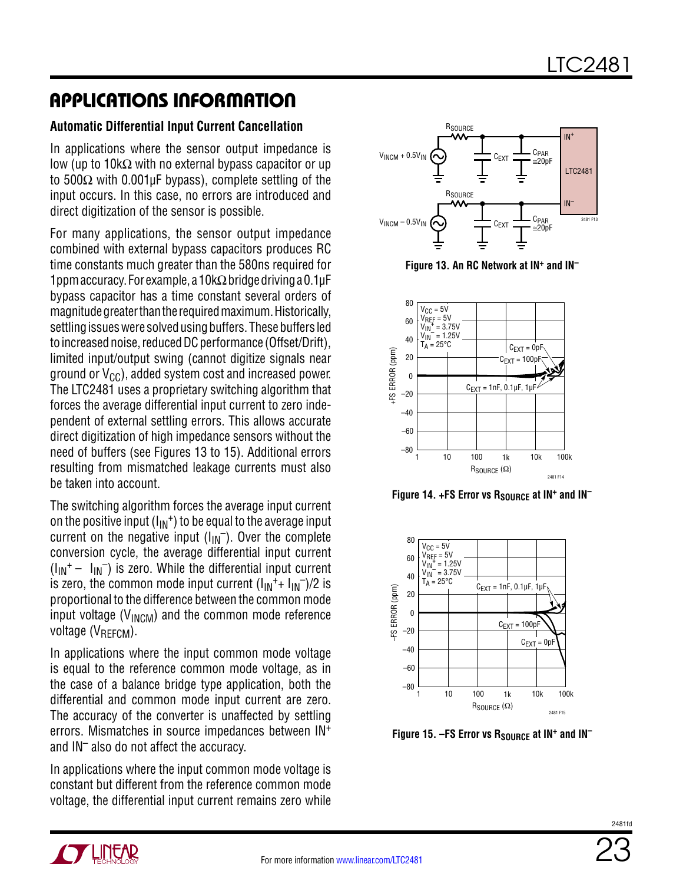## APPLICATIONS INFORMATION

### Automatic Differential Input Current Cancellation

In applications where the sensor output impedance is low (up to 10kΩ with no external bypass capacitor or up to 500Ω with 0.001µF bypass), complete settling of the input occurs. In this case, no errors are introduced and direct digitization of the sensor is possible.

For many applications, the sensor output impedance combined with external bypass capacitors produces RC time constants much greater than the 580ns required for 1ppm accuracy. For example, a 10kΩ bridge driving a 0.1µF bypass capacitor has a time constant several orders of magnitude greater than the required maximum. Historically, settling issues were solved using buffers. These buffers led to increased noise, reduced DC performance (Offset/Drift), limited input/output swing (cannot digitize signals near ground or $V_{CC}$), added system cost and increased power. The LTC2481 uses a proprietary switching algorithm that forces the average differential input current to zero independent of external settling errors. This allows accurate direct digitization of high impedance sensors without the need of buffers (see Figures 13 to 15). Additional errors resulting from mismatched leakage currents must also be taken into account.

The switching algorithm forces the average input current on the positive input ($I_{IN}^+$) to be equal to the average input current on the negative input ($I_{IN}^-$). Over the complete conversion cycle, the average differential input current ($I_{IN}^+ - I_{IN}^-$) is zero. While the differential input current is zero, the common mode input current ($I_{IN}^+ + I_{IN}^-$)/2 is proportional to the difference between the common mode input voltage ($V_{INCM}$) and the common mode reference voltage ($V_{REFCM}$).

In applications where the input common mode voltage is equal to the reference common mode voltage, as in the case of a balance bridge type application, both the differential and common mode input current are zero. The accuracy of the converter is unaffected by settling errors. Mismatches in source impedances between $IN^+$ and $IN^-$ also do not affect the accuracy.

In applications where the input common mode voltage is constant but different from the reference common mode voltage, the differential input current remains zero while

Figure 13. An RC Network at $IN^+$ and $IN^-$

Figure 14. +FS Error vs $R_{SOURCE}$ at $IN^+$ and $IN^-$

Figure 15. –FS Error vs $R_{SOURCE}$ at $IN^+$ and $IN^-$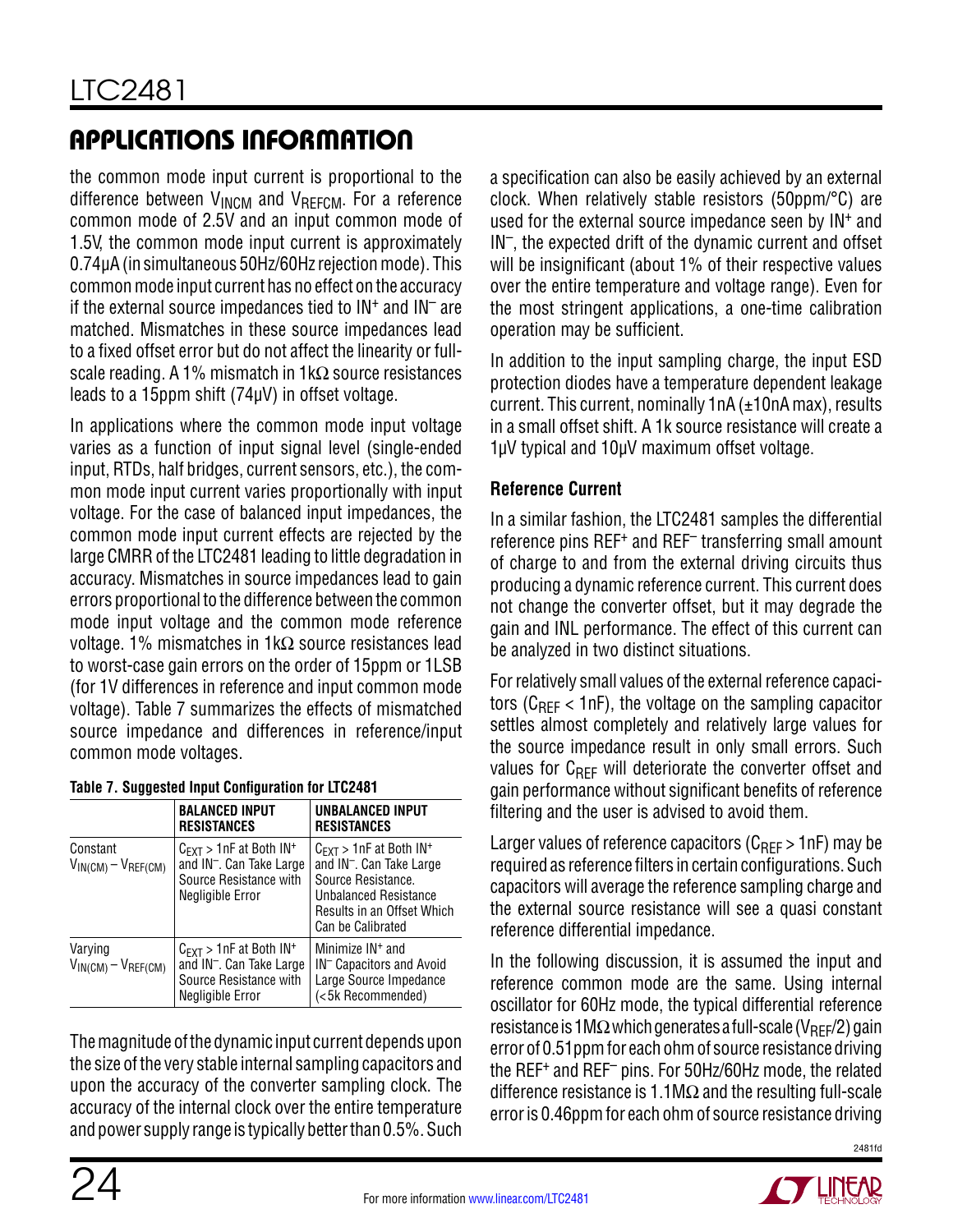## APPLICATIONS INFORMATION

the common mode input current is proportional to the difference between $V_{INCM}$ and $V_{REFCM}$. For a reference common mode of 2.5V and an input common mode of 1.5V, the common mode input current is approximately 0.74µA (in simultaneous 50Hz/60Hz rejection mode). This common mode input current has no effect on the accuracy if the external source impedances tied to $IN^+$ and $IN^-$ are matched. Mismatches in these source impedances lead to a fixed offset error but do not affect the linearity or full-scale reading. A 1% mismatch in 1kΩ source resistances leads to a 15ppm shift (74µV) in offset voltage.

In applications where the common mode input voltage varies as a function of input signal level (single-ended input, RTDs, half bridges, current sensors, etc.), the common mode input current varies proportionally with input voltage. For the case of balanced input impedances, the common mode input current effects are rejected by the large CMRR of the LTC2481 leading to little degradation in accuracy. Mismatches in source impedances lead to gain errors proportional to the difference between the common mode input voltage and the common mode reference voltage. 1% mismatches in 1kΩ source resistances lead to worst-case gain errors on the order of 15ppm or 1LSB (for 1V differences in reference and input common mode voltage). Table 7 summarizes the effects of mismatched source impedance and differences in reference/input common mode voltages.

**Table 7. Suggested Input Configuration for LTC2481**

| | BALANCED INPUT RESISTANCES | UNBALANCED INPUT RESISTANCES |
|---|---|---|
| Constant $V_{IN(CM)} - V_{REF(CM)}$ | $C_{EXT}$ > 1nF at Both $IN^+$ and $IN^-$. Can Take Large Source Resistance with Negligible Error | $C_{EXT}$ > 1nF at Both $IN^+$ and $IN^-$. Can Take Large Source Resistance. Unbalanced Resistance Results in an Offset Which Can be Calibrated |
| Varying $V_{IN(CM)} - V_{REF(CM)}$ | $C_{EXT}$ > 1nF at Both $IN^+$ and $IN^-$. Can Take Large Source Resistance with Negligible Error | Minimize $IN^+$ and $IN^-$ Capacitors and Avoid Large Source Impedance (<5k Recommended) |

The magnitude of the dynamic input current depends upon the size of the very stable internal sampling capacitors and upon the accuracy of the converter sampling clock. The accuracy of the internal clock over the entire temperature and power supply range is typically better than 0.5%. Such a specification can also be easily achieved by an external clock. When relatively stable resistors (50ppm/°C) are used for the external source impedance seen by $IN^+$ and $IN^-$, the expected drift of the dynamic current and offset will be insignificant (about 1% of their respective values over the entire temperature and voltage range). Even for the most stringent applications, a one-time calibration operation may be sufficient.

In addition to the input sampling charge, the input ESD protection diodes have a temperature dependent leakage current. This current, nominally 1nA (±10nA max), results in a small offset shift. A 1k source resistance will create a 1µV typical and 10µV maximum offset voltage.

### Reference Current

In a similar fashion, the LTC2481 samples the differential reference pins $REF^+$ and $REF^-$ transferring small amount of charge to and from the external driving circuits thus producing a dynamic reference current. This current does not change the converter offset, but it may degrade the gain and INL performance. The effect of this current can be analyzed in two distinct situations.

For relatively small values of the external reference capacitors ($C_{REF}$ < 1nF), the voltage on the sampling capacitor settles almost completely and relatively large values for the source impedance result in only small errors. Such values for $C_{REF}$ will deteriorate the converter offset and gain performance without significant benefits of reference filtering and the user is advised to avoid them.

Larger values of reference capacitors ($C_{REF}$ > 1nF) may be required as reference filters in certain configurations. Such capacitors will average the reference sampling charge and the external source resistance will see a quasi constant reference differential impedance.

In the following discussion, it is assumed the input and reference common mode are the same. Using internal oscillator for 60Hz mode, the typical differential reference resistance is 1MΩ which generates a full-scale ($V_{REF}/2$) gain error of 0.51ppm for each ohm of source resistance driving the $REF^+$ and $REF^-$ pins. For 50Hz/60Hz mode, the related difference resistance is 1.1MΩ and the resulting full-scale error is 0.46ppm for each ohm of source resistance driving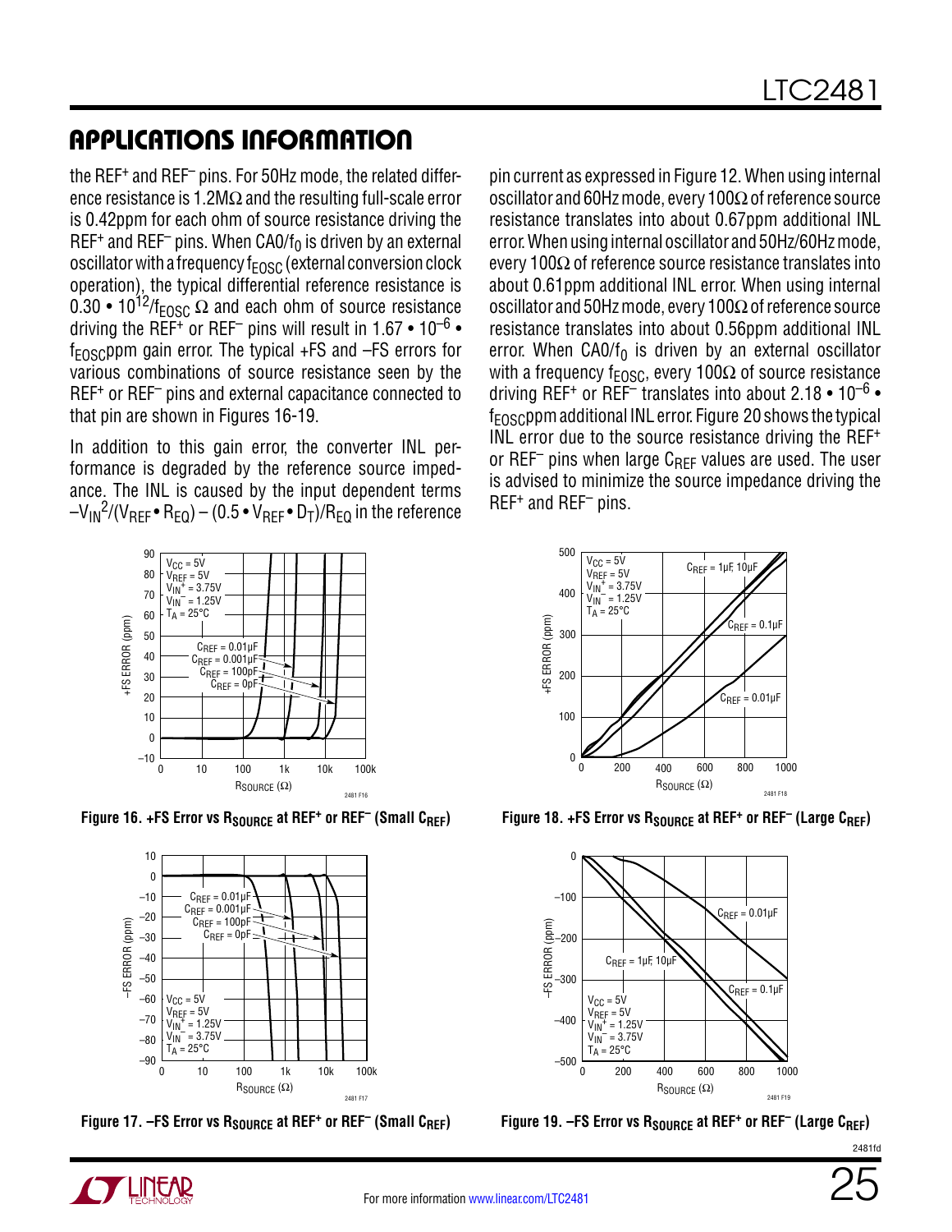## APPLICATIONS INFORMATION

the $REF^+$ and $REF^–$ pins. For 50Hz mode, the related difference resistance is 1.2MΩ and the resulting full-scale error is 0.42ppm for each ohm of source resistance driving the $REF^+$ and $REF^–$ pins. When $CA0/f_0$ is driven by an external oscillator with a frequency $f_{EOSC}$ (external conversion clock operation), the typical differential reference resistance is $0.30 \cdot 10^{12}/f_{EOSC}$ Ω and each ohm of source resistance driving the $REF^+$ or $REF^–$ pins will result in $1.67 \cdot 10^{-6} \cdot f_{EOSC}$ppm gain error. The typical +FS and –FS errors for various combinations of source resistance seen by the $REF^+$ or $REF^–$ pins and external capacitance connected to that pin are shown in Figures 16-19.

In addition to this gain error, the converter INL performance is degraded by the reference source impedance. The INL is caused by the input dependent terms $-V_{IN}^2/(V_{REF} \cdot R_{EQ}) - (0.5 \cdot V_{REF} \cdot D_T)/R_{EQ}$ in the reference pin current as expressed in Figure 12. When using internal oscillator and 60Hz mode, every 100Ω of reference source resistance translates into about 0.67ppm additional INL error. When using internal oscillator and 50Hz/60Hz mode, every 100Ω of reference source resistance translates into about 0.61ppm additional INL error. When using internal oscillator and 50Hz mode, every 100Ω of reference source resistance translates into about 0.56ppm additional INL error. When $CA0/f_0$ is driven by an external oscillator with a frequency $f_{EOSC}$, every 100Ω of source resistance driving $REF^+$ or $REF^–$ translates into about $2.18 \cdot 10^{-6} \cdot f_{EOSC}$ppm additional INL error. Figure 20 shows the typical INL error due to the source resistance driving the $REF^+$ or $REF^–$ pins when large $C_{REF}$ values are used. The user is advised to minimize the source impedance driving the $REF^+$ and $REF^–$ pins.

Figure 16. +FS Error vs $R_{SOURCE}$ at $REF^+$ or $REF^–$ (Small $C_{REF}$)

Figure 17. –FS Error vs $R_{SOURCE}$ at $REF^+$ or $REF^–$ (Small $C_{REF}$)

Figure 18. +FS Error vs $R_{SOURCE}$ at $REF^+$ or $REF^–$ (Large $C_{REF}$)

Figure 19. –FS Error vs $R_{SOURCE}$ at $REF^+$ or $REF^–$ (Large $C_{REF}$)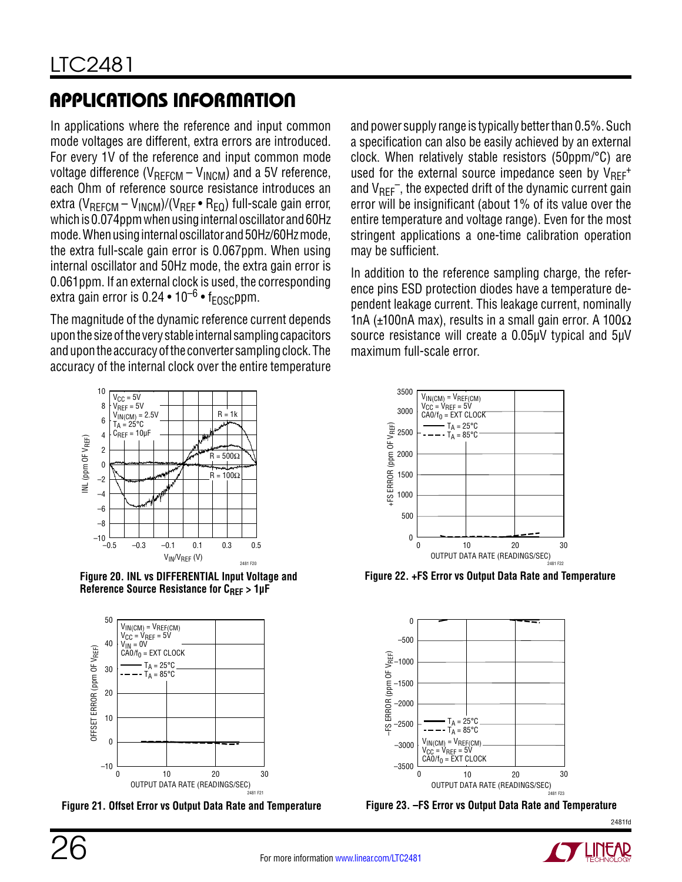## APPLICATIONS INFORMATION

In applications where the reference and input common mode voltages are different, extra errors are introduced. For every 1V of the reference and input common mode voltage difference ($V_{REFCM} – V_{INCM}$) and a 5V reference, each Ohm of reference source resistance introduces an extra ($V_{REFCM} – V_{INCM}$)/($V_{REF} • R_{EQ}$) full-scale gain error, which is 0.074ppm when using internal oscillator and 60Hz mode. When using internal oscillator and 50Hz/60Hz mode, the extra full-scale gain error is 0.067ppm. When using internal oscillator and 50Hz mode, the extra gain error is 0.061ppm. If an external clock is used, the corresponding extra gain error is $0.24 • 10^{–6} • f_{EOSC}$ppm.

The magnitude of the dynamic reference current depends upon the size of the very stable internal sampling capacitors and upon the accuracy of the converter sampling clock. The accuracy of the internal clock over the entire temperature and power supply range is typically better than 0.5%. Such a specification can also be easily achieved by an external clock. When relatively stable resistors (50ppm/°C) are used for the external source impedance seen by $V_{REF}^+$ and $V_{REF}^–$, the expected drift of the dynamic current gain error will be insignificant (about 1% of its value over the entire temperature and voltage range). Even for the most stringent applications a one-time calibration operation may be sufficient.

In addition to the reference sampling charge, the reference pins ESD protection diodes have a temperature dependent leakage current. This leakage current, nominally 1nA (±100nA max), results in a small gain error. A 100Ω source resistance will create a 0.05μV typical and 5μV maximum full-scale error.

**Figure 20. INL vs DIFFERENTIAL Input Voltage and Reference Source Resistance for $C_{REF}$ > 1μF**

**Figure 21. Offset Error vs Output Data Rate and Temperature**

**Figure 22. +FS Error vs Output Data Rate and Temperature**

**Figure 23. –FS Error vs Output Data Rate and Temperature**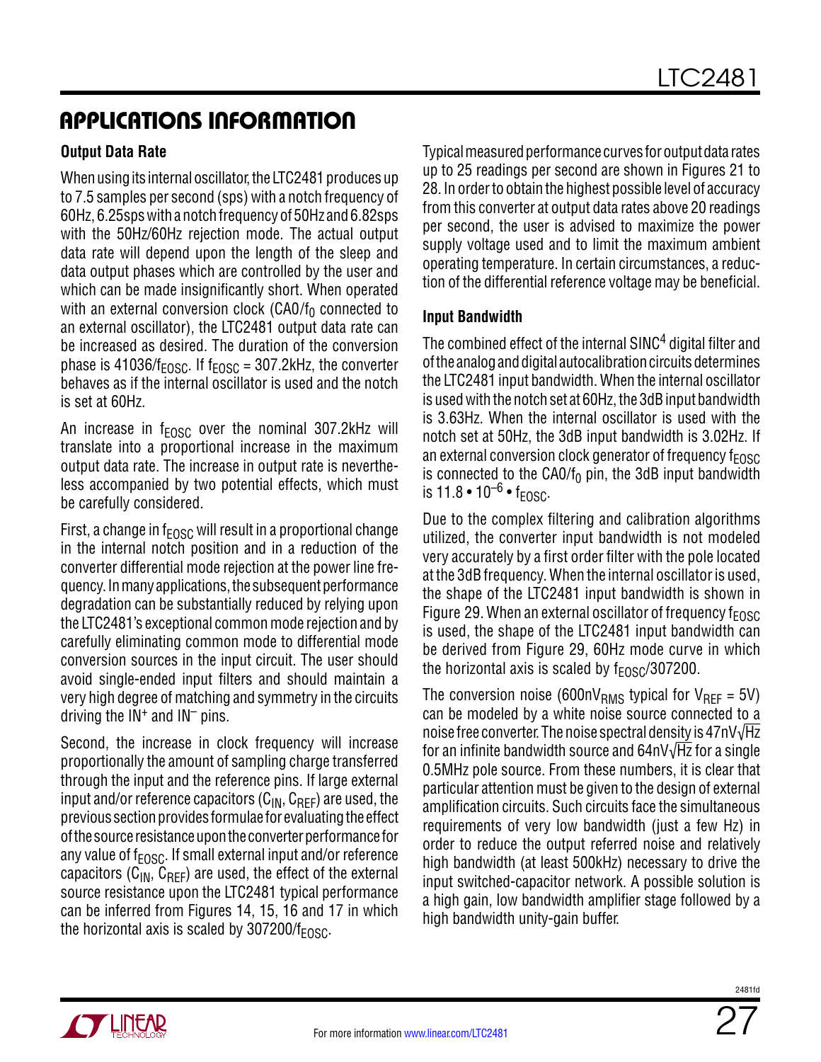## APPLICATIONS INFORMATION

### Output Data Rate

When using its internal oscillator, the LTC2481 produces up to 7.5 samples per second (sps) with a notch frequency of 60Hz, 6.25sps with a notch frequency of 50Hz and 6.82sps with the 50Hz/60Hz rejection mode. The actual output data rate will depend upon the length of the sleep and data output phases which are controlled by the user and which can be made insignificantly short. When operated with an external conversion clock ($CA0/f_0$ connected to an external oscillator), the LTC2481 output data rate can be increased as desired. The duration of the conversion phase is $41036/f_{EOSC}$. If $f_{EOSC}$ = 307.2kHz, the converter behaves as if the internal oscillator is used and the notch is set at 60Hz.

An increase in $f_{EOSC}$ over the nominal 307.2kHz will translate into a proportional increase in the maximum output data rate. The increase in output rate is nevertheless accompanied by two potential effects, which must be carefully considered.

First, a change in $f_{EOSC}$ will result in a proportional change in the internal notch position and in a reduction of the converter differential mode rejection at the power line frequency. In many applications, the subsequent performance degradation can be substantially reduced by relying upon the LTC2481's exceptional common mode rejection and by carefully eliminating common mode to differential mode conversion sources in the input circuit. The user should avoid single-ended input filters and should maintain a very high degree of matching and symmetry in the circuits driving the $IN^+$ and $IN^–$ pins.

Second, the increase in clock frequency will increase proportionally the amount of sampling charge transferred through the input and the reference pins. If large external input and/or reference capacitors ($C_{IN}$, $C_{REF}$) are used, the previous section provides formulae for evaluating the effect of the source resistance upon the converter performance for any value of $f_{EOSC}$. If small external input and/or reference capacitors ($C_{IN}$, $C_{REF}$) are used, the effect of the external source resistance upon the LTC2481 typical performance can be inferred from Figures 14, 15, 16 and 17 in which the horizontal axis is scaled by $307200/f_{EOSC}$.

Typical measured performance curves for output data rates up to 25 readings per second are shown in Figures 21 to 28. In order to obtain the highest possible level of accuracy from this converter at output data rates above 20 readings per second, the user is advised to maximize the power supply voltage used and to limit the maximum ambient operating temperature. In certain circumstances, a reduction of the differential reference voltage may be beneficial.

### Input Bandwidth

The combined effect of the internal $SINC^4$ digital filter and of the analog and digital autocalibration circuits determines the LTC2481 input bandwidth. When the internal oscillator is used with the notch set at 60Hz, the 3dB input bandwidth is 3.63Hz. When the internal oscillator is used with the notch set at 50Hz, the 3dB input bandwidth is 3.02Hz. If an external conversion clock generator of frequency $f_{EOSC}$ is connected to the $CA0/f_0$ pin, the 3dB input bandwidth is $11.8 \cdot 10^{-6} \cdot f_{EOSC}$.

Due to the complex filtering and calibration algorithms utilized, the converter input bandwidth is not modeled very accurately by a first order filter with the pole located at the 3dB frequency. When the internal oscillator is used, the shape of the LTC2481 input bandwidth is shown in Figure 29. When an external oscillator of frequency $f_{EOSC}$ is used, the shape of the LTC2481 input bandwidth can be derived from Figure 29, 60Hz mode curve in which the horizontal axis is scaled by $f_{EOSC}/307200$.

The conversion noise ($600nV_{RMS}$ typical for $V_{REF}$ = 5V) can be modeled by a white noise source connected to a noise free converter. The noise spectral density is $47nV\sqrt{Hz}$ for an infinite bandwidth source and $64nV\sqrt{Hz}$ for a single 0.5MHz pole source. From these numbers, it is clear that particular attention must be given to the design of external amplification circuits. Such circuits face the simultaneous requirements of very low bandwidth (just a few Hz) in order to reduce the output referred noise and relatively high bandwidth (at least 500kHz) necessary to drive the input switched-capacitor network. A possible solution is a high gain, low bandwidth amplifier stage followed by a high bandwidth unity-gain buffer.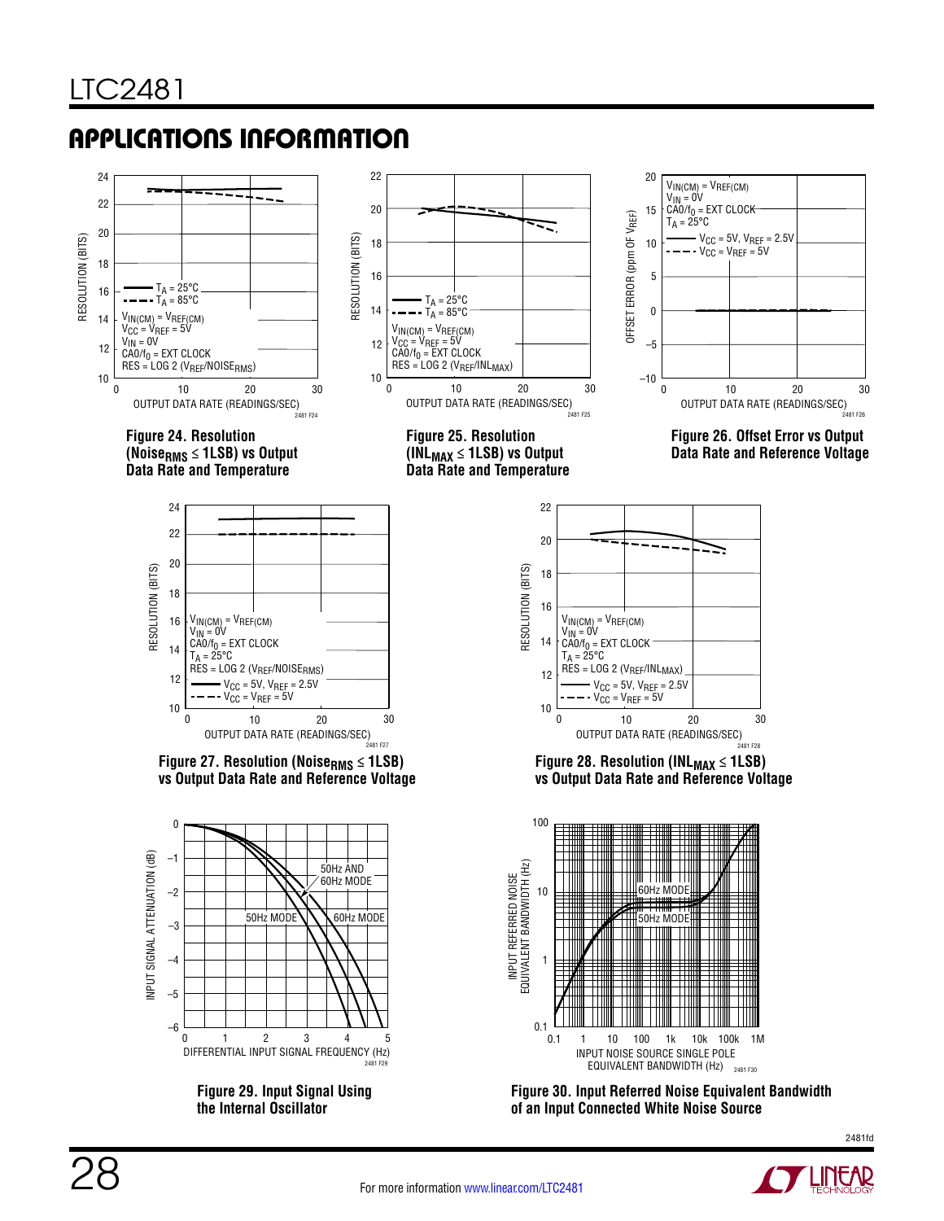## APPLICATIONS INFORMATION

Figure 24. Resolution ($Noise_{RMS} \le 1LSB$) vs Output Data Rate and Temperature

Figure 25. Resolution ($INL_{MAX} \le 1LSB$) vs Output Data Rate and Temperature

Figure 26. Offset Error vs Output Data Rate and Reference Voltage

Figure 27. Resolution ($Noise_{RMS} \le 1LSB$) vs Output Data Rate and Reference Voltage

Figure 28. Resolution ($INL_{MAX} \le 1LSB$) vs Output Data Rate and Reference Voltage

Figure 29. Input Signal Using the Internal Oscillator

Figure 30. Input Referred Noise Equivalent Bandwidth of an Input Connected White Noise Source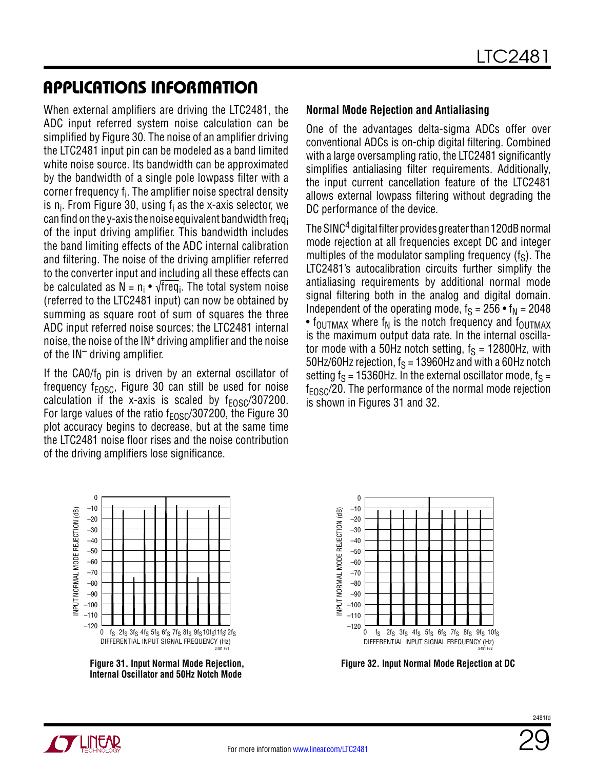## APPLICATIONS INFORMATION

When external amplifiers are driving the LTC2481, the ADC input referred system noise calculation can be simplified by Figure 30. The noise of an amplifier driving the LTC2481 input pin can be modeled as a band limited white noise source. Its bandwidth can be approximated by the bandwidth of a single pole lowpass filter with a corner frequency $f_i$. The amplifier noise spectral density is $n_i$. From Figure 30, using $f_i$ as the x-axis selector, we can find on the y-axis the noise equivalent bandwidth $freq_i$ of the input driving amplifier. This bandwidth includes the band limiting effects of the ADC internal calibration and filtering. The noise of the driving amplifier referred to the converter input and including all these effects can be calculated as $N = n_i \bullet \sqrt{freq_i}$. The total system noise (referred to the LTC2481 input) can now be obtained by summing as square root of sum of squares the three ADC input referred noise sources: the LTC2481 internal noise, the noise of the $IN^+$ driving amplifier and the noise of the $IN^-$ driving amplifier.

If the CA0/$f_0$ pin is driven by an external oscillator of frequency $f_{EOSC}$, Figure 30 can still be used for noise calculation if the x-axis is scaled by $f_{EOSC}/307200$. For large values of the ratio $f_{EOSC}/307200$, the Figure 30 plot accuracy begins to decrease, but at the same time the LTC2481 noise floor rises and the noise contribution of the driving amplifiers lose significance.

### Normal Mode Rejection and Antialiasing

One of the advantages delta-sigma ADCs offer over conventional ADCs is on-chip digital filtering. Combined with a large oversampling ratio, the LTC2481 significantly simplifies antialiasing filter requirements. Additionally, the input current cancellation feature of the LTC2481 allows external lowpass filtering without degrading the DC performance of the device.

The SINC[4] digital filter provides greater than 120dB normal mode rejection at all frequencies except DC and integer multiples of the modulator sampling frequency ($f_S$). The LTC2481's autocalibration circuits further simplify the antialiasing requirements by additional normal mode signal filtering both in the analog and digital domain. Independent of the operating mode, $f_S = 256 \bullet f_N = 2048 \bullet f_{OUTMAX}$ where $f_N$ is the notch frequency and $f_{OUTMAX}$ is the maximum output data rate. In the internal oscillator mode with a 50Hz notch setting, $f_S$ = 12800Hz, with 50Hz/60Hz rejection, $f_S$ = 13960Hz and with a 60Hz notch setting $f_S$ = 15360Hz. In the external oscillator mode, $f_S = f_{EOSC}/20$. The performance of the normal mode rejection is shown in Figures 31 and 32.

Figure 31. Input Normal Mode Rejection, Internal Oscillator and 50Hz Notch Mode

Figure 32. Input Normal Mode Rejection at DC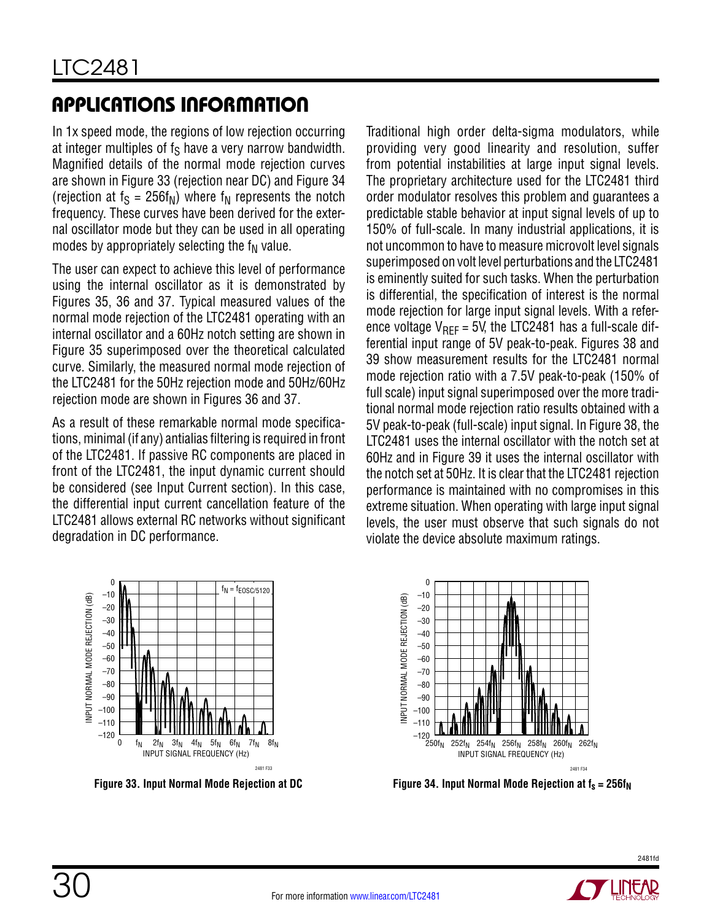## APPLICATIONS INFORMATION

In 1x speed mode, the regions of low rejection occurring at integer multiples of $f_S$ have a very narrow bandwidth. Magnified details of the normal mode rejection curves are shown in Figure 33 (rejection near DC) and Figure 34 (rejection at $f_S = 256f_N$) where $f_N$ represents the notch frequency. These curves have been derived for the external oscillator mode but they can be used in all operating modes by appropriately selecting the $f_N$ value.

The user can expect to achieve this level of performance using the internal oscillator as it is demonstrated by Figures 35, 36 and 37. Typical measured values of the normal mode rejection of the LTC2481 operating with an internal oscillator and a 60Hz notch setting are shown in Figure 35 superimposed over the theoretical calculated curve. Similarly, the measured normal mode rejection of the LTC2481 for the 50Hz rejection mode and 50Hz/60Hz rejection mode are shown in Figures 36 and 37.

As a result of these remarkable normal mode specifications, minimal (if any) antialias filtering is required in front of the LTC2481. If passive RC components are placed in front of the LTC2481, the input dynamic current should be considered (see Input Current section). In this case, the differential input current cancellation feature of the LTC2481 allows external RC networks without significant degradation in DC performance.

Traditional high order delta-sigma modulators, while providing very good linearity and resolution, suffer from potential instabilities at large input signal levels. The proprietary architecture used for the LTC2481 third order modulator resolves this problem and guarantees a predictable stable behavior at input signal levels of up to 150% of full-scale. In many industrial applications, it is not uncommon to have to measure microvolt level signals superimposed on volt level perturbations and the LTC2481 is eminently suited for such tasks. When the perturbation is differential, the specification of interest is the normal mode rejection for large input signal levels. With a reference voltage $V_{REF} = 5V$, the LTC2481 has a full-scale differential input range of 5V peak-to-peak. Figures 38 and 39 show measurement results for the LTC2481 normal mode rejection ratio with a 7.5V peak-to-peak (150% of full scale) input signal superimposed over the more traditional normal mode rejection ratio results obtained with a 5V peak-to-peak (full-scale) input signal. In Figure 38, the LTC2481 uses the internal oscillator with the notch set at 60Hz and in Figure 39 it uses the internal oscillator with the notch set at 50Hz. It is clear that the LTC2481 rejection performance is maintained with no compromises in this extreme situation. When operating with large input signal levels, the user must observe that such signals do not violate the device absolute maximum ratings.

**Figure 33. Input Normal Mode Rejection at DC**

**Figure 34. Input Normal Mode Rejection at $f_S = 256f_N$**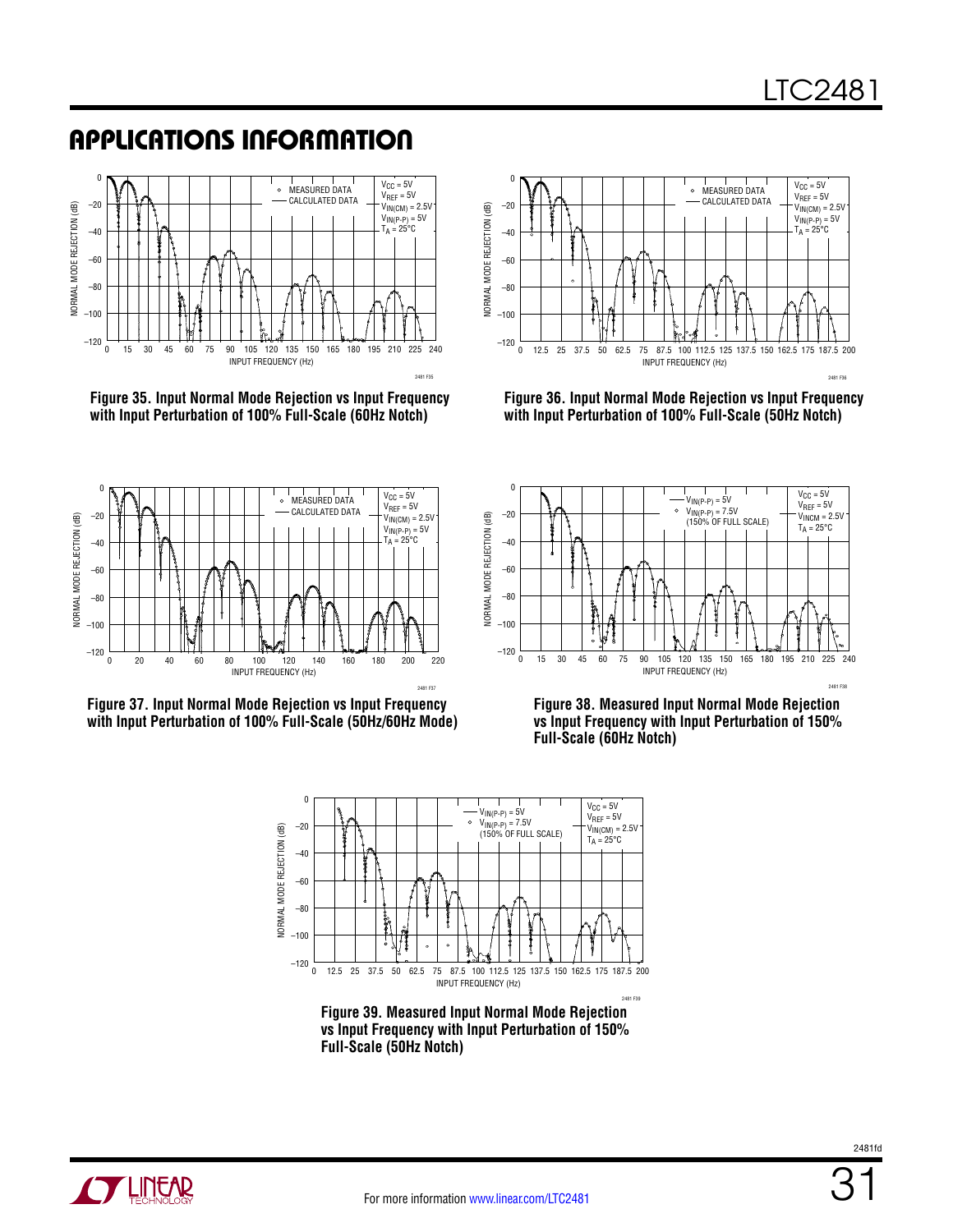## APPLICATIONS INFORMATION

Figure 35. Input Normal Mode Rejection vs Input Frequency with Input Perturbation of 100% Full-Scale (60Hz Notch)

Figure 36. Input Normal Mode Rejection vs Input Frequency with Input Perturbation of 100% Full-Scale (50Hz Notch)

Figure 37. Input Normal Mode Rejection vs Input Frequency with Input Perturbation of 100% Full-Scale (50Hz/60Hz Mode)

Figure 38. Measured Input Normal Mode Rejection vs Input Frequency with Input Perturbation of 150% Full-Scale (60Hz Notch)

Figure 39. Measured Input Normal Mode Rejection vs Input Frequency with Input Perturbation of 150% Full-Scale (50Hz Notch)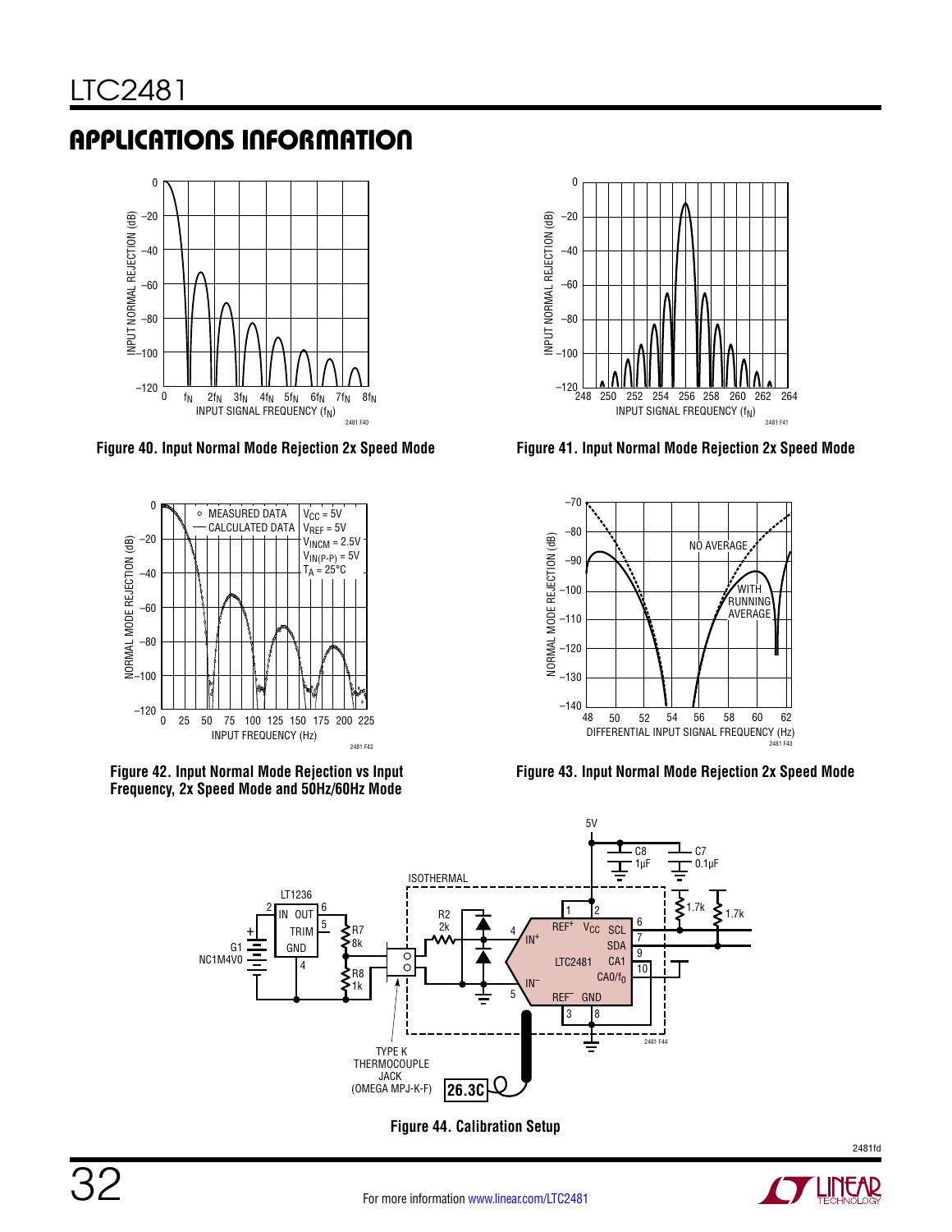## APPLICATIONS INFORMATION

Figure 40. Input Normal Mode Rejection 2x Speed Mode

Figure 41. Input Normal Mode Rejection 2x Speed Mode

Figure 42. Input Normal Mode Rejection vs Input Frequency, 2x Speed Mode and 50Hz/60Hz Mode

Figure 43. Input Normal Mode Rejection 2x Speed Mode

Figure 44. Calibration Setup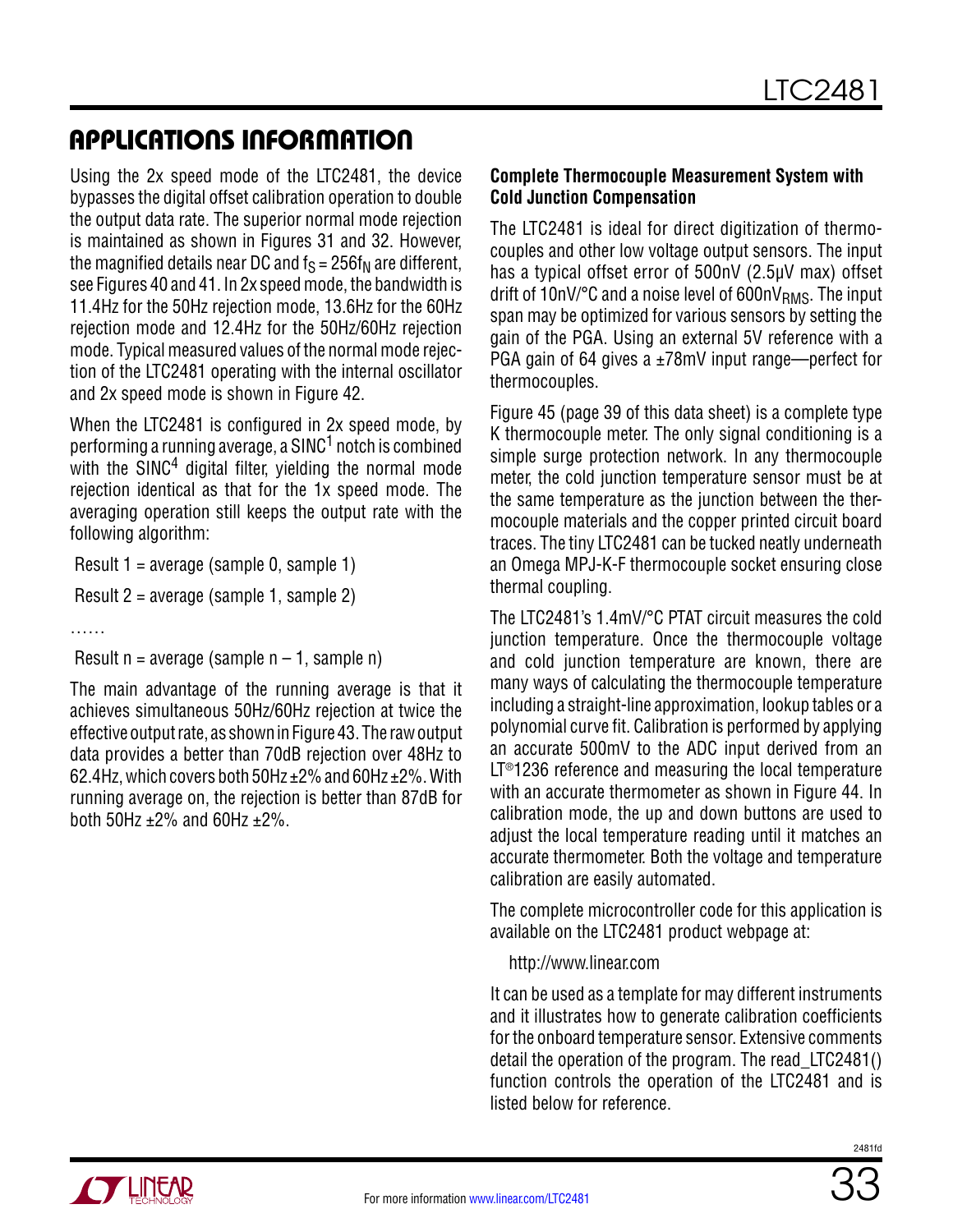## APPLICATIONS INFORMATION

Using the 2x speed mode of the LTC2481, the device bypasses the digital offset calibration operation to double the output data rate. The superior normal mode rejection is maintained as shown in Figures 31 and 32. However, the magnified details near DC and $f_S = 256f_N$ are different, see Figures 40 and 41. In 2x speed mode, the bandwidth is 11.4Hz for the 50Hz rejection mode, 13.6Hz for the 60Hz rejection mode and 12.4Hz for the 50Hz/60Hz rejection mode. Typical measured values of the normal mode rejection of the LTC2481 operating with the internal oscillator and 2x speed mode is shown in Figure 42.

When the LTC2481 is configured in 2x speed mode, by performing a running average, a $SINC^1$ notch is combined with the $SINC^4$ digital filter, yielding the normal mode rejection identical as that for the 1x speed mode. The averaging operation still keeps the output rate with the following algorithm:

Result 1 = average (sample 0, sample 1)

Result 2 = average (sample 1, sample 2)

……

Result n = average (sample n – 1, sample n)

The main advantage of the running average is that it achieves simultaneous 50Hz/60Hz rejection at twice the effective output rate, as shown in Figure 43. The raw output data provides a better than 70dB rejection over 48Hz to 62.4Hz, which covers both 50Hz ±2% and 60Hz ±2%. With running average on, the rejection is better than 87dB for both 50Hz ±2% and 60Hz ±2%.

### Complete Thermocouple Measurement System with Cold Junction Compensation

The LTC2481 is ideal for direct digitization of thermocouples and other low voltage output sensors. The input has a typical offset error of 500nV (2.5μV max) offset drift of 10nV/°C and a noise level of $600nV_{RMS}$. The input span may be optimized for various sensors by setting the gain of the PGA. Using an external 5V reference with a PGA gain of 64 gives a ±78mV input range—perfect for thermocouples.

Figure 45 (page 39 of this data sheet) is a complete type K thermocouple meter. The only signal conditioning is a simple surge protection network. In any thermocouple meter, the cold junction temperature sensor must be at the same temperature as the junction between the thermocouple materials and the copper printed circuit board traces. The tiny LTC2481 can be tucked neatly underneath an Omega MPJ-K-F thermocouple socket ensuring close thermal coupling.

The LTC2481's 1.4mV/°C PTAT circuit measures the cold junction temperature. Once the thermocouple voltage and cold junction temperature are known, there are many ways of calculating the thermocouple temperature including a straight-line approximation, lookup tables or a polynomial curve fit. Calibration is performed by applying an accurate 500mV to the ADC input derived from an LT®1236 reference and measuring the local temperature with an accurate thermometer as shown in Figure 44. In calibration mode, the up and down buttons are used to adjust the local temperature reading until it matches an accurate thermometer. Both the voltage and temperature calibration are easily automated.

The complete microcontroller code for this application is available on the LTC2481 product webpage at:

http://www.linear.com

It can be used as a template for may different instruments and it illustrates how to generate calibration coefficients for the onboard temperature sensor. Extensive comments detail the operation of the program. The read_LTC2481() function controls the operation of the LTC2481 and is listed below for reference.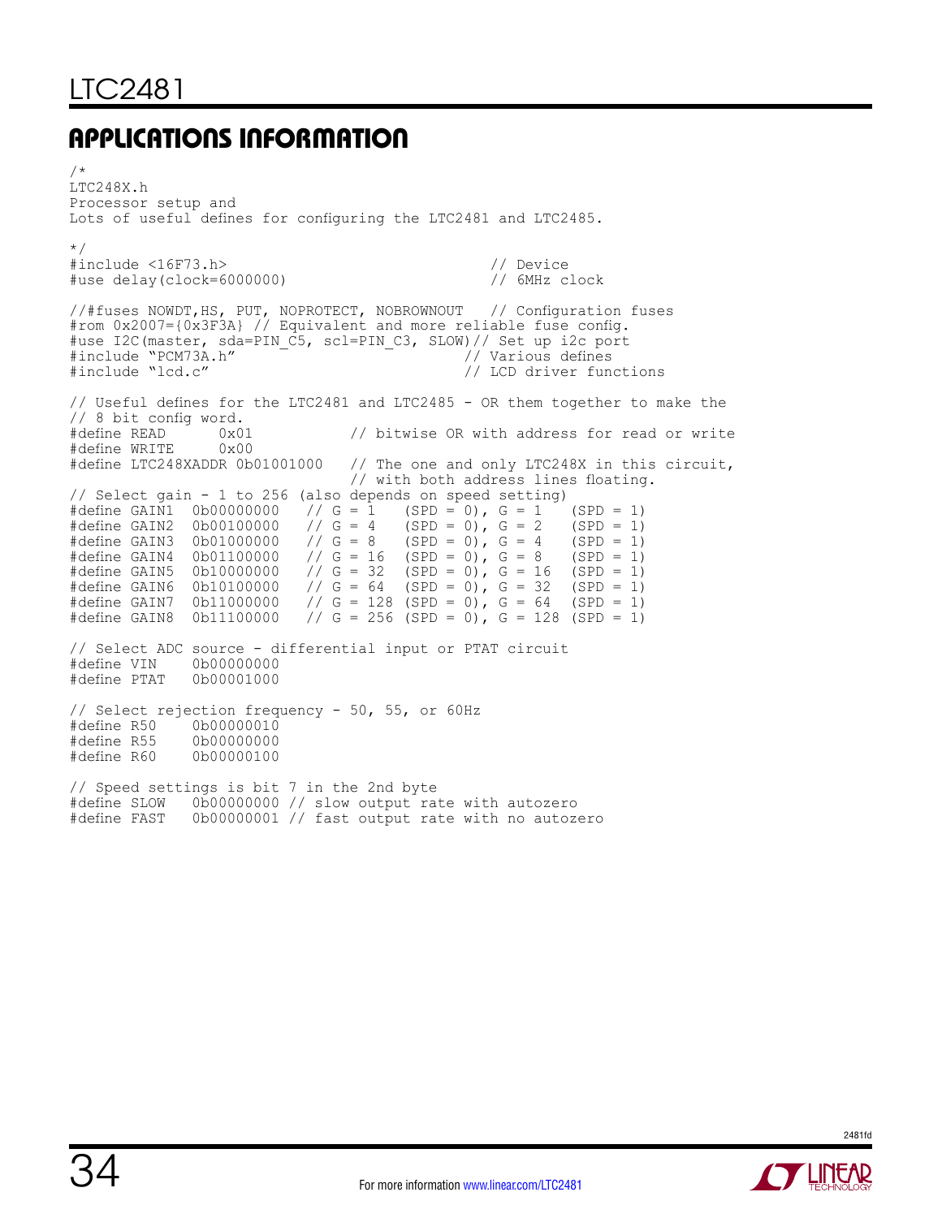## APPLICATIONS INFORMATION

```
/*
LTC248X.h
Processor setup and
Lots of useful defines for configuring the LTC2481 and LTC2485.

*/
#include <16F73.h>                                  // Device
#use delay(clock=6000000)                          // 6MHz clock

//#fuses NOWDT,HS, PUT, NOPROTECT, NOBROWNOUT   // Configuration fuses
#rom 0x2007={0x3F3A} // Equivalent and more reliable fuse config.
#use I2C(master, sda=PIN_C5, scl=PIN_C3, SLOW)// Set up i2c port
#include “PCM73A.h”                              // Various defines
#include “lcd.c”                                 // LCD driver functions

// Useful defines for the LTC2481 and LTC2485 - OR them together to make the
// 8 bit config word.
#define READ      0x01           // bitwise OR with address for read or write
#define WRITE     0x00
#define LTC248XADDR 0b01001000   // The one and only LTC248X in this circuit,
                                 // with both address lines floating.
// Select gain - 1 to 256 (also depends on speed setting)
#define GAIN1  0b00000000   // G = 1   (SPD = 0), G = 1   (SPD = 1)
#define GAIN2  0b00100000   // G = 4   (SPD = 0), G = 2   (SPD = 1)
#define GAIN3  0b01000000   // G = 8   (SPD = 0), G = 4   (SPD = 1)
#define GAIN4  0b01100000   // G = 16  (SPD = 0), G = 8   (SPD = 1)
#define GAIN5  0b10000000   // G = 32  (SPD = 0), G = 16  (SPD = 1)
#define GAIN6  0b10100000   // G = 64  (SPD = 0), G = 32  (SPD = 1)
#define GAIN7  0b11000000   // G = 128 (SPD = 0), G = 64  (SPD = 1)
#define GAIN8  0b11100000   // G = 256 (SPD = 0), G = 128 (SPD = 1)

// Select ADC source - differential input or PTAT circuit
#define VIN    0b00000000
#define PTAT   0b00001000

// Select rejection frequency - 50, 55, or 60Hz
#define R50    0b00000010
#define R55    0b00000000
#define R60    0b00000100

// Speed settings is bit 7 in the 2nd byte
#define SLOW   0b00000000 // slow output rate with autozero
#define FAST   0b00000001 // fast output rate with no autozero
```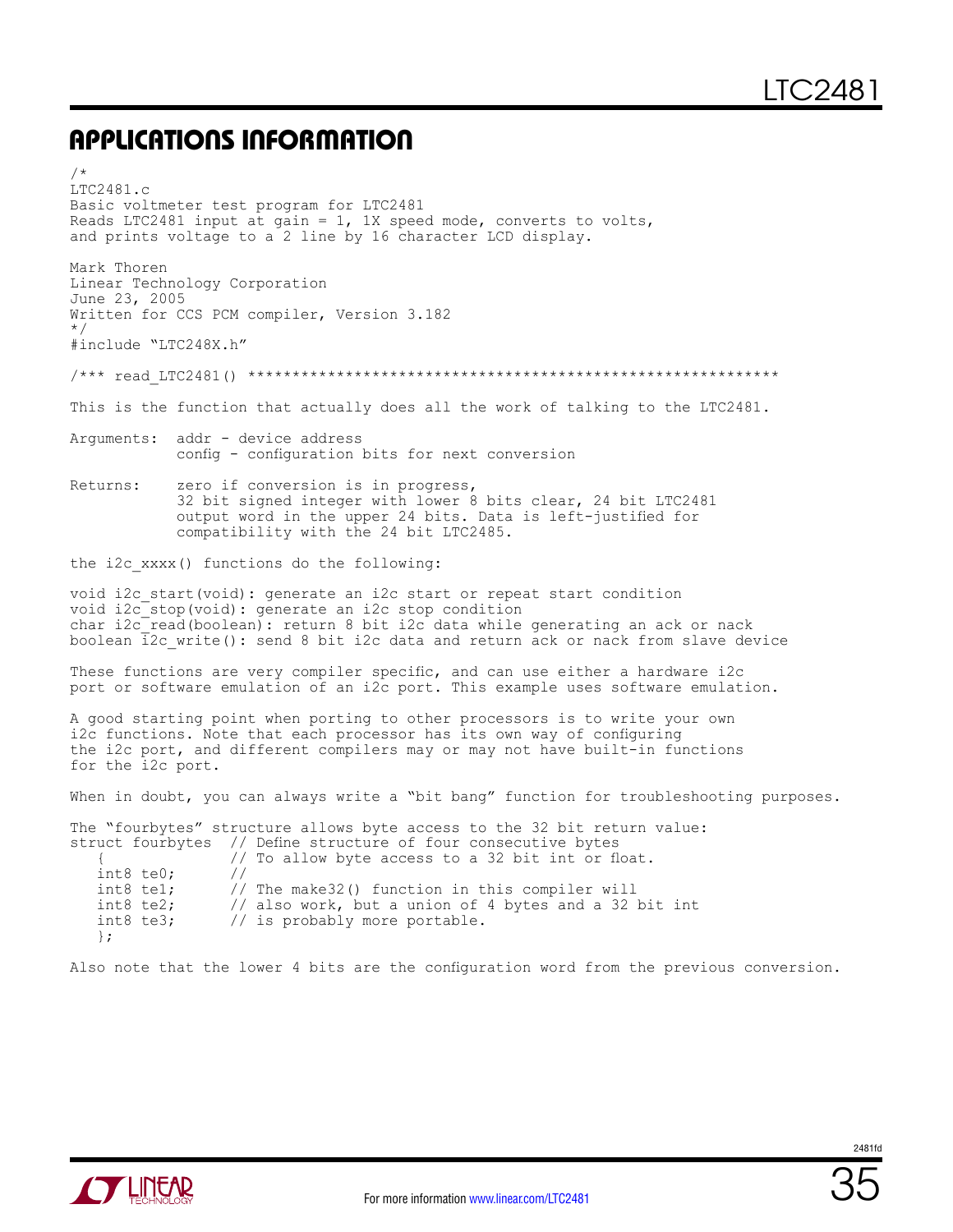## APPLICATIONS INFORMATION

```
/*
LTC2481.c
Basic voltmeter test program for LTC2481
Reads LTC2481 input at gain = 1, 1X speed mode, converts to volts,
and prints voltage to a 2 line by 16 character LCD display.

Mark Thoren
Linear Technology Corporation
June 23, 2005
Written for CCS PCM compiler, Version 3.182
*/
#include "LTC248X.h"

/*** read_LTC2481() ************************************************************

This is the function that actually does all the work of talking to the LTC2481.

Arguments:  addr - device address
            config - configuration bits for next conversion

Returns:    zero if conversion is in progress,
            32 bit signed integer with lower 8 bits clear, 24 bit LTC2481
            output word in the upper 24 bits. Data is left-justified for
            compatibility with the 24 bit LTC2485.

the i2c_xxxx() functions do the following:

void i2c_start(void): generate an i2c start or repeat start condition
void i2c_stop(void): generate an i2c stop condition
char i2c_read(boolean): return 8 bit i2c data while generating an ack or nack
boolean i2c_write(): send 8 bit i2c data and return ack or nack from slave device

These functions are very compiler specific, and can use either a hardware i2c
port or software emulation of an i2c port. This example uses software emulation.

A good starting point when porting to other processors is to write your own
i2c functions. Note that each processor has its own way of configuring
the i2c port, and different compilers may or may not have built-in functions
for the i2c port.

When in doubt, you can always write a "bit bang" function for troubleshooting purposes.

The "fourbytes" structure allows byte access to the 32 bit return value:
struct fourbytes  // Define structure of four consecutive bytes
   {              // To allow byte access to a 32 bit int or float.
   int8 te0;      //
   int8 te1;      // The make32() function in this compiler will
   int8 te2;      // also work, but a union of 4 bytes and a 32 bit int
   int8 te3;      // is probably more portable.
   };

Also note that the lower 4 bits are the configuration word from the previous conversion.
```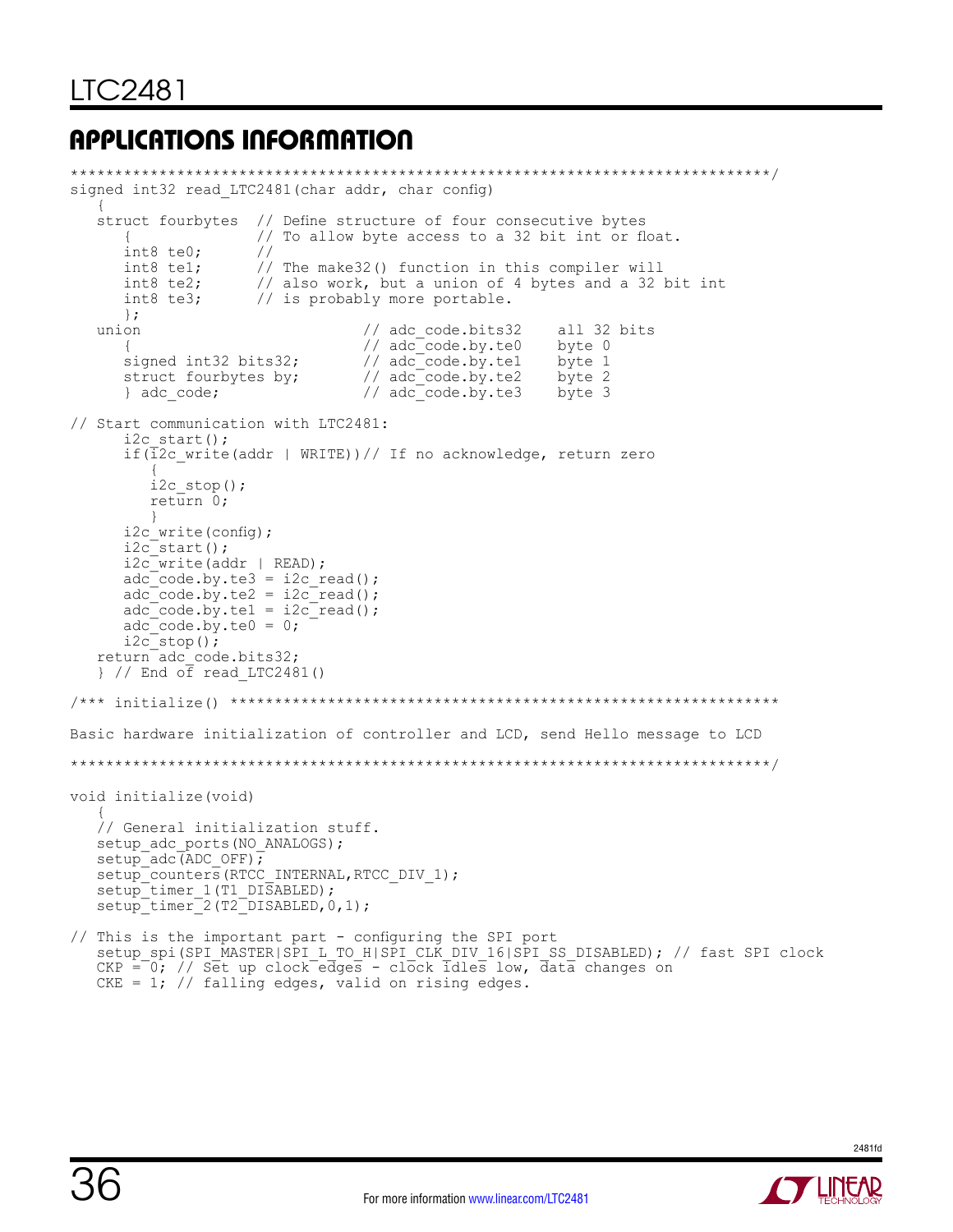## APPLICATIONS INFORMATION

```
*****************************************************************************/
signed int32 read_LTC2481(char addr, char config)
   {
   struct fourbytes  // Define structure of four consecutive bytes
      {              // To allow byte access to a 32 bit int or float.
      int8 te0;      //
      int8 te1;      // The make32() function in this compiler will
      int8 te2;      // also work, but a union of 4 bytes and a 32 bit int
      int8 te3;      // is probably more portable.
      };
   union                         // adc_code.bits32    all 32 bits
      {                          // adc_code.by.te0    byte 0
      signed int32 bits32;       // adc_code.by.te1    byte 1
      struct fourbytes by;       // adc_code.by.te2    byte 2
      } adc_code;                // adc_code.by.te3    byte 3

// Start communication with LTC2481:
      i2c_start();
      if(i2c_write(addr | WRITE))// If no acknowledge, return zero
         {
         i2c_stop();
         return 0;
         }
      i2c_write(config);
      i2c_start();
      i2c_write(addr | READ);
      adc_code.by.te3 = i2c_read();
      adc_code.by.te2 = i2c_read();
      adc_code.by.te1 = i2c_read();
      adc_code.by.te0 = 0;
      i2c_stop();
   return adc_code.bits32;
   } // End of read_LTC2481()

/*** initialize() **************************************************************

Basic hardware initialization of controller and LCD, send Hello message to LCD

*****************************************************************************/

void initialize(void)
   {
   // General initialization stuff.
   setup_adc_ports(NO_ANALOGS);
   setup_adc(ADC_OFF);
   setup_counters(RTCC_INTERNAL,RTCC_DIV_1);
   setup_timer_1(T1_DISABLED);
   setup_timer_2(T2_DISABLED,0,1);

// This is the important part - configuring the SPI port
   setup_spi(SPI_MASTER|SPI_L_TO_H|SPI_CLK_DIV_16|SPI_SS_DISABLED); // fast SPI clock
   CKP = 0; // Set up clock edges - clock idles low, data changes on
   CKE = 1; // falling edges, valid on rising edges.
```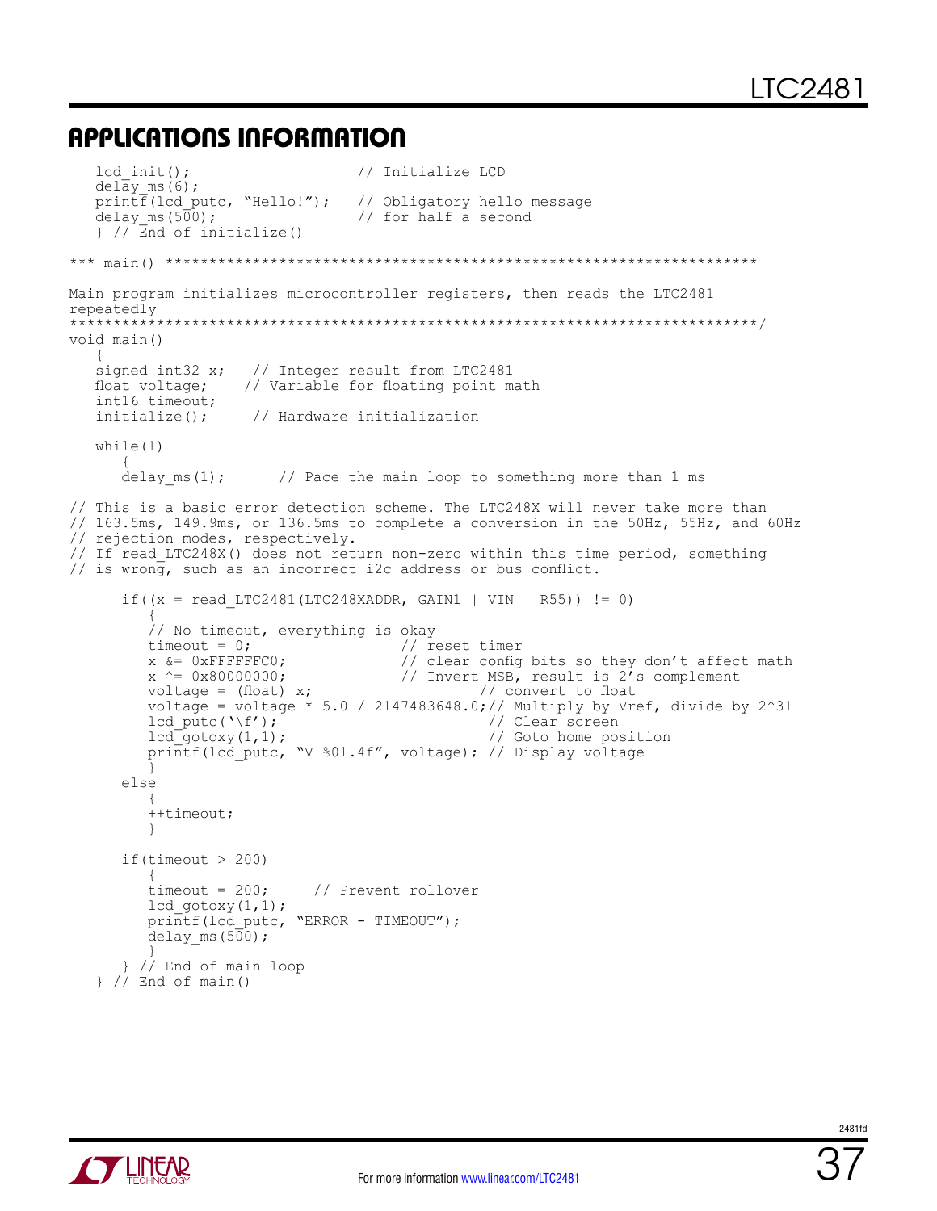## APPLICATIONS INFORMATION

```
   lcd_init();                    // Initialize LCD
   delay_ms(6);
   printf(lcd_putc, "Hello!");    // Obligatory hello message
   delay_ms(500);                 // for half a second
   } // End of initialize()

*** main() *******************************************************************

Main program initializes microcontroller registers, then reads the LTC2481
repeatedly
*****************************************************************************/
void main()
   {
   signed int32 x;   // Integer result from LTC2481
   float voltage;   // Variable for floating point math
   int16 timeout;
   initialize();     // Hardware initialization

   while(1)
      {
      delay_ms(1);      // Pace the main loop to something more than 1 ms

// This is a basic error detection scheme. The LTC248X will never take more than
// 163.5ms, 149.9ms, or 136.5ms to complete a conversion in the 50Hz, 55Hz, and 60Hz
// rejection modes, respectively.
// If read_LTC248X() does not return non-zero within this time period, something
// is wrong, such as an incorrect i2c address or bus conflict.

      if((x = read_LTC2481(LTC248XADDR, GAIN1 | VIN | R55)) != 0)
         {
         // No timeout, everything is okay
         timeout = 0;                 // reset timer
         x &= 0xFFFFFFC0;             // clear config bits so they don't affect math
         x ^= 0x80000000;             // Invert MSB, result is 2's complement
         voltage = (float) x;                  // convert to float
         voltage = voltage * 5.0 / 2147483648.0;// Multiply by Vref, divide by 2^31
         lcd_putc('\f');                        // Clear screen
         lcd_gotoxy(1,1);                       // Goto home position
         printf(lcd_putc, "V %01.4f", voltage); // Display voltage
         }
      else
         {
         ++timeout;
         }

      if(timeout > 200)
         {
         timeout = 200;     // Prevent rollover
         lcd_gotoxy(1,1);
         printf(lcd_putc, "ERROR - TIMEOUT");
         delay_ms(500);
         }
      } // End of main loop
   } // End of main()
```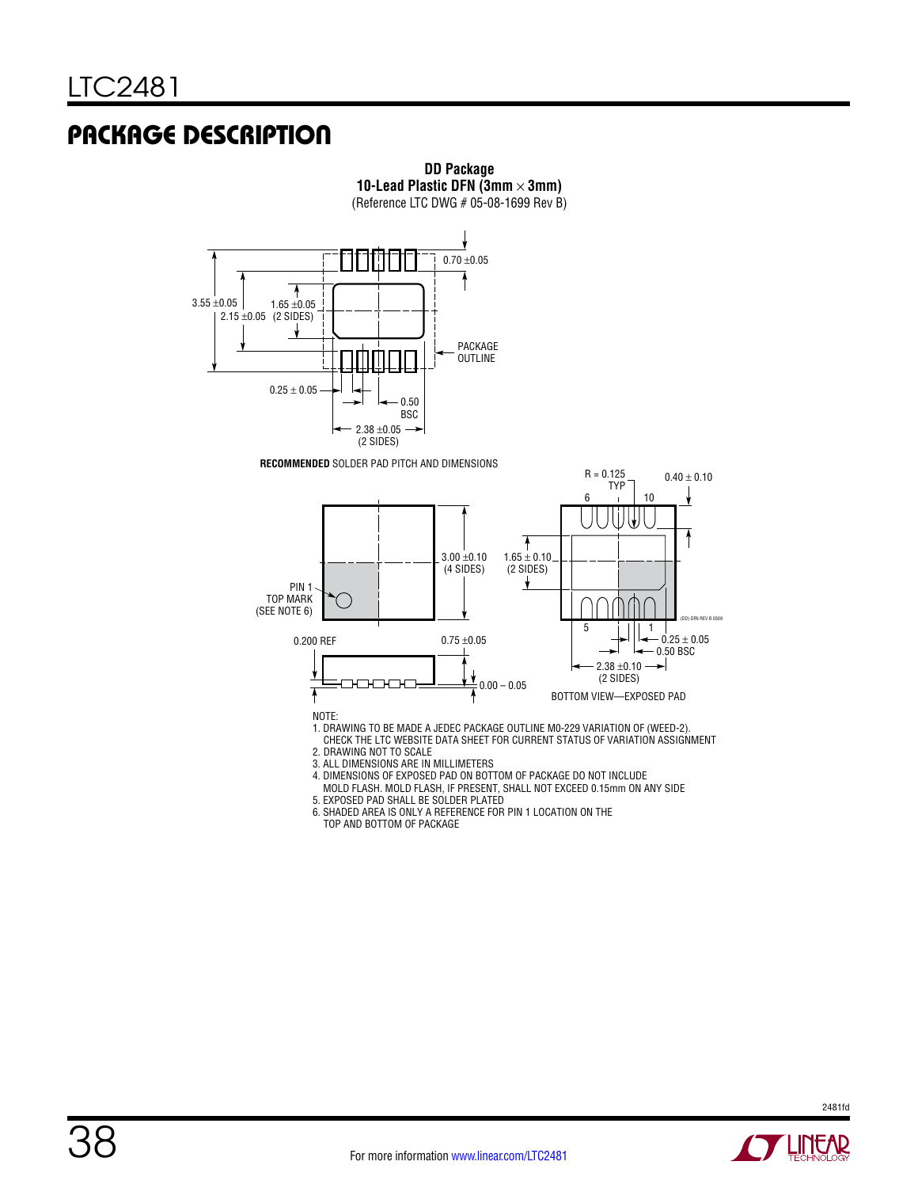## PACKAGE DESCRIPTION

**DD Package**
**10-Lead Plastic DFN (3mm × 3mm)**
(Reference LTC DWG # 05-08-1699 Rev B)

3.55 ±0.05
2.15 ±0.05
1.65 ±0.05 (2 SIDES)
0.70 ±0.05
PACKAGE OUTLINE
0.25 ± 0.05
0.50 BSC
2.38 ±0.05 (2 SIDES)

**RECOMMENDED** SOLDER PAD PITCH AND DIMENSIONS

PIN 1 TOP MARK (SEE NOTE 6)
3.00 ±0.10 (4 SIDES)
1.65 ± 0.10 (2 SIDES)
R = 0.125 TYP
0.40 ± 0.10
6
10
5
1
0.25 ± 0.05
0.50 BSC
2.38 ±0.10 (2 SIDES)
BOTTOM VIEW—EXPOSED PAD
0.200 REF
0.75 ±0.05
0.00 – 0.05
(DD) DFN REV B 0309

NOTE:
1. DRAWING TO BE MADE A JEDEC PACKAGE OUTLINE M0-229 VARIATION OF (WEED-2). CHECK THE LTC WEBSITE DATA SHEET FOR CURRENT STATUS OF VARIATION ASSIGNMENT
2. DRAWING NOT TO SCALE
3. ALL DIMENSIONS ARE IN MILLIMETERS
4. DIMENSIONS OF EXPOSED PAD ON BOTTOM OF PACKAGE DO NOT INCLUDE MOLD FLASH. MOLD FLASH, IF PRESENT, SHALL NOT EXCEED 0.15mm ON ANY SIDE
5. EXPOSED PAD SHALL BE SOLDER PLATED
6. SHADED AREA IS ONLY A REFERENCE FOR PIN 1 LOCATION ON THE TOP AND BOTTOM OF PACKAGE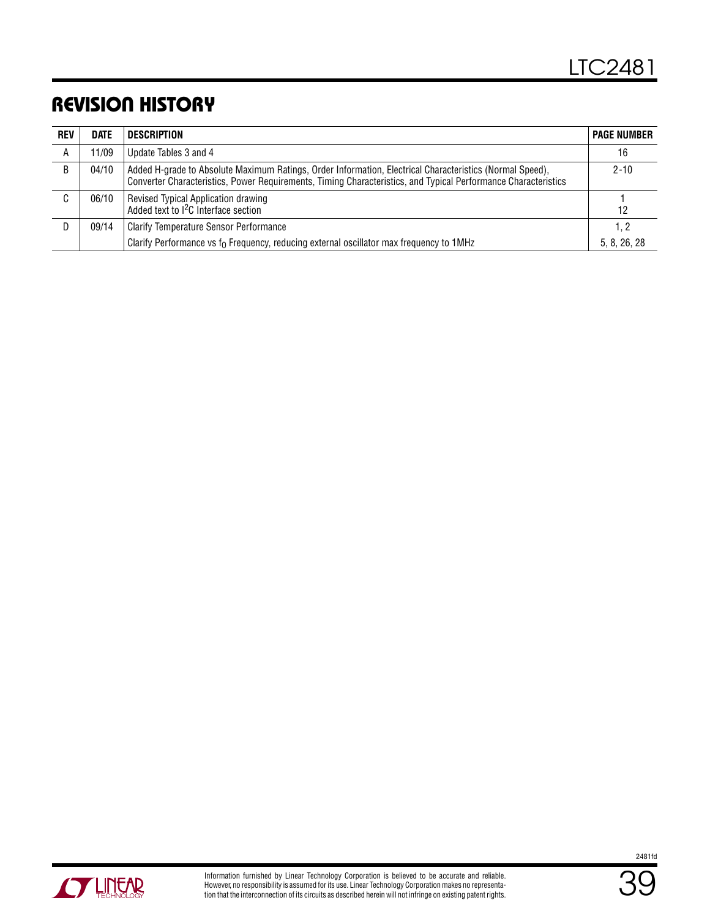## REVISION HISTORY

| REV | DATE | DESCRIPTION | PAGE NUMBER |
|---|---|---|---|
| A | 11/09 | Update Tables 3 and 4 | 16 |
| B | 04/10 | Added H-grade to Absolute Maximum Ratings, Order Information, Electrical Characteristics (Normal Speed), Converter Characteristics, Power Requirements, Timing Characteristics, and Typical Performance Characteristics | 2-10 |
| C | 06/10 | Revised Typical Application drawing<br>Added text to I²C Interface section | 1<br>12 |
| D | 09/14 | Clarify Temperature Sensor Performance | 1, 2 |
| | | Clarify Performance vs $f_O$ Frequency, reducing external oscillator max frequency to 1MHz | 5, 8, 26, 28 |

Information furnished by Linear Technology Corporation is believed to be accurate and reliable. However, no responsibility is assumed for its use. Linear Technology Corporation makes no representation that the interconnection of its circuits as described herein will not infringe on existing patent rights.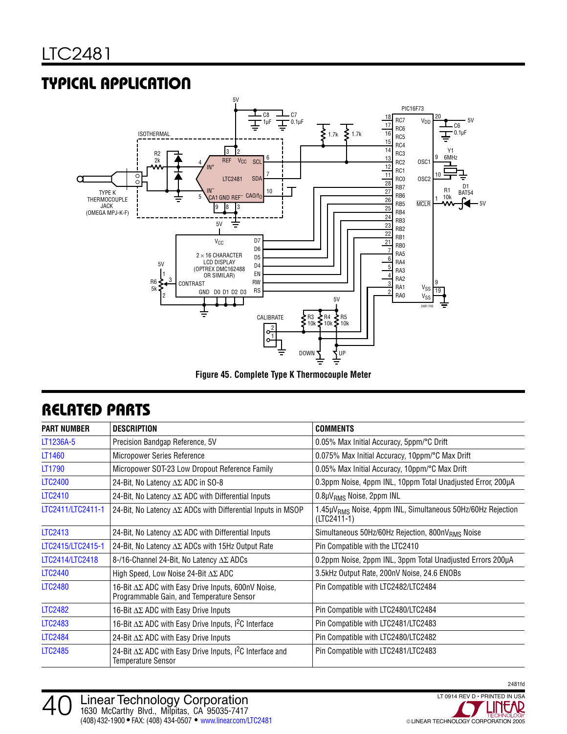## TYPICAL APPLICATION

Figure 45. Complete Type K Thermocouple Meter

## RELATED PARTS

| PART NUMBER | DESCRIPTION | COMMENTS |
|---|---|---|
| LT1236A-5 | Precision Bandgap Reference, 5V | 0.05% Max Initial Accuracy, 5ppm/°C Drift |
| LT1460 | Micropower Series Reference | 0.075% Max Initial Accuracy, 10ppm/°C Max Drift |
| LT1790 | Micropower SOT-23 Low Dropout Reference Family | 0.05% Max Initial Accuracy, 10ppm/°C Max Drift |
| LTC2400 | 24-Bit, No Latency ΔΣ ADC in SO-8 | 0.3ppm Noise, 4ppm INL, 10ppm Total Unadjusted Error, 200μA |
| LTC2410 | 24-Bit, No Latency ΔΣ ADC with Differential Inputs | $0.8\mu V_{RMS}$ Noise, 2ppm INL |
| LTC2411/LTC2411-1 | 24-Bit, No Latency ΔΣ ADCs with Differential Inputs in MSOP | $1.45\mu V_{RMS}$ Noise, 4ppm INL, Simultaneous 50Hz/60Hz Rejection (LTC2411-1) |
| LTC2413 | 24-Bit, No Latency ΔΣ ADC with Differential Inputs | Simultaneous 50Hz/60Hz Rejection, $800nV_{RMS}$ Noise |
| LTC2415/LTC2415-1 | 24-Bit, No Latency ΔΣ ADCs with 15Hz Output Rate | Pin Compatible with the LTC2410 |
| LTC2414/LTC2418 | 8-/16-Channel 24-Bit, No Latency ΔΣ ADCs | 0.2ppm Noise, 2ppm INL, 3ppm Total Unadjusted Errors 200μA |
| LTC2440 | High Speed, Low Noise 24-Bit ΔΣ ADC | 3.5kHz Output Rate, 200nV Noise, 24.6 ENOBs |
| LTC2480 | 16-Bit ΔΣ ADC with Easy Drive Inputs, 600nV Noise, Programmable Gain, and Temperature Sensor | Pin Compatible with LTC2482/LTC2484 |
| LTC2482 | 16-Bit ΔΣ ADC with Easy Drive Inputs | Pin Compatible with LTC2480/LTC2484 |
| LTC2483 | 16-Bit ΔΣ ADC with Easy Drive Inputs, $I^2C$ Interface | Pin Compatible with LTC2481/LTC2483 |
| LTC2484 | 24-Bit ΔΣ ADC with Easy Drive Inputs | Pin Compatible with LTC2480/LTC2482 |
| LTC2485 | 24-Bit ΔΣ ADC with Easy Drive Inputs, $I^2C$ Interface and Temperature Sensor | Pin Compatible with LTC2481/LTC2483 |

Linear Technology Corporation
1630 McCarthy Blvd., Milpitas, CA 95035-7417
(408) 432-1900 • FAX: (408) 434-0507 • www.linear.com/LTC2481

LT 0914 REV D • PRINTED IN USA
© LINEAR TECHNOLOGY CORPORATION 2005